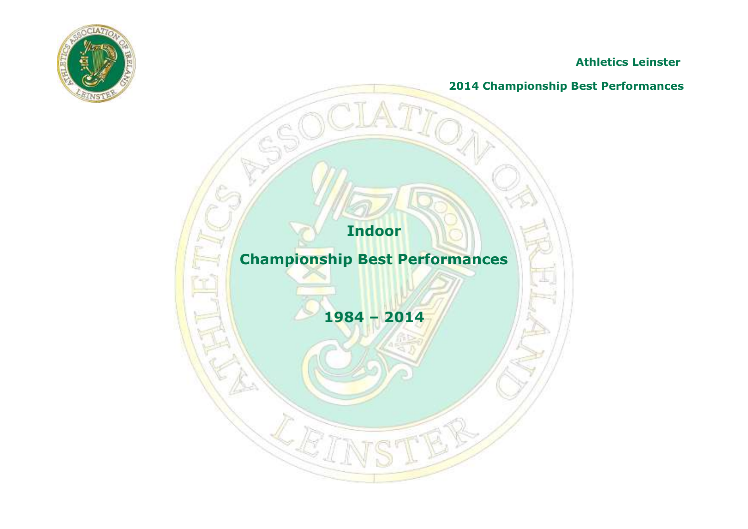**Athletics Leinster**

**2014 Championship Best Performances**

# Indoor

# Championship Best Performances

## 1984 – 2014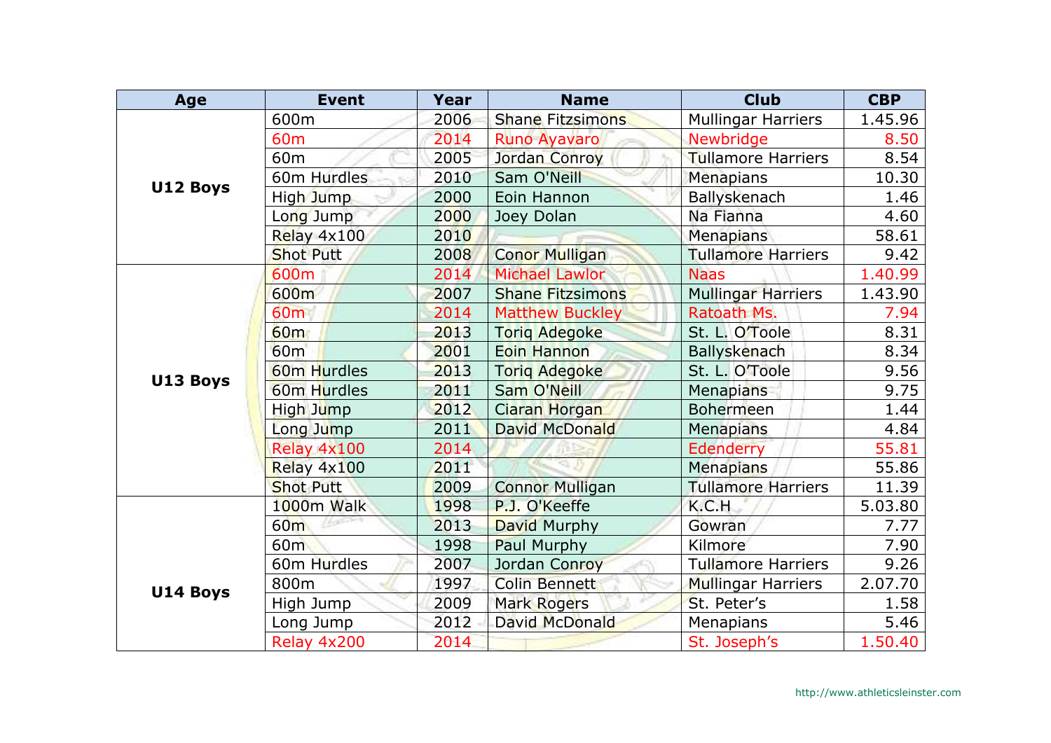| Age | Event | Year | Name | Club | CBP |
|---|---|---|---|---|---|
| U12 Boys | 600m | 2006 | Shane Fitzsimons | Mullingar Harriers | 1.45.96 |
| | 60m | 2014 | Runo Ayavaro | Newbridge | 8.50 |
| | 60m | 2005 | Jordan Conroy | Tullamore Harriers | 8.54 |
| | 60m Hurdles | 2010 | Sam O'Neill | Menapians | 10.30 |
| | High Jump | 2000 | Eoin Hannon | Ballyskenach | 1.46 |
| | Long Jump | 2000 | Joey Dolan | Na Fianna | 4.60 |
| | Relay 4x100 | 2010 | | Menapians | 58.61 |
| | Shot Putt | 2008 | Conor Mulligan | Tullamore Harriers | 9.42 |
| U13 Boys | 600m | 2014 | Michael Lawlor | Naas | 1.40.99 |
| | 600m | 2007 | Shane Fitzsimons | Mullingar Harriers | 1.43.90 |
| | 60m | 2014 | Matthew Buckley | Ratoath Ms. | 7.94 |
| | 60m | 2013 | Toriq Adegoke | St. L. O'Toole | 8.31 |
| | 60m | 2001 | Eoin Hannon | Ballyskenach | 8.34 |
| | 60m Hurdles | 2013 | Toriq Adegoke | St. L. O'Toole | 9.56 |
| | 60m Hurdles | 2011 | Sam O'Neill | Menapians | 9.75 |
| | High Jump | 2012 | Ciaran Horgan | Bohermeen | 1.44 |
| | Long Jump | 2011 | David McDonald | Menapians | 4.84 |
| | Relay 4x100 | 2014 | | Edenderry | 55.81 |
| | Relay 4x100 | 2011 | | Menapians | 55.86 |
| | Shot Putt | 2009 | Connor Mulligan | Tullamore Harriers | 11.39 |
| U14 Boys | 1000m Walk | 1998 | P.J. O'Keeffe | K.C.H | 5.03.80 |
| | 60m | 2013 | David Murphy | Gowran | 7.77 |
| | 60m | 1998 | Paul Murphy | Kilmore | 7.90 |
| | 60m Hurdles | 2007 | Jordan Conroy | Tullamore Harriers | 9.26 |
| | 800m | 1997 | Colin Bennett | Mullingar Harriers | 2.07.70 |
| | High Jump | 2009 | Mark Rogers | St. Peter's | 1.58 |
| | Long Jump | 2012 | David McDonald | Menapians | 5.46 |
| | Relay 4x200 | 2014 | | St. Joseph's | 1.50.40 |

http://www.athleticsleinster.com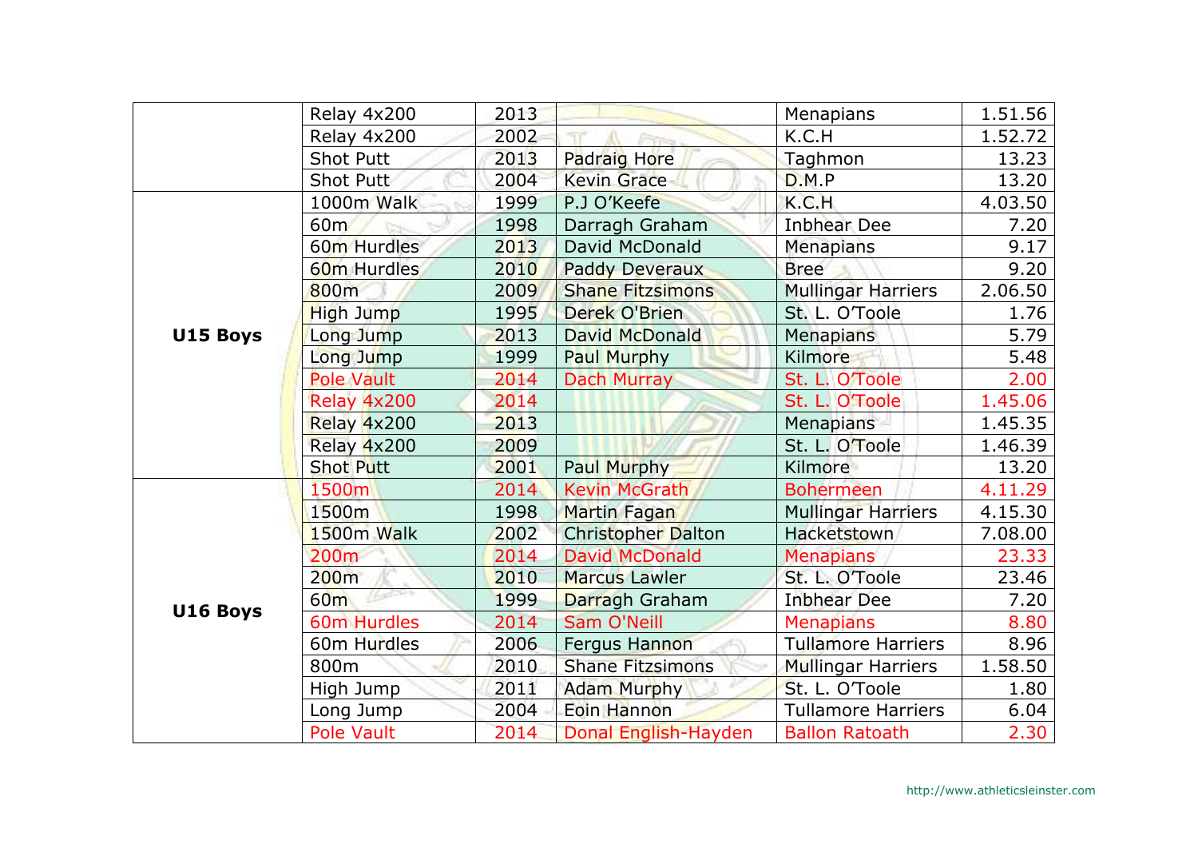| | Event | Year | Name | Club | Result |
|---|---|---|---|---|---|
| | Relay 4x200 | 2013 | | Menapians | 1.51.56 |
| | Relay 4x200 | 2002 | | K.C.H | 1.52.72 |
| | Shot Putt | 2013 | Padraig Hore | Taghmon | 13.23 |
| | Shot Putt | 2004 | Kevin Grace | D.M.P | 13.20 |
| **U15 Boys** | 1000m Walk | 1999 | P.J O'Keefe | K.C.H | 4.03.50 |
| | 60m | 1998 | Darragh Graham | Inbhear Dee | 7.20 |
| | 60m Hurdles | 2013 | David McDonald | Menapians | 9.17 |
| | 60m Hurdles | 2010 | Paddy Deveraux | Bree | 9.20 |
| | 800m | 2009 | Shane Fitzsimons | Mullingar Harriers | 2.06.50 |
| | High Jump | 1995 | Derek O'Brien | St. L. O'Toole | 1.76 |
| | Long Jump | 2013 | David McDonald | Menapians | 5.79 |
| | Long Jump | 1999 | Paul Murphy | Kilmore | 5.48 |
| | Pole Vault | 2014 | Dach Murray | St. L. O'Toole | 2.00 |
| | Relay 4x200 | 2014 | | St. L. O'Toole | 1.45.06 |
| | Relay 4x200 | 2013 | | Menapians | 1.45.35 |
| | Relay 4x200 | 2009 | | St. L. O'Toole | 1.46.39 |
| | Shot Putt | 2001 | Paul Murphy | Kilmore | 13.20 |
| **U16 Boys** | 1500m | 2014 | Kevin McGrath | Bohermeen | 4.11.29 |
| | 1500m | 1998 | Martin Fagan | Mullingar Harriers | 4.15.30 |
| | 1500m Walk | 2002 | Christopher Dalton | Hacketstown | 7.08.00 |
| | 200m | 2014 | David McDonald | Menapians | 23.33 |
| | 200m | 2010 | Marcus Lawler | St. L. O'Toole | 23.46 |
| | 60m | 1999 | Darragh Graham | Inbhear Dee | 7.20 |
| | 60m Hurdles | 2014 | Sam O'Neill | Menapians | 8.80 |
| | 60m Hurdles | 2006 | Fergus Hannon | Tullamore Harriers | 8.96 |
| | 800m | 2010 | Shane Fitzsimons | Mullingar Harriers | 1.58.50 |
| | High Jump | 2011 | Adam Murphy | St. L. O'Toole | 1.80 |
| | Long Jump | 2004 | Eoin Hannon | Tullamore Harriers | 6.04 |
| | Pole Vault | 2014 | Donal English-Hayden | Ballon Ratoath | 2.30 |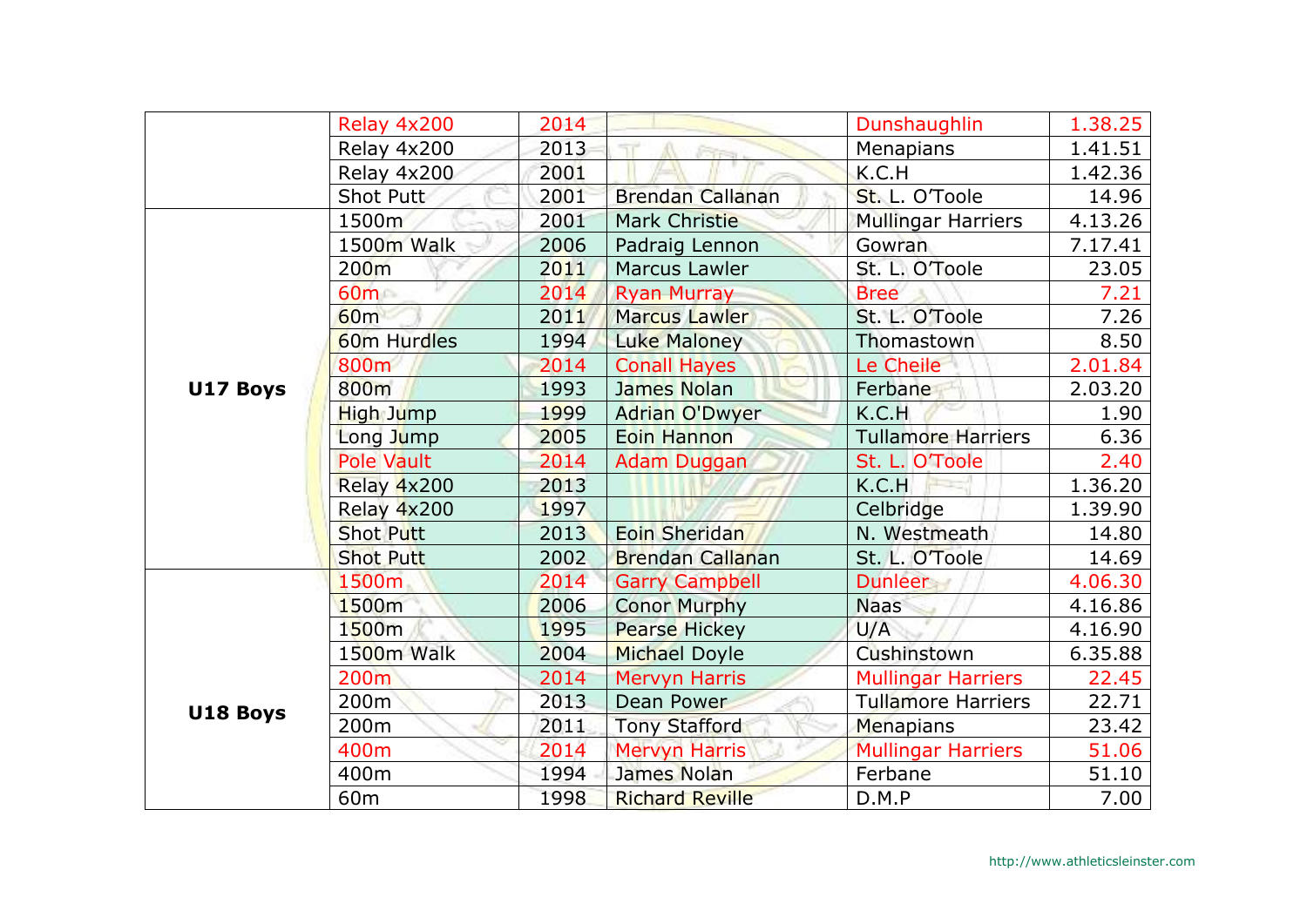| | | | | | |
|---|---|---|---|---|---|
| | Relay 4x200 | 2014 | | Dunshaughlin | 1.38.25 |
| | Relay 4x200 | 2013 | | Menapians | 1.41.51 |
| | Relay 4x200 | 2001 | | K.C.H | 1.42.36 |
| | Shot Putt | 2001 | Brendan Callanan | St. L. O'Toole | 14.96 |
| **U17 Boys** | 1500m | 2001 | Mark Christie | Mullingar Harriers | 4.13.26 |
| | 1500m Walk | 2006 | Padraig Lennon | Gowran | 7.17.41 |
| | 200m | 2011 | Marcus Lawler | St. L. O'Toole | 23.05 |
| | 60m | 2014 | Ryan Murray | Bree | 7.21 |
| | 60m | 2011 | Marcus Lawler | St. L. O'Toole | 7.26 |
| | 60m Hurdles | 1994 | Luke Maloney | Thomastown | 8.50 |
| | 800m | 2014 | Conall Hayes | Le Cheile | 2.01.84 |
| | 800m | 1993 | James Nolan | Ferbane | 2.03.20 |
| | High Jump | 1999 | Adrian O'Dwyer | K.C.H | 1.90 |
| | Long Jump | 2005 | Eoin Hannon | Tullamore Harriers | 6.36 |
| | Pole Vault | 2014 | Adam Duggan | St. L. O'Toole | 2.40 |
| | Relay 4x200 | 2013 | | K.C.H | 1.36.20 |
| | Relay 4x200 | 1997 | | Celbridge | 1.39.90 |
| | Shot Putt | 2013 | Eoin Sheridan | N. Westmeath | 14.80 |
| | Shot Putt | 2002 | Brendan Callanan | St. L. O'Toole | 14.69 |
| **U18 Boys** | 1500m | 2014 | Garry Campbell | Dunleer | 4.06.30 |
| | 1500m | 2006 | Conor Murphy | Naas | 4.16.86 |
| | 1500m | 1995 | Pearse Hickey | U/A | 4.16.90 |
| | 1500m Walk | 2004 | Michael Doyle | Cushinstown | 6.35.88 |
| | 200m | 2014 | Mervyn Harris | Mullingar Harriers | 22.45 |
| | 200m | 2013 | Dean Power | Tullamore Harriers | 22.71 |
| | 200m | 2011 | Tony Stafford | Menapians | 23.42 |
| | 400m | 2014 | Mervyn Harris | Mullingar Harriers | 51.06 |
| | 400m | 1994 | James Nolan | Ferbane | 51.10 |
| | 60m | 1998 | Richard Reville | D.M.P | 7.00 |

http://www.athleticsleinster.com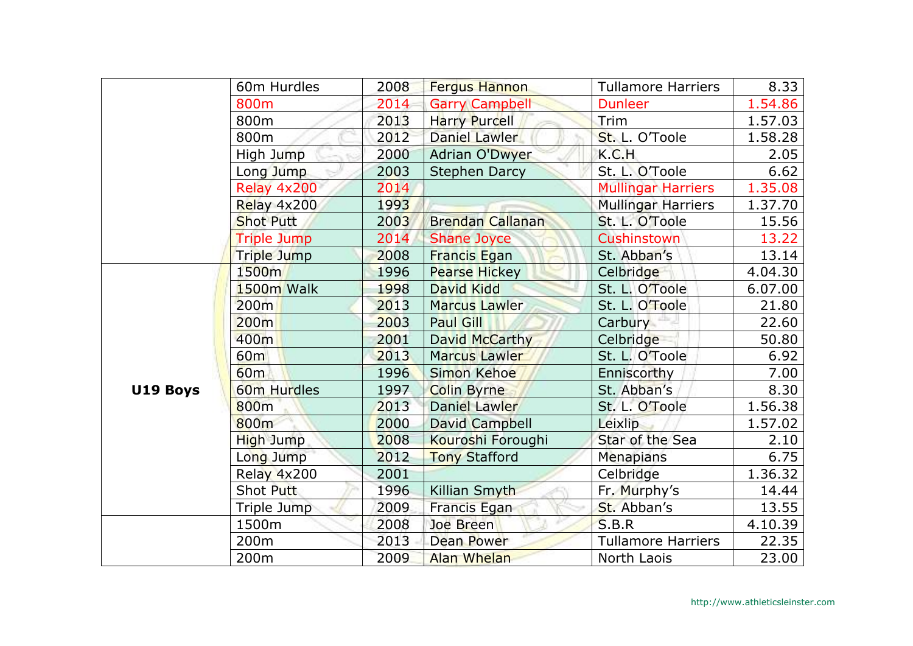| | | | | | |
|---|---|---|---|---|---|
| | 60m Hurdles | 2008 | Fergus Hannon | Tullamore Harriers | 8.33 |
| | 800m | 2014 | Garry Campbell | Dunleer | 1.54.86 |
| | 800m | 2013 | Harry Purcell | Trim | 1.57.03 |
| | 800m | 2012 | Daniel Lawler | St. L. O'Toole | 1.58.28 |
| | High Jump | 2000 | Adrian O'Dwyer | K.C.H | 2.05 |
| | Long Jump | 2003 | Stephen Darcy | St. L. O'Toole | 6.62 |
| | Relay 4x200 | 2014 | | Mullingar Harriers | 1.35.08 |
| | Relay 4x200 | 1993 | | Mullingar Harriers | 1.37.70 |
| | Shot Putt | 2003 | Brendan Callanan | St. L. O'Toole | 15.56 |
| | Triple Jump | 2014 | Shane Joyce | Cushinstown | 13.22 |
| | Triple Jump | 2008 | Francis Egan | St. Abban's | 13.14 |
| **U19 Boys** | 1500m | 1996 | Pearse Hickey | Celbridge | 4.04.30 |
| | 1500m Walk | 1998 | David Kidd | St. L. O'Toole | 6.07.00 |
| | 200m | 2013 | Marcus Lawler | St. L. O'Toole | 21.80 |
| | 200m | 2003 | Paul Gill | Carbury | 22.60 |
| | 400m | 2001 | David McCarthy | Celbridge | 50.80 |
| | 60m | 2013 | Marcus Lawler | St. L. O'Toole | 6.92 |
| | 60m | 1996 | Simon Kehoe | Enniscorthy | 7.00 |
| | 60m Hurdles | 1997 | Colin Byrne | St. Abban's | 8.30 |
| | 800m | 2013 | Daniel Lawler | St. L. O'Toole | 1.56.38 |
| | 800m | 2000 | David Campbell | Leixlip | 1.57.02 |
| | High Jump | 2008 | Kouroshi Foroughi | Star of the Sea | 2.10 |
| | Long Jump | 2012 | Tony Stafford | Menapians | 6.75 |
| | Relay 4x200 | 2001 | | Celbridge | 1.36.32 |
| | Shot Putt | 1996 | Killian Smyth | Fr. Murphy's | 14.44 |
| | Triple Jump | 2009 | Francis Egan | St. Abban's | 13.55 |
| | 1500m | 2008 | Joe Breen | S.B.R | 4.10.39 |
| | 200m | 2013 | Dean Power | Tullamore Harriers | 22.35 |
| | 200m | 2009 | Alan Whelan | North Laois | 23.00 |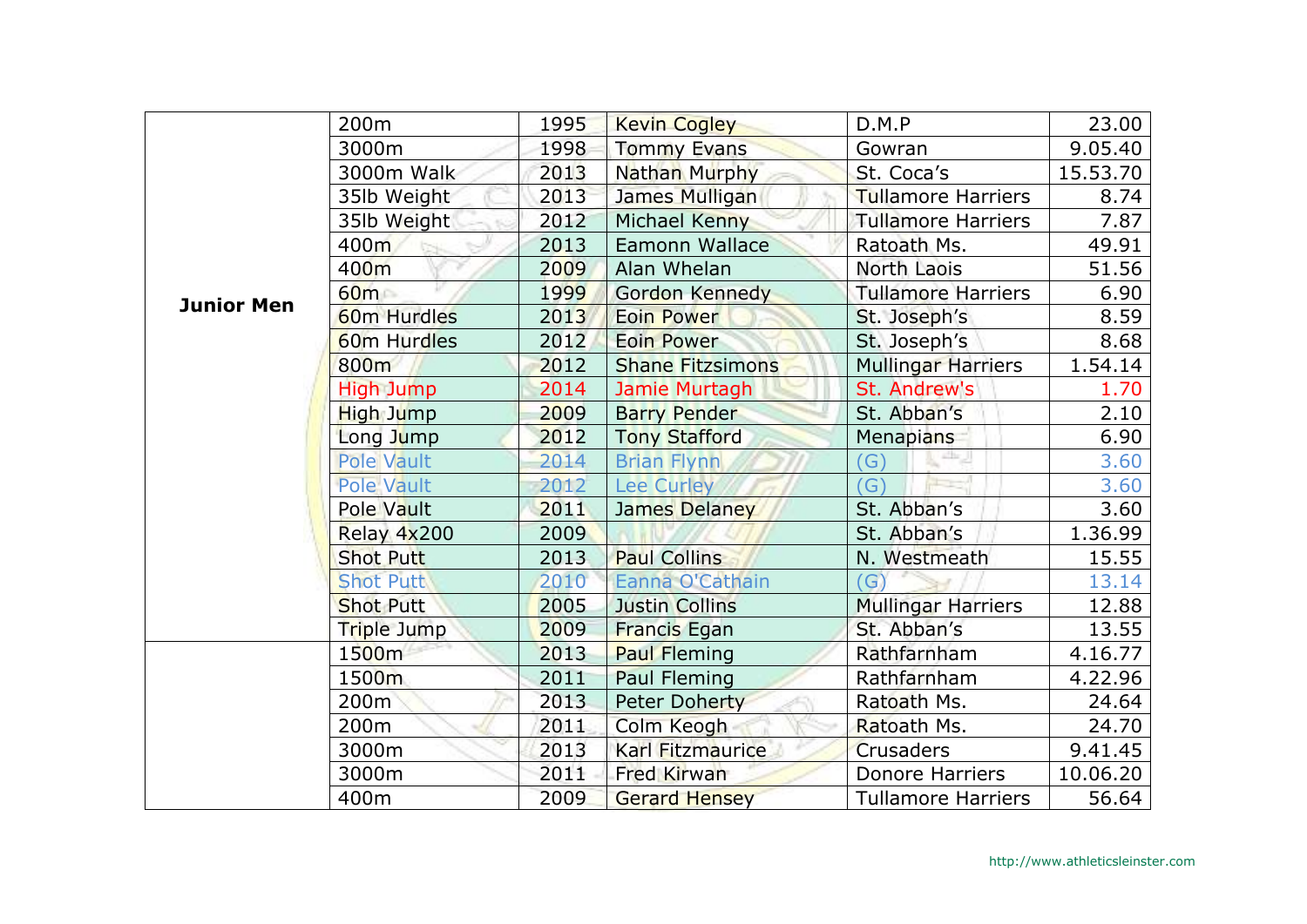| | | | | | |
|---|---|---|---|---|---|
| **Junior Men** | 200m | 1995 | Kevin Cogley | D.M.P | 23.00 |
| | 3000m | 1998 | Tommy Evans | Gowran | 9.05.40 |
| | 3000m Walk | 2013 | Nathan Murphy | St. Coca's | 15.53.70 |
| | 35lb Weight | 2013 | James Mulligan | Tullamore Harriers | 8.74 |
| | 35lb Weight | 2012 | Michael Kenny | Tullamore Harriers | 7.87 |
| | 400m | 2013 | Eamonn Wallace | Ratoath Ms. | 49.91 |
| | 400m | 2009 | Alan Whelan | North Laois | 51.56 |
| | 60m | 1999 | Gordon Kennedy | Tullamore Harriers | 6.90 |
| | 60m Hurdles | 2013 | Eoin Power | St. Joseph's | 8.59 |
| | 60m Hurdles | 2012 | Eoin Power | St. Joseph's | 8.68 |
| | 800m | 2012 | Shane Fitzsimons | Mullingar Harriers | 1.54.14 |
| | High Jump | 2014 | Jamie Murtagh | St. Andrew's | 1.70 |
| | High Jump | 2009 | Barry Pender | St. Abban's | 2.10 |
| | Long Jump | 2012 | Tony Stafford | Menapians | 6.90 |
| | Pole Vault | 2014 | Brian Flynn | (G) | 3.60 |
| | Pole Vault | 2012 | Lee Curley | (G) | 3.60 |
| | Pole Vault | 2011 | James Delaney | St. Abban's | 3.60 |
| | Relay 4x200 | 2009 | | St. Abban's | 1.36.99 |
| | Shot Putt | 2013 | Paul Collins | N. Westmeath | 15.55 |
| | Shot Putt | 2010 | Eanna O'Cathain | (G) | 13.14 |
| | Shot Putt | 2005 | Justin Collins | Mullingar Harriers | 12.88 |
| | Triple Jump | 2009 | Francis Egan | St. Abban's | 13.55 |
| | 1500m | 2013 | Paul Fleming | Rathfarnham | 4.16.77 |
| | 1500m | 2011 | Paul Fleming | Rathfarnham | 4.22.96 |
| | 200m | 2013 | Peter Doherty | Ratoath Ms. | 24.64 |
| | 200m | 2011 | Colm Keogh | Ratoath Ms. | 24.70 |
| | 3000m | 2013 | Karl Fitzmaurice | Crusaders | 9.41.45 |
| | 3000m | 2011 | Fred Kirwan | Donore Harriers | 10.06.20 |
| | 400m | 2009 | Gerard Hensey | Tullamore Harriers | 56.64 |

http://www.athleticsleinster.com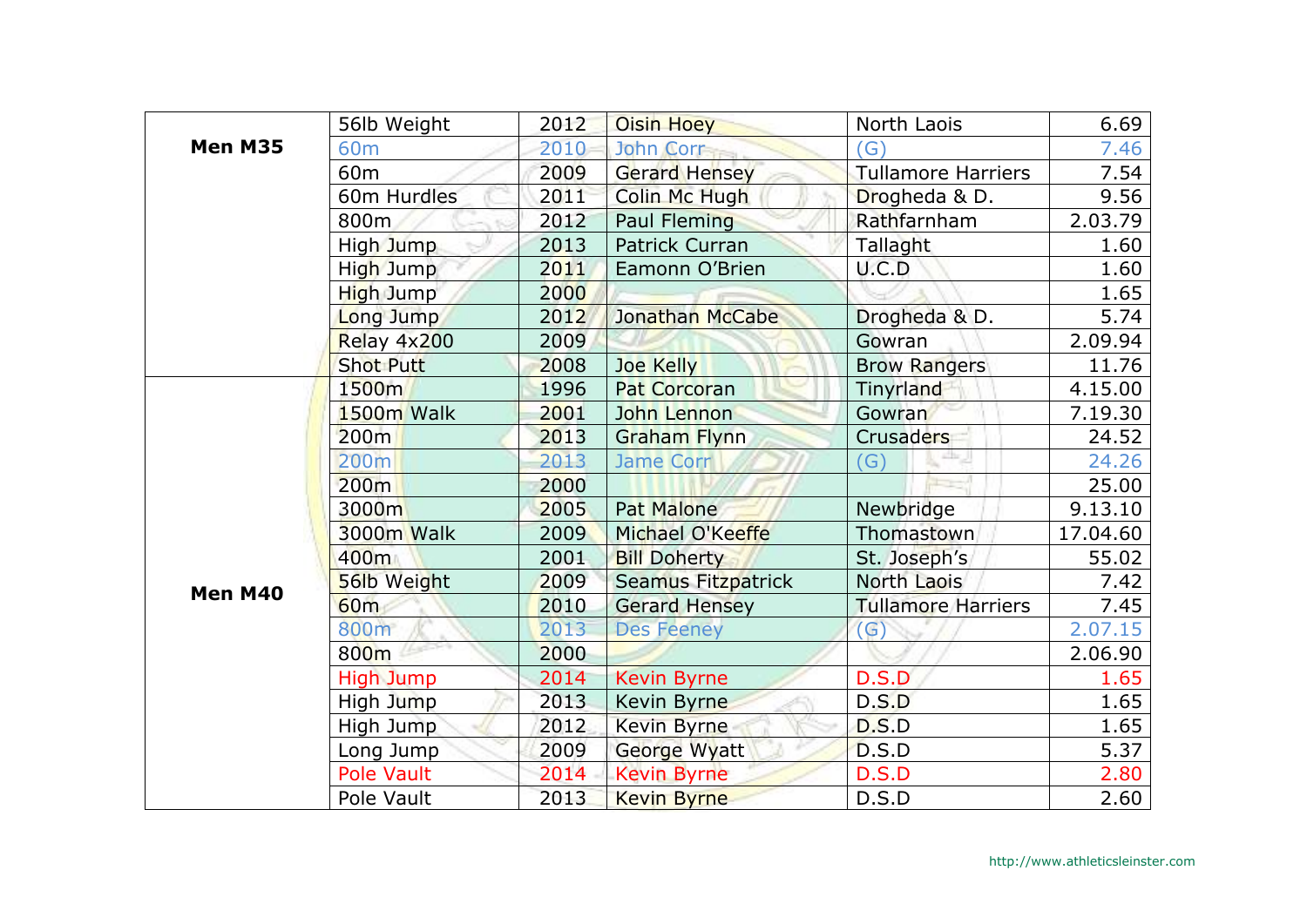| | | | | | |
|---|---|---|---|---|---|
| **Men M35** | 56lb Weight | 2012 | Oisin Hoey | North Laois | 6.69 |
| | 60m | 2010 | John Corr | (G) | 7.46 |
| | 60m | 2009 | Gerard Hensey | Tullamore Harriers | 7.54 |
| | 60m Hurdles | 2011 | Colin Mc Hugh | Drogheda & D. | 9.56 |
| | 800m | 2012 | Paul Fleming | Rathfarnham | 2.03.79 |
| | High Jump | 2013 | Patrick Curran | Tallaght | 1.60 |
| | High Jump | 2011 | Eamonn O'Brien | U.C.D | 1.60 |
| | High Jump | 2000 | | | 1.65 |
| | Long Jump | 2012 | Jonathan McCabe | Drogheda & D. | 5.74 |
| | Relay 4x200 | 2009 | | Gowran | 2.09.94 |
| | Shot Putt | 2008 | Joe Kelly | Brow Rangers | 11.76 |
| **Men M40** | 1500m | 1996 | Pat Corcoran | Tinyrland | 4.15.00 |
| | 1500m Walk | 2001 | John Lennon | Gowran | 7.19.30 |
| | 200m | 2013 | Graham Flynn | Crusaders | 24.52 |
| | 200m | 2013 | Jame Corr | (G) | 24.26 |
| | 200m | 2000 | | | 25.00 |
| | 3000m | 2005 | Pat Malone | Newbridge | 9.13.10 |
| | 3000m Walk | 2009 | Michael O'Keeffe | Thomastown | 17.04.60 |
| | 400m | 2001 | Bill Doherty | St. Joseph's | 55.02 |
| | 56lb Weight | 2009 | Seamus Fitzpatrick | North Laois | 7.42 |
| | 60m | 2010 | Gerard Hensey | Tullamore Harriers | 7.45 |
| | 800m | 2013 | Des Feeney | (G) | 2.07.15 |
| | 800m | 2000 | | | 2.06.90 |
| | High Jump | 2014 | Kevin Byrne | D.S.D | 1.65 |
| | High Jump | 2013 | Kevin Byrne | D.S.D | 1.65 |
| | High Jump | 2012 | Kevin Byrne | D.S.D | 1.65 |
| | Long Jump | 2009 | George Wyatt | D.S.D | 5.37 |
| | Pole Vault | 2014 | Kevin Byrne | D.S.D | 2.80 |
| | Pole Vault | 2013 | Kevin Byrne | D.S.D | 2.60 |

http://www.athleticsleinster.com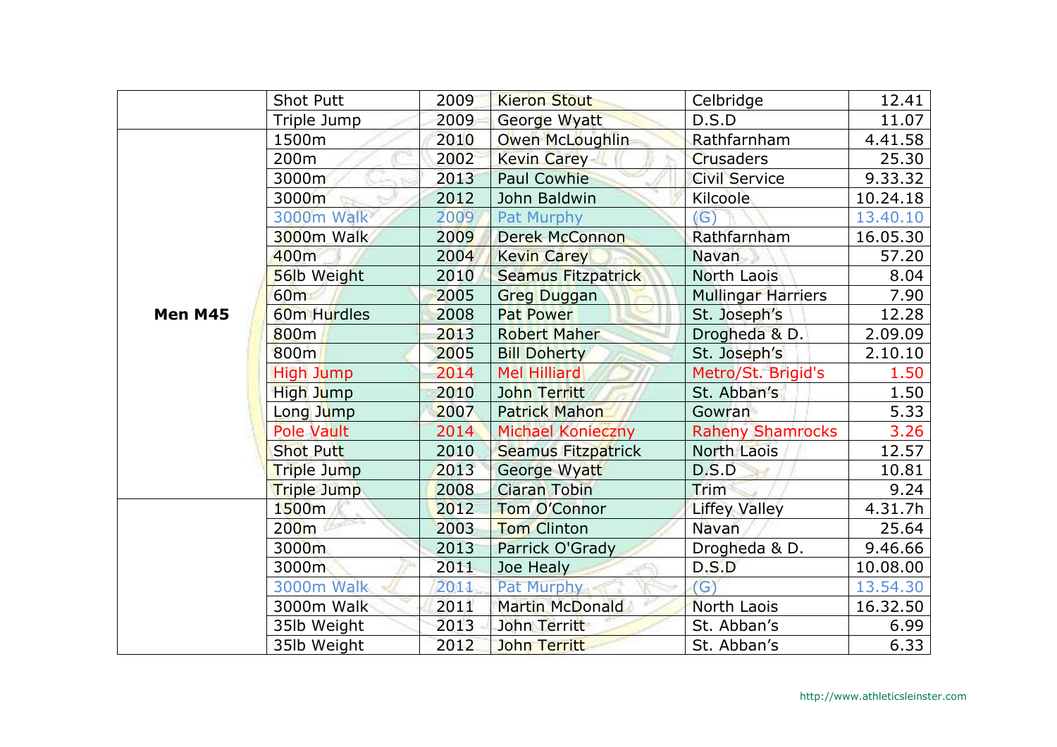| | | | | | |
|---|---|---|---|---|---|
| | Shot Putt | 2009 | Kieron Stout | Celbridge | 12.41 |
| | Triple Jump | 2009 | George Wyatt | D.S.D | 11.07 |
| **Men M45** | 1500m | 2010 | Owen McLoughlin | Rathfarnham | 4.41.58 |
| | 200m | 2002 | Kevin Carey | Crusaders | 25.30 |
| | 3000m | 2013 | Paul Cowhie | Civil Service | 9.33.32 |
| | 3000m | 2012 | John Baldwin | Kilcoole | 10.24.18 |
| | 3000m Walk | 2009 | Pat Murphy | (G) | 13.40.10 |
| | 3000m Walk | 2009 | Derek McConnon | Rathfarnham | 16.05.30 |
| | 400m | 2004 | Kevin Carey | Navan | 57.20 |
| | 56lb Weight | 2010 | Seamus Fitzpatrick | North Laois | 8.04 |
| | 60m | 2005 | Greg Duggan | Mullingar Harriers | 7.90 |
| | 60m Hurdles | 2008 | Pat Power | St. Joseph's | 12.28 |
| | 800m | 2013 | Robert Maher | Drogheda & D. | 2.09.09 |
| | 800m | 2005 | Bill Doherty | St. Joseph's | 2.10.10 |
| | High Jump | 2014 | Mel Hilliard | Metro/St. Brigid's | 1.50 |
| | High Jump | 2010 | John Territt | St. Abban's | 1.50 |
| | Long Jump | 2007 | Patrick Mahon | Gowran | 5.33 |
| | Pole Vault | 2014 | Michael Konieczny | Raheny Shamrocks | 3.26 |
| | Shot Putt | 2010 | Seamus Fitzpatrick | North Laois | 12.57 |
| | Triple Jump | 2013 | George Wyatt | D.S.D | 10.81 |
| | Triple Jump | 2008 | Ciaran Tobin | Trim | 9.24 |
| | 1500m | 2012 | Tom O'Connor | Liffey Valley | 4.31.7h |
| | 200m | 2003 | Tom Clinton | Navan | 25.64 |
| | 3000m | 2013 | Parrick O'Grady | Drogheda & D. | 9.46.66 |
| | 3000m | 2011 | Joe Healy | D.S.D | 10.08.00 |
| | 3000m Walk | 2011 | Pat Murphy | (G) | 13.54.30 |
| | 3000m Walk | 2011 | Martin McDonald | North Laois | 16.32.50 |
| | 35lb Weight | 2013 | John Territt | St. Abban's | 6.99 |
| | 35lb Weight | 2012 | John Territt | St. Abban's | 6.33 |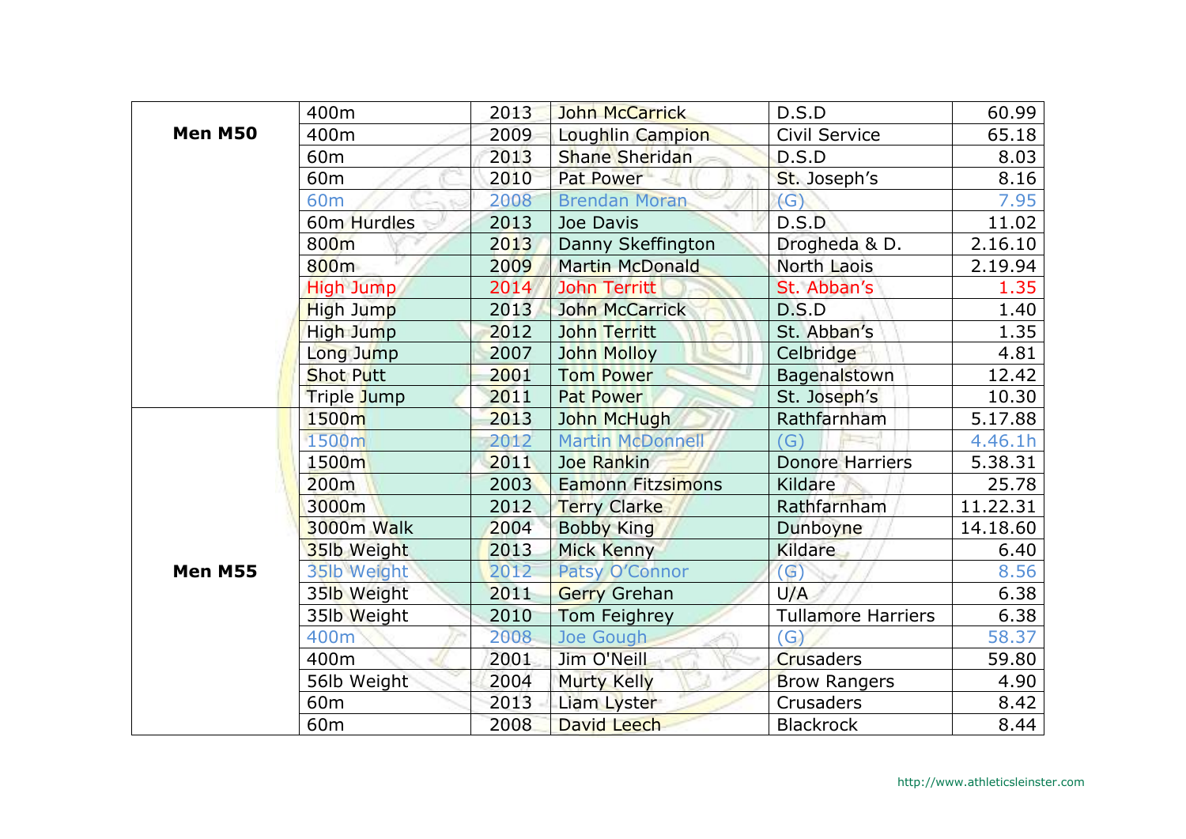| | | | | | |
|---|---|---|---|---|---|
| **Men M50** | 400m | 2013 | John McCarrick | D.S.D | 60.99 |
| | 400m | 2009 | Loughlin Campion | Civil Service | 65.18 |
| | 60m | 2013 | Shane Sheridan | D.S.D | 8.03 |
| | 60m | 2010 | Pat Power | St. Joseph's | 8.16 |
| | 60m | 2008 | Brendan Moran | (G) | 7.95 |
| | 60m Hurdles | 2013 | Joe Davis | D.S.D | 11.02 |
| | 800m | 2013 | Danny Skeffington | Drogheda & D. | 2.16.10 |
| | 800m | 2009 | Martin McDonald | North Laois | 2.19.94 |
| | High Jump | 2014 | John Territt | St. Abban's | 1.35 |
| | High Jump | 2013 | John McCarrick | D.S.D | 1.40 |
| | High Jump | 2012 | John Territt | St. Abban's | 1.35 |
| | Long Jump | 2007 | John Molloy | Celbridge | 4.81 |
| | Shot Putt | 2001 | Tom Power | Bagenalstown | 12.42 |
| | Triple Jump | 2011 | Pat Power | St. Joseph's | 10.30 |
| **Men M55** | 1500m | 2013 | John McHugh | Rathfarnham | 5.17.88 |
| | 1500m | 2012 | Martin McDonnell | (G) | 4.46.1h |
| | 1500m | 2011 | Joe Rankin | Donore Harriers | 5.38.31 |
| | 200m | 2003 | Eamonn Fitzsimons | Kildare | 25.78 |
| | 3000m | 2012 | Terry Clarke | Rathfarnham | 11.22.31 |
| | 3000m Walk | 2004 | Bobby King | Dunboyne | 14.18.60 |
| | 35lb Weight | 2013 | Mick Kenny | Kildare | 6.40 |
| | 35lb Weight | 2012 | Patsy O'Connor | (G) | 8.56 |
| | 35lb Weight | 2011 | Gerry Grehan | U/A | 6.38 |
| | 35lb Weight | 2010 | Tom Feighrey | Tullamore Harriers | 6.38 |
| | 400m | 2008 | Joe Gough | (G) | 58.37 |
| | 400m | 2001 | Jim O'Neill | Crusaders | 59.80 |
| | 56lb Weight | 2004 | Murty Kelly | Brow Rangers | 4.90 |
| | 60m | 2013 | Liam Lyster | Crusaders | 8.42 |
| | 60m | 2008 | David Leech | Blackrock | 8.44 |

http://www.athleticsleinster.com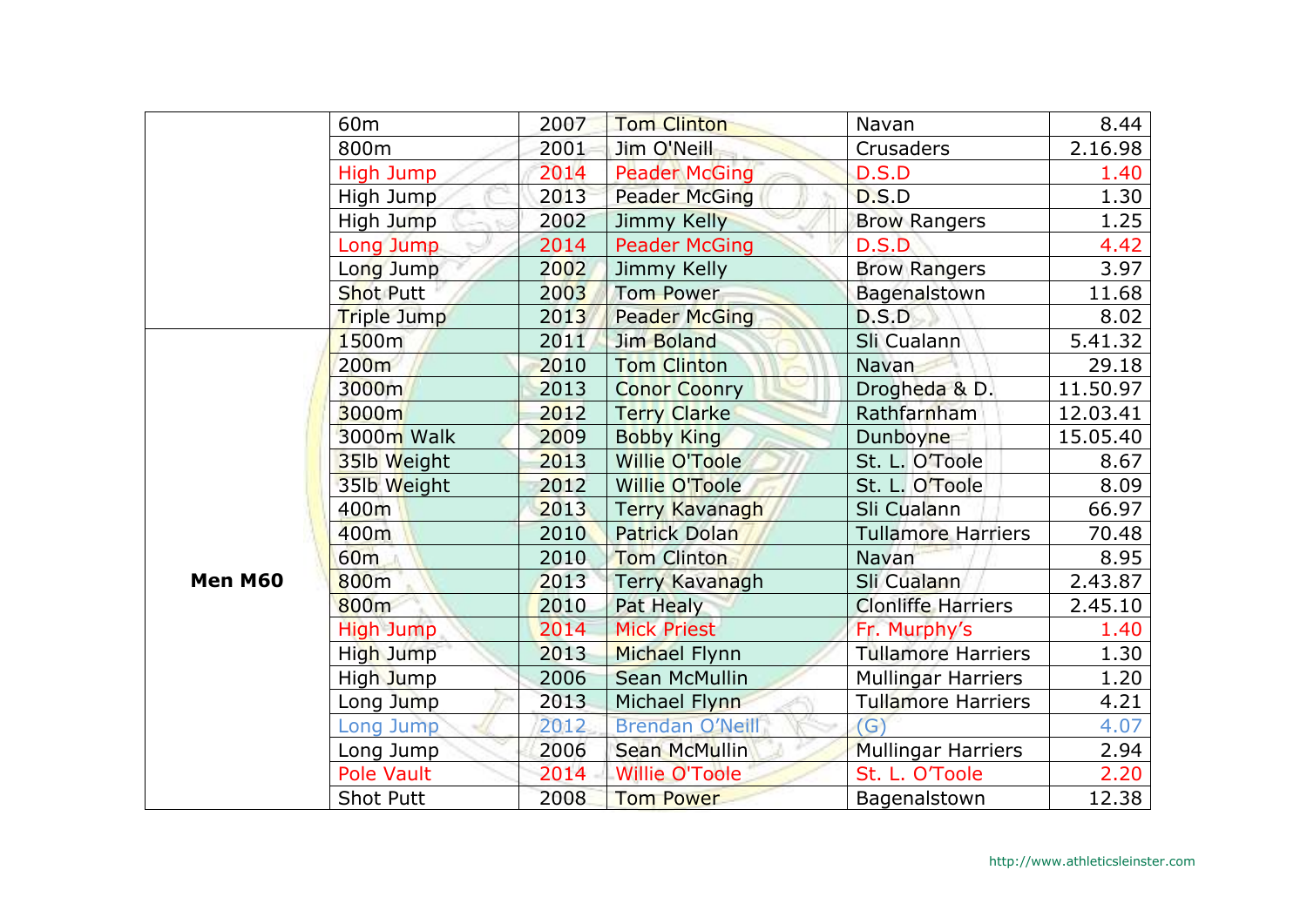| | | | | | |
|---|---|---|---|---|---|
| | 60m | 2007 | Tom Clinton | Navan | 8.44 |
| | 800m | 2001 | Jim O'Neill | Crusaders | 2.16.98 |
| | High Jump | 2014 | Peader McGing | D.S.D | 1.40 |
| | High Jump | 2013 | Peader McGing | D.S.D | 1.30 |
| | High Jump | 2002 | Jimmy Kelly | Brow Rangers | 1.25 |
| | Long Jump | 2014 | Peader McGing | D.S.D | 4.42 |
| | Long Jump | 2002 | Jimmy Kelly | Brow Rangers | 3.97 |
| | Shot Putt | 2003 | Tom Power | Bagenalstown | 11.68 |
| | Triple Jump | 2013 | Peader McGing | D.S.D | 8.02 |
| **Men M60** | 1500m | 2011 | Jim Boland | Sli Cualann | 5.41.32 |
| | 200m | 2010 | Tom Clinton | Navan | 29.18 |
| | 3000m | 2013 | Conor Coonry | Drogheda & D. | 11.50.97 |
| | 3000m | 2012 | Terry Clarke | Rathfarnham | 12.03.41 |
| | 3000m Walk | 2009 | Bobby King | Dunboyne | 15.05.40 |
| | 35lb Weight | 2013 | Willie O'Toole | St. L. O'Toole | 8.67 |
| | 35lb Weight | 2012 | Willie O'Toole | St. L. O'Toole | 8.09 |
| | 400m | 2013 | Terry Kavanagh | Sli Cualann | 66.97 |
| | 400m | 2010 | Patrick Dolan | Tullamore Harriers | 70.48 |
| | 60m | 2010 | Tom Clinton | Navan | 8.95 |
| | 800m | 2013 | Terry Kavanagh | Sli Cualann | 2.43.87 |
| | 800m | 2010 | Pat Healy | Clonliffe Harriers | 2.45.10 |
| | High Jump | 2014 | Mick Priest | Fr. Murphy's | 1.40 |
| | High Jump | 2013 | Michael Flynn | Tullamore Harriers | 1.30 |
| | High Jump | 2006 | Sean McMullin | Mullingar Harriers | 1.20 |
| | Long Jump | 2013 | Michael Flynn | Tullamore Harriers | 4.21 |
| | Long Jump | 2012 | Brendan O'Neill | (G) | 4.07 |
| | Long Jump | 2006 | Sean McMullin | Mullingar Harriers | 2.94 |
| | Pole Vault | 2014 | Willie O'Toole | St. L. O'Toole | 2.20 |
| | Shot Putt | 2008 | Tom Power | Bagenalstown | 12.38 |

http://www.athleticsleinster.com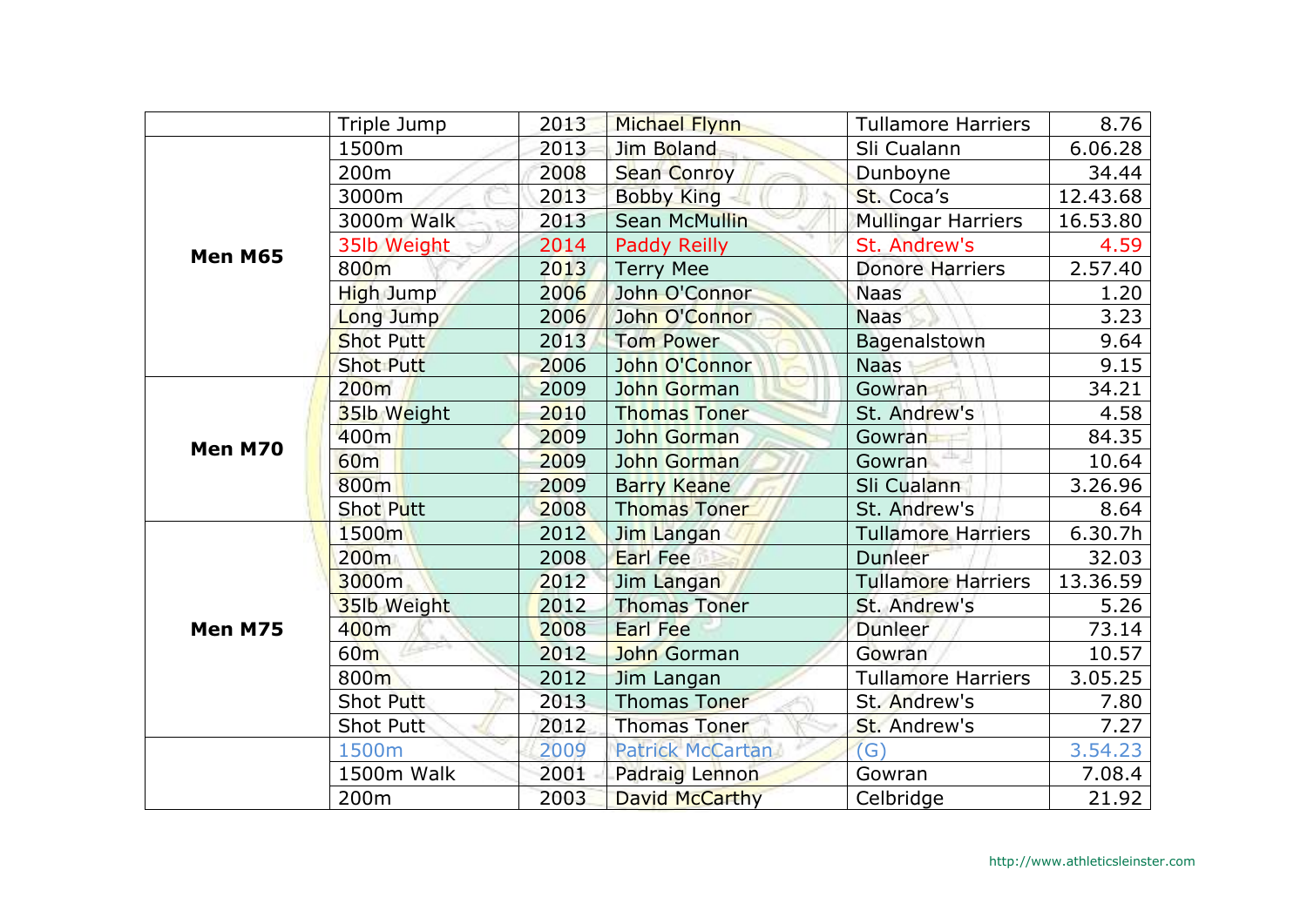| | Triple Jump | 2013 | Michael Flynn | Tullamore Harriers | 8.76 |
|---|---|---|---|---|---|
| **Men M65** | 1500m | 2013 | Jim Boland | Sli Cualann | 6.06.28 |
| | 200m | 2008 | Sean Conroy | Dunboyne | 34.44 |
| | 3000m | 2013 | Bobby King | St. Coca's | 12.43.68 |
| | 3000m Walk | 2013 | Sean McMullin | Mullingar Harriers | 16.53.80 |
| | 35lb Weight | 2014 | Paddy Reilly | St. Andrew's | 4.59 |
| | 800m | 2013 | Terry Mee | Donore Harriers | 2.57.40 |
| | High Jump | 2006 | John O'Connor | Naas | 1.20 |
| | Long Jump | 2006 | John O'Connor | Naas | 3.23 |
| | Shot Putt | 2013 | Tom Power | Bagenalstown | 9.64 |
| | Shot Putt | 2006 | John O'Connor | Naas | 9.15 |
| **Men M70** | 200m | 2009 | John Gorman | Gowran | 34.21 |
| | 35lb Weight | 2010 | Thomas Toner | St. Andrew's | 4.58 |
| | 400m | 2009 | John Gorman | Gowran | 84.35 |
| | 60m | 2009 | John Gorman | Gowran | 10.64 |
| | 800m | 2009 | Barry Keane | Sli Cualann | 3.26.96 |
| | Shot Putt | 2008 | Thomas Toner | St. Andrew's | 8.64 |
| **Men M75** | 1500m | 2012 | Jim Langan | Tullamore Harriers | 6.30.7h |
| | 200m | 2008 | Earl Fee | Dunleer | 32.03 |
| | 3000m | 2012 | Jim Langan | Tullamore Harriers | 13.36.59 |
| | 35lb Weight | 2012 | Thomas Toner | St. Andrew's | 5.26 |
| | 400m | 2008 | Earl Fee | Dunleer | 73.14 |
| | 60m | 2012 | John Gorman | Gowran | 10.57 |
| | 800m | 2012 | Jim Langan | Tullamore Harriers | 3.05.25 |
| | Shot Putt | 2013 | Thomas Toner | St. Andrew's | 7.80 |
| | Shot Putt | 2012 | Thomas Toner | St. Andrew's | 7.27 |
| | 1500m | 2009 | Patrick McCartan | (G) | 3.54.23 |
| | 1500m Walk | 2001 | Padraig Lennon | Gowran | 7.08.4 |
| | 200m | 2003 | David McCarthy | Celbridge | 21.92 |

http://www.athleticsleinster.com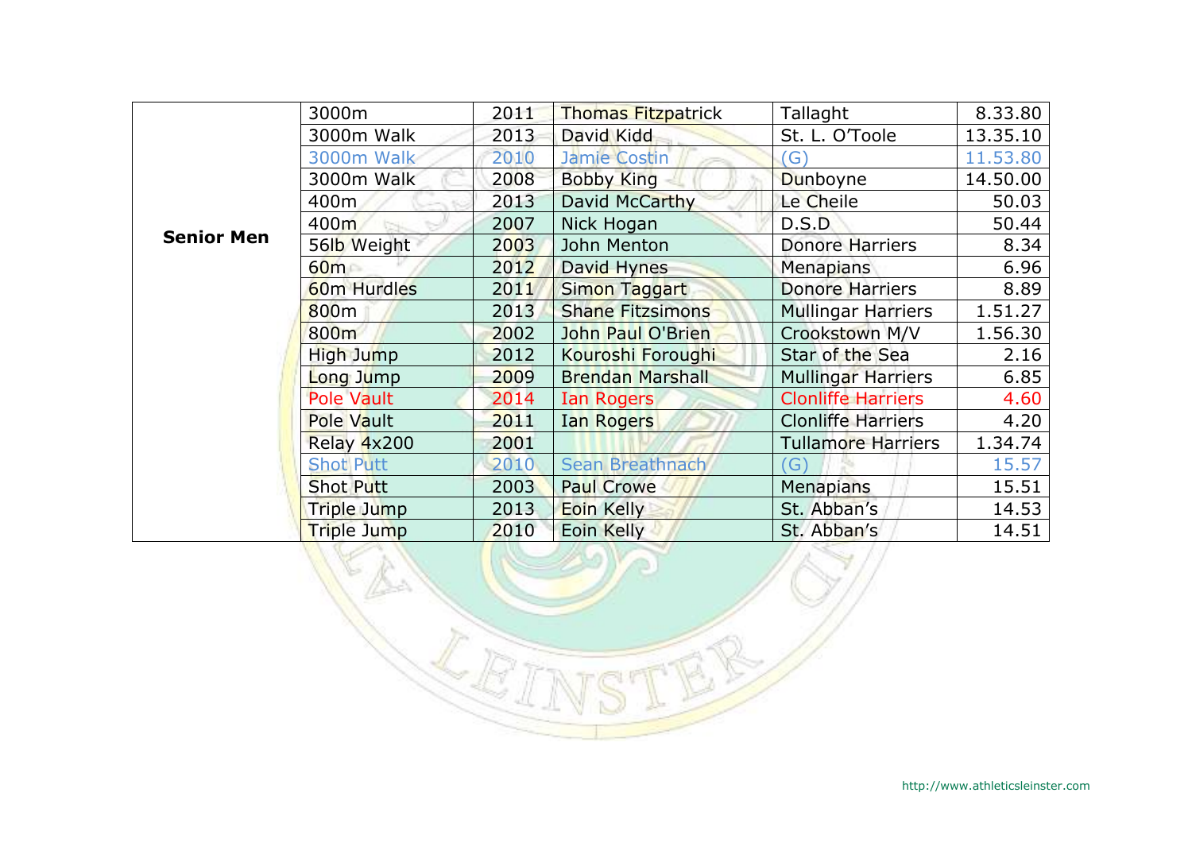| | | | | | |
|---|---|---|---|---|---|
| **Senior Men** | 3000m | 2011 | Thomas Fitzpatrick | Tallaght | 8.33.80 |
| | 3000m Walk | 2013 | David Kidd | St. L. O'Toole | 13.35.10 |
| | 3000m Walk | 2010 | Jamie Costin | (G) | 11.53.80 |
| | 3000m Walk | 2008 | Bobby King | Dunboyne | 14.50.00 |
| | 400m | 2013 | David McCarthy | Le Cheile | 50.03 |
| | 400m | 2007 | Nick Hogan | D.S.D | 50.44 |
| | 56lb Weight | 2003 | John Menton | Donore Harriers | 8.34 |
| | 60m | 2012 | David Hynes | Menapians | 6.96 |
| | 60m Hurdles | 2011 | Simon Taggart | Donore Harriers | 8.89 |
| | 800m | 2013 | Shane Fitzsimons | Mullingar Harriers | 1.51.27 |
| | 800m | 2002 | John Paul O'Brien | Crookstown M/V | 1.56.30 |
| | High Jump | 2012 | Kouroshi Foroughi | Star of the Sea | 2.16 |
| | Long Jump | 2009 | Brendan Marshall | Mullingar Harriers | 6.85 |
| | Pole Vault | 2014 | Ian Rogers | Clonliffe Harriers | 4.60 |
| | Pole Vault | 2011 | Ian Rogers | Clonliffe Harriers | 4.20 |
| | Relay 4x200 | 2001 | | Tullamore Harriers | 1.34.74 |
| | Shot Putt | 2010 | Sean Breathnach | (G) | 15.57 |
| | Shot Putt | 2003 | Paul Crowe | Menapians | 15.51 |
| | Triple Jump | 2013 | Eoin Kelly | St. Abban's | 14.53 |
| | Triple Jump | 2010 | Eoin Kelly | St. Abban's | 14.51 |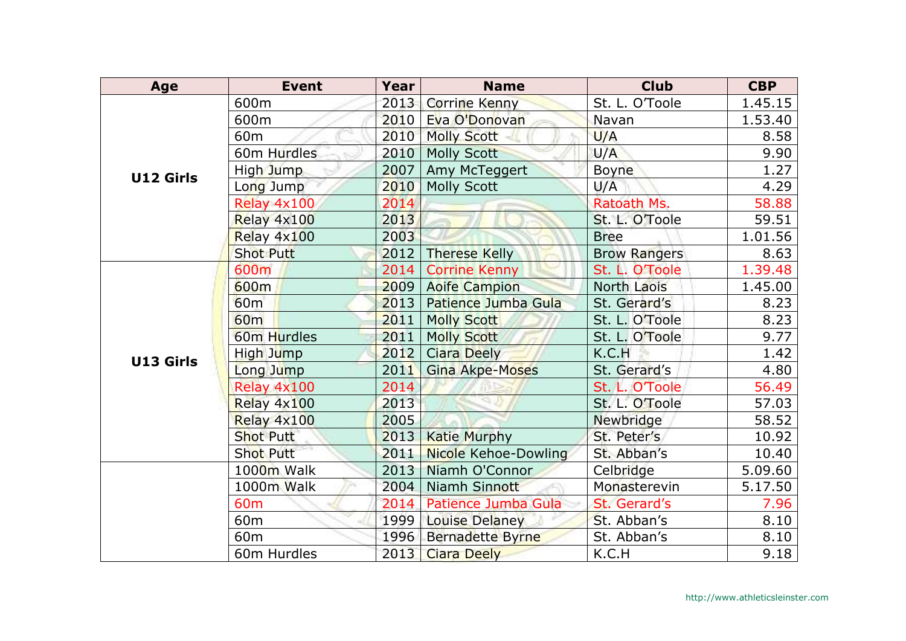| Age | Event | Year | Name | Club | CBP |
|---|---|---|---|---|---|
| U12 Girls | 600m | 2013 | Corrine Kenny | St. L. O'Toole | 1.45.15 |
| | 600m | 2010 | Eva O'Donovan | Navan | 1.53.40 |
| | 60m | 2010 | Molly Scott | U/A | 8.58 |
| | 60m Hurdles | 2010 | Molly Scott | U/A | 9.90 |
| | High Jump | 2007 | Amy McTeggert | Boyne | 1.27 |
| | Long Jump | 2010 | Molly Scott | U/A | 4.29 |
| | Relay 4x100 | 2014 | | Ratoath Ms. | 58.88 |
| | Relay 4x100 | 2013 | | St. L. O'Toole | 59.51 |
| | Relay 4x100 | 2003 | | Bree | 1.01.56 |
| | Shot Putt | 2012 | Therese Kelly | Brow Rangers | 8.63 |
| U13 Girls | 600m | 2014 | Corrine Kenny | St. L. O'Toole | 1.39.48 |
| | 600m | 2009 | Aoife Campion | North Laois | 1.45.00 |
| | 60m | 2013 | Patience Jumba Gula | St. Gerard's | 8.23 |
| | 60m | 2011 | Molly Scott | St. L. O'Toole | 8.23 |
| | 60m Hurdles | 2011 | Molly Scott | St. L. O'Toole | 9.77 |
| | High Jump | 2012 | Ciara Deely | K.C.H | 1.42 |
| | Long Jump | 2011 | Gina Akpe-Moses | St. Gerard's | 4.80 |
| | Relay 4x100 | 2014 | | St. L. O'Toole | 56.49 |
| | Relay 4x100 | 2013 | | St. L. O'Toole | 57.03 |
| | Relay 4x100 | 2005 | | Newbridge | 58.52 |
| | Shot Putt | 2013 | Katie Murphy | St. Peter's | 10.92 |
| | Shot Putt | 2011 | Nicole Kehoe-Dowling | St. Abban's | 10.40 |
| | 1000m Walk | 2013 | Niamh O'Connor | Celbridge | 5.09.60 |
| | 1000m Walk | 2004 | Niamh Sinnott | Monasterevin | 5.17.50 |
| | 60m | 2014 | Patience Jumba Gula | St. Gerard's | 7.96 |
| | 60m | 1999 | Louise Delaney | St. Abban's | 8.10 |
| | 60m | 1996 | Bernadette Byrne | St. Abban's | 8.10 |
| | 60m Hurdles | 2013 | Ciara Deely | K.C.H | 9.18 |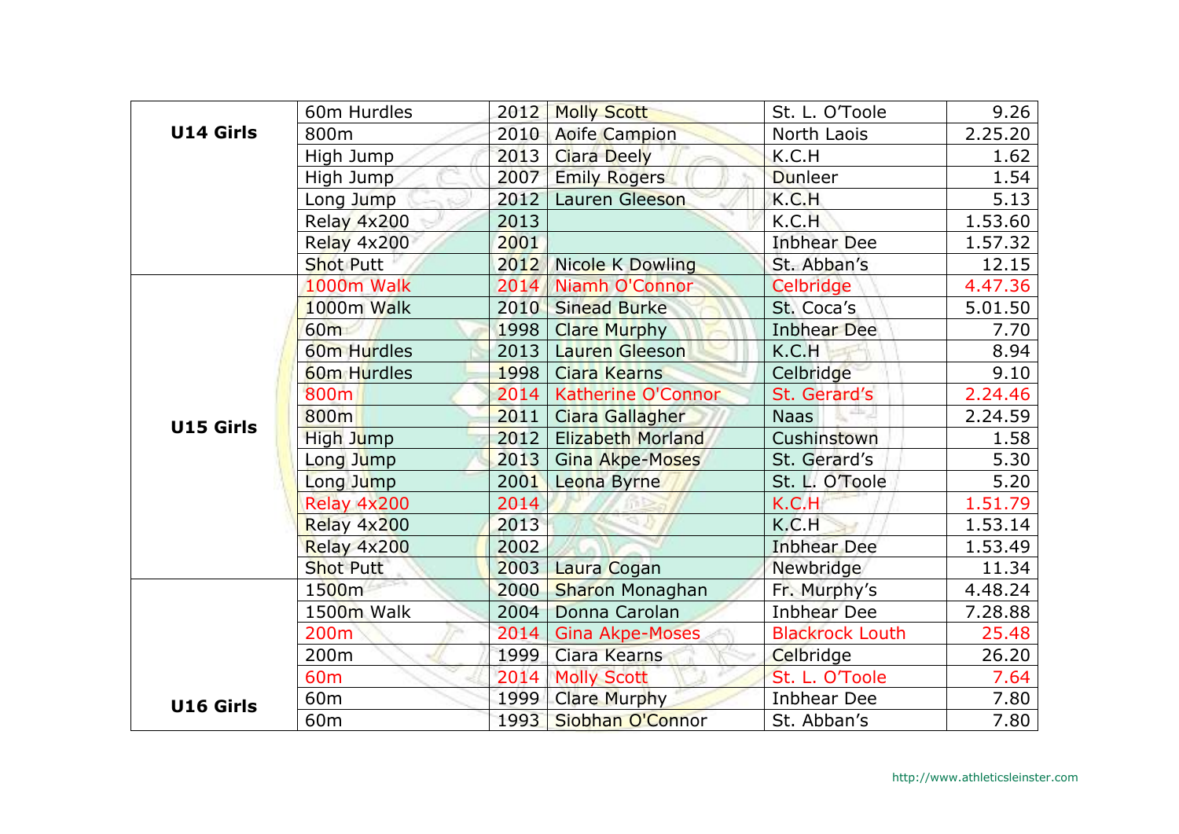| | | | | | |
|---|---|---|---|---|---|
| **U14 Girls** | 60m Hurdles | 2012 | Molly Scott | St. L. O'Toole | 9.26 |
| | 800m | 2010 | Aoife Campion | North Laois | 2.25.20 |
| | High Jump | 2013 | Ciara Deely | K.C.H | 1.62 |
| | High Jump | 2007 | Emily Rogers | Dunleer | 1.54 |
| | Long Jump | 2012 | Lauren Gleeson | K.C.H | 5.13 |
| | Relay 4x200 | 2013 | | K.C.H | 1.53.60 |
| | Relay 4x200 | 2001 | | Inbhear Dee | 1.57.32 |
| | Shot Putt | 2012 | Nicole K Dowling | St. Abban's | 12.15 |
| **U15 Girls** | 1000m Walk | 2014 | Niamh O'Connor | Celbridge | 4.47.36 |
| | 1000m Walk | 2010 | Sinead Burke | St. Coca's | 5.01.50 |
| | 60m | 1998 | Clare Murphy | Inbhear Dee | 7.70 |
| | 60m Hurdles | 2013 | Lauren Gleeson | K.C.H | 8.94 |
| | 60m Hurdles | 1998 | Ciara Kearns | Celbridge | 9.10 |
| | 800m | 2014 | Katherine O'Connor | St. Gerard's | 2.24.46 |
| | 800m | 2011 | Ciara Gallagher | Naas | 2.24.59 |
| | High Jump | 2012 | Elizabeth Morland | Cushinstown | 1.58 |
| | Long Jump | 2013 | Gina Akpe-Moses | St. Gerard's | 5.30 |
| | Long Jump | 2001 | Leona Byrne | St. L. O'Toole | 5.20 |
| | Relay 4x200 | 2014 | | K.C.H | 1.51.79 |
| | Relay 4x200 | 2013 | | K.C.H | 1.53.14 |
| | Relay 4x200 | 2002 | | Inbhear Dee | 1.53.49 |
| | Shot Putt | 2003 | Laura Cogan | Newbridge | 11.34 |
| **U16 Girls** | 1500m | 2000 | Sharon Monaghan | Fr. Murphy's | 4.48.24 |
| | 1500m Walk | 2004 | Donna Carolan | Inbhear Dee | 7.28.88 |
| | 200m | 2014 | Gina Akpe-Moses | Blackrock Louth | 25.48 |
| | 200m | 1999 | Ciara Kearns | Celbridge | 26.20 |
| | 60m | 2014 | Molly Scott | St. L. O'Toole | 7.64 |
| | 60m | 1999 | Clare Murphy | Inbhear Dee | 7.80 |
| | 60m | 1993 | Siobhan O'Connor | St. Abban's | 7.80 |

http://www.athleticsleinster.com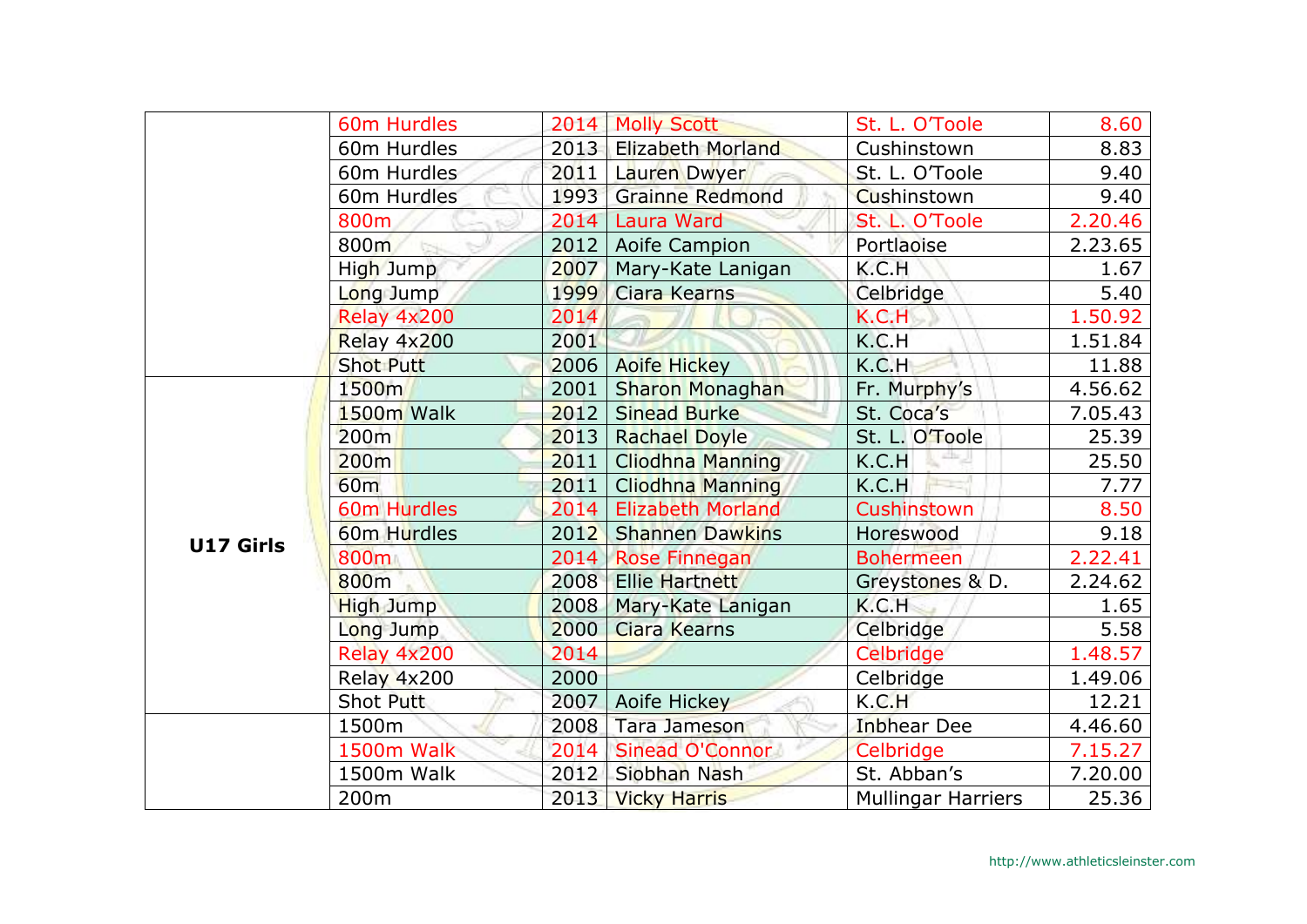| | | | | | |
|---|---|---|---|---|---|
| | 60m Hurdles | 2014 | Molly Scott | St. L. O'Toole | 8.60 |
| | 60m Hurdles | 2013 | Elizabeth Morland | Cushinstown | 8.83 |
| | 60m Hurdles | 2011 | Lauren Dwyer | St. L. O'Toole | 9.40 |
| | 60m Hurdles | 1993 | Grainne Redmond | Cushinstown | 9.40 |
| | 800m | 2014 | Laura Ward | St. L. O'Toole | 2.20.46 |
| | 800m | 2012 | Aoife Campion | Portlaoise | 2.23.65 |
| | High Jump | 2007 | Mary-Kate Lanigan | K.C.H | 1.67 |
| | Long Jump | 1999 | Ciara Kearns | Celbridge | 5.40 |
| | Relay 4x200 | 2014 | | K.C.H | 1.50.92 |
| | Relay 4x200 | 2001 | | K.C.H | 1.51.84 |
| | Shot Putt | 2006 | Aoife Hickey | K.C.H | 11.88 |
| **U17 Girls** | 1500m | 2001 | Sharon Monaghan | Fr. Murphy's | 4.56.62 |
| | 1500m Walk | 2012 | Sinead Burke | St. Coca's | 7.05.43 |
| | 200m | 2013 | Rachael Doyle | St. L. O'Toole | 25.39 |
| | 200m | 2011 | Cliodhna Manning | K.C.H | 25.50 |
| | 60m | 2011 | Cliodhna Manning | K.C.H | 7.77 |
| | 60m Hurdles | 2014 | Elizabeth Morland | Cushinstown | 8.50 |
| | 60m Hurdles | 2012 | Shannen Dawkins | Horeswood | 9.18 |
| | 800m | 2014 | Rose Finnegan | Bohermeen | 2.22.41 |
| | 800m | 2008 | Ellie Hartnett | Greystones & D. | 2.24.62 |
| | High Jump | 2008 | Mary-Kate Lanigan | K.C.H | 1.65 |
| | Long Jump | 2000 | Ciara Kearns | Celbridge | 5.58 |
| | Relay 4x200 | 2014 | | Celbridge | 1.48.57 |
| | Relay 4x200 | 2000 | | Celbridge | 1.49.06 |
| | Shot Putt | 2007 | Aoife Hickey | K.C.H | 12.21 |
| | 1500m | 2008 | Tara Jameson | Inbhear Dee | 4.46.60 |
| | 1500m Walk | 2014 | Sinead O'Connor | Celbridge | 7.15.27 |
| | 1500m Walk | 2012 | Siobhan Nash | St. Abban's | 7.20.00 |
| | 200m | 2013 | Vicky Harris | Mullingar Harriers | 25.36 |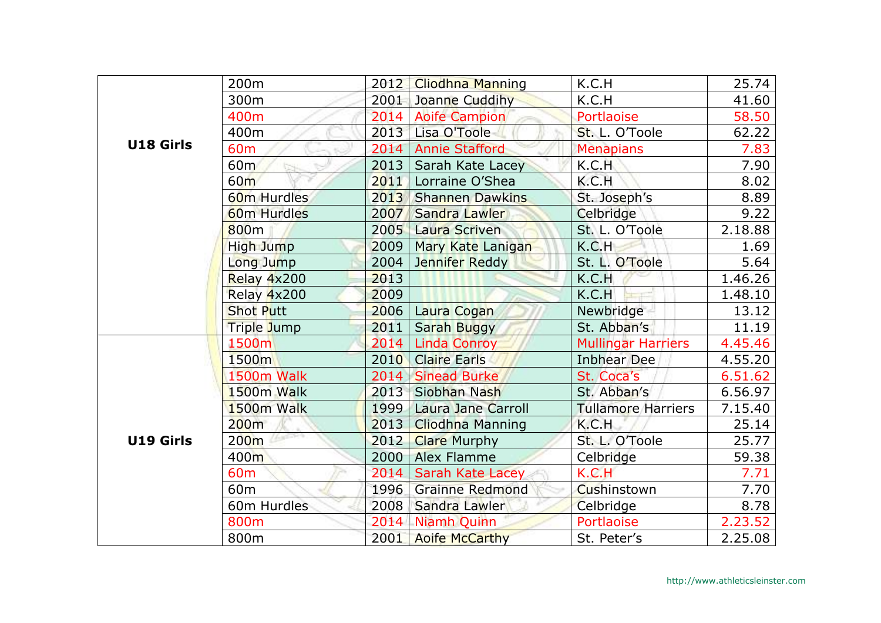| | | | | | |
|---|---|---|---|---|---|
| **U18 Girls** | 200m | 2012 | Cliodhna Manning | K.C.H | 25.74 |
| | 300m | 2001 | Joanne Cuddihy | K.C.H | 41.60 |
| | 400m | 2014 | Aoife Campion | Portlaoise | 58.50 |
| | 400m | 2013 | Lisa O'Toole | St. L. O'Toole | 62.22 |
| | 60m | 2014 | Annie Stafford | Menapians | 7.83 |
| | 60m | 2013 | Sarah Kate Lacey | K.C.H | 7.90 |
| | 60m | 2011 | Lorraine O'Shea | K.C.H | 8.02 |
| | 60m Hurdles | 2013 | Shannen Dawkins | St. Joseph's | 8.89 |
| | 60m Hurdles | 2007 | Sandra Lawler | Celbridge | 9.22 |
| | 800m | 2005 | Laura Scriven | St. L. O'Toole | 2.18.88 |
| | High Jump | 2009 | Mary Kate Lanigan | K.C.H | 1.69 |
| | Long Jump | 2004 | Jennifer Reddy | St. L. O'Toole | 5.64 |
| | Relay 4x200 | 2013 | | K.C.H | 1.46.26 |
| | Relay 4x200 | 2009 | | K.C.H | 1.48.10 |
| | Shot Putt | 2006 | Laura Cogan | Newbridge | 13.12 |
| | Triple Jump | 2011 | Sarah Buggy | St. Abban's | 11.19 |
| **U19 Girls** | 1500m | 2014 | Linda Conroy | Mullingar Harriers | 4.45.46 |
| | 1500m | 2010 | Claire Earls | Inbhear Dee | 4.55.20 |
| | 1500m Walk | 2014 | Sinead Burke | St. Coca's | 6.51.62 |
| | 1500m Walk | 2013 | Siobhan Nash | St. Abban's | 6.56.97 |
| | 1500m Walk | 1999 | Laura Jane Carroll | Tullamore Harriers | 7.15.40 |
| | 200m | 2013 | Cliodhna Manning | K.C.H | 25.14 |
| | 200m | 2012 | Clare Murphy | St. L. O'Toole | 25.77 |
| | 400m | 2000 | Alex Flamme | Celbridge | 59.38 |
| | 60m | 2014 | Sarah Kate Lacey | K.C.H | 7.71 |
| | 60m | 1996 | Grainne Redmond | Cushinstown | 7.70 |
| | 60m Hurdles | 2008 | Sandra Lawler | Celbridge | 8.78 |
| | 800m | 2014 | Niamh Quinn | Portlaoise | 2.23.52 |
| | 800m | 2001 | Aoife McCarthy | St. Peter's | 2.25.08 |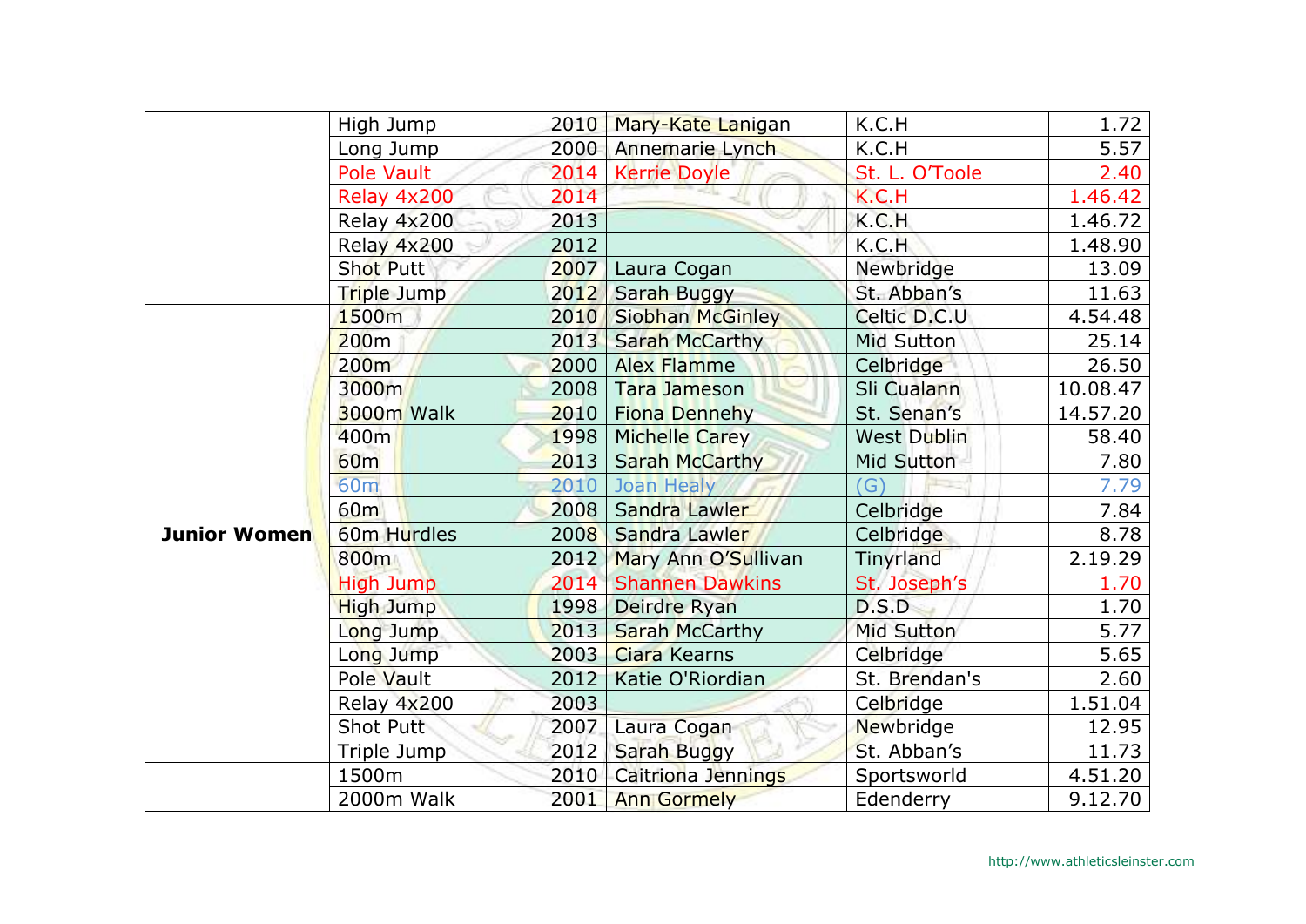| | | | | | |
|---|---|---|---|---|---|
| | High Jump | 2010 | Mary-Kate Lanigan | K.C.H | 1.72 |
| | Long Jump | 2000 | Annemarie Lynch | K.C.H | 5.57 |
| | Pole Vault | 2014 | Kerrie Doyle | St. L. O'Toole | 2.40 |
| | Relay 4x200 | 2014 | | K.C.H | 1.46.42 |
| | Relay 4x200 | 2013 | | K.C.H | 1.46.72 |
| | Relay 4x200 | 2012 | | K.C.H | 1.48.90 |
| | Shot Putt | 2007 | Laura Cogan | Newbridge | 13.09 |
| | Triple Jump | 2012 | Sarah Buggy | St. Abban's | 11.63 |
| **Junior Women** | 1500m | 2010 | Siobhan McGinley | Celtic D.C.U | 4.54.48 |
| | 200m | 2013 | Sarah McCarthy | Mid Sutton | 25.14 |
| | 200m | 2000 | Alex Flamme | Celbridge | 26.50 |
| | 3000m | 2008 | Tara Jameson | Sli Cualann | 10.08.47 |
| | 3000m Walk | 2010 | Fiona Dennehy | St. Senan's | 14.57.20 |
| | 400m | 1998 | Michelle Carey | West Dublin | 58.40 |
| | 60m | 2013 | Sarah McCarthy | Mid Sutton | 7.80 |
| | 60m | 2010 | Joan Healy | (G) | 7.79 |
| | 60m | 2008 | Sandra Lawler | Celbridge | 7.84 |
| | 60m Hurdles | 2008 | Sandra Lawler | Celbridge | 8.78 |
| | 800m | 2012 | Mary Ann O'Sullivan | Tinyrland | 2.19.29 |
| | High Jump | 2014 | Shannen Dawkins | St. Joseph's | 1.70 |
| | High Jump | 1998 | Deirdre Ryan | D.S.D | 1.70 |
| | Long Jump | 2013 | Sarah McCarthy | Mid Sutton | 5.77 |
| | Long Jump | 2003 | Ciara Kearns | Celbridge | 5.65 |
| | Pole Vault | 2012 | Katie O'Riordian | St. Brendan's | 2.60 |
| | Relay 4x200 | 2003 | | Celbridge | 1.51.04 |
| | Shot Putt | 2007 | Laura Cogan | Newbridge | 12.95 |
| | Triple Jump | 2012 | Sarah Buggy | St. Abban's | 11.73 |
| | 1500m | 2010 | Caitriona Jennings | Sportsworld | 4.51.20 |
| | 2000m Walk | 2001 | Ann Gormely | Edenderry | 9.12.70 |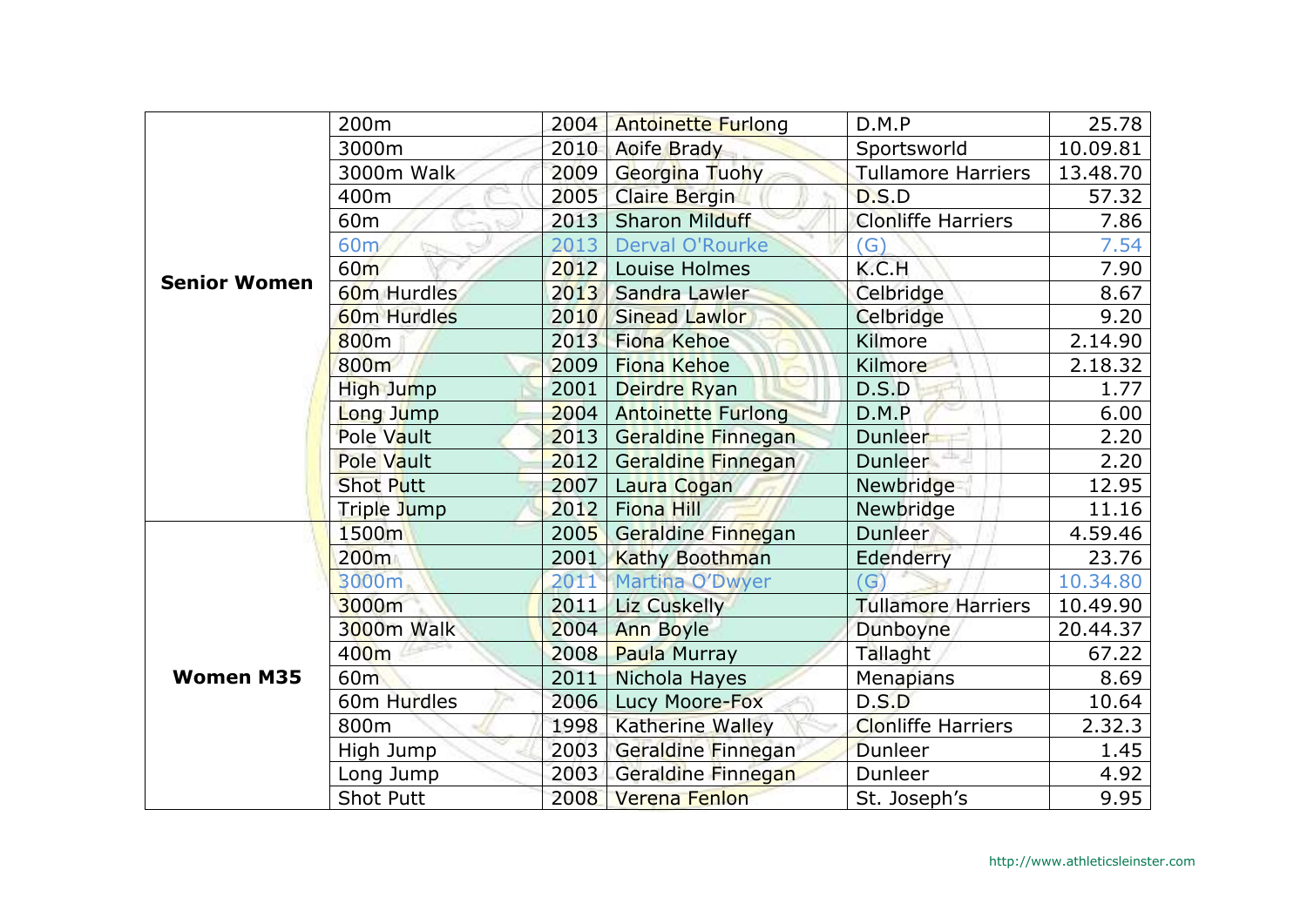| | | | | | |
|---|---|---|---|---|---|
| Senior Women | 200m | 2004 | Antoinette Furlong | D.M.P | 25.78 |
| | 3000m | 2010 | Aoife Brady | Sportsworld | 10.09.81 |
| | 3000m Walk | 2009 | Georgina Tuohy | Tullamore Harriers | 13.48.70 |
| | 400m | 2005 | Claire Bergin | D.S.D | 57.32 |
| | 60m | 2013 | Sharon Milduff | Clonliffe Harriers | 7.86 |
| | 60m | 2013 | Derval O'Rourke | (G) | 7.54 |
| | 60m | 2012 | Louise Holmes | K.C.H | 7.90 |
| | 60m Hurdles | 2013 | Sandra Lawler | Celbridge | 8.67 |
| | 60m Hurdles | 2010 | Sinead Lawlor | Celbridge | 9.20 |
| | 800m | 2013 | Fiona Kehoe | Kilmore | 2.14.90 |
| | 800m | 2009 | Fiona Kehoe | Kilmore | 2.18.32 |
| | High Jump | 2001 | Deirdre Ryan | D.S.D | 1.77 |
| | Long Jump | 2004 | Antoinette Furlong | D.M.P | 6.00 |
| | Pole Vault | 2013 | Geraldine Finnegan | Dunleer | 2.20 |
| | Pole Vault | 2012 | Geraldine Finnegan | Dunleer | 2.20 |
| | Shot Putt | 2007 | Laura Cogan | Newbridge | 12.95 |
| | Triple Jump | 2012 | Fiona Hill | Newbridge | 11.16 |
| Women M35 | 1500m | 2005 | Geraldine Finnegan | Dunleer | 4.59.46 |
| | 200m | 2001 | Kathy Boothman | Edenderry | 23.76 |
| | 3000m | 2011 | Martina O'Dwyer | (G) | 10.34.80 |
| | 3000m | 2011 | Liz Cuskelly | Tullamore Harriers | 10.49.90 |
| | 3000m Walk | 2004 | Ann Boyle | Dunboyne | 20.44.37 |
| | 400m | 2008 | Paula Murray | Tallaght | 67.22 |
| | 60m | 2011 | Nichola Hayes | Menapians | 8.69 |
| | 60m Hurdles | 2006 | Lucy Moore-Fox | D.S.D | 10.64 |
| | 800m | 1998 | Katherine Walley | Clonliffe Harriers | 2.32.3 |
| | High Jump | 2003 | Geraldine Finnegan | Dunleer | 1.45 |
| | Long Jump | 2003 | Geraldine Finnegan | Dunleer | 4.92 |
| | Shot Putt | 2008 | Verena Fenlon | St. Joseph's | 9.95 |

http://www.athleticsleinster.com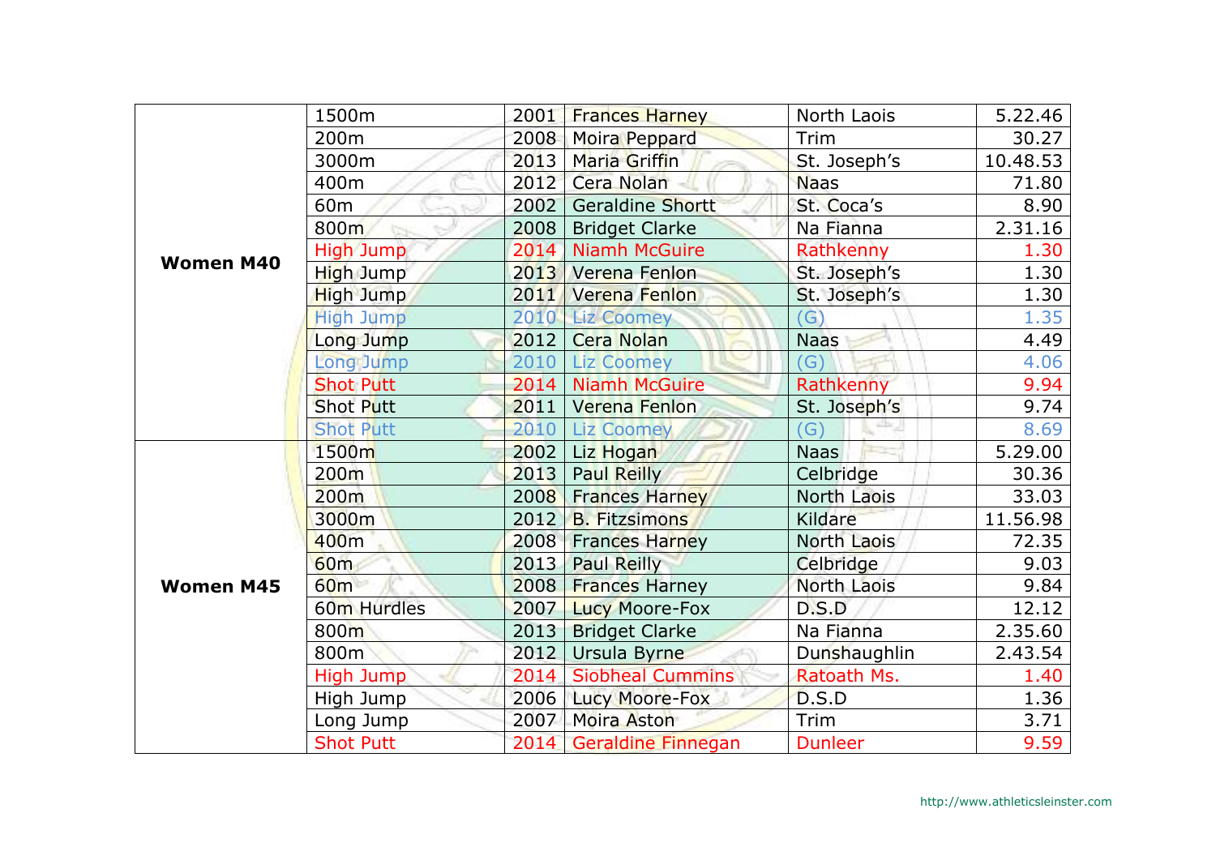| | | | | | |
|---|---|---|---|---|---|
| **Women M40** | 1500m | 2001 | Frances Harney | North Laois | 5.22.46 |
| | 200m | 2008 | Moira Peppard | Trim | 30.27 |
| | 3000m | 2013 | Maria Griffin | St. Joseph's | 10.48.53 |
| | 400m | 2012 | Cera Nolan | Naas | 71.80 |
| | 60m | 2002 | Geraldine Shortt | St. Coca's | 8.90 |
| | 800m | 2008 | Bridget Clarke | Na Fianna | 2.31.16 |
| | High Jump | 2014 | Niamh McGuire | Rathkenny | 1.30 |
| | High Jump | 2013 | Verena Fenlon | St. Joseph's | 1.30 |
| | High Jump | 2011 | Verena Fenlon | St. Joseph's | 1.30 |
| | High Jump | 2010 | Liz Coomey | (G) | 1.35 |
| | Long Jump | 2012 | Cera Nolan | Naas | 4.49 |
| | Long Jump | 2010 | Liz Coomey | (G) | 4.06 |
| | Shot Putt | 2014 | Niamh McGuire | Rathkenny | 9.94 |
| | Shot Putt | 2011 | Verena Fenlon | St. Joseph's | 9.74 |
| | Shot Putt | 2010 | Liz Coomey | (G) | 8.69 |
| **Women M45** | 1500m | 2002 | Liz Hogan | Naas | 5.29.00 |
| | 200m | 2013 | Paul Reilly | Celbridge | 30.36 |
| | 200m | 2008 | Frances Harney | North Laois | 33.03 |
| | 3000m | 2012 | B. Fitzsimons | Kildare | 11.56.98 |
| | 400m | 2008 | Frances Harney | North Laois | 72.35 |
| | 60m | 2013 | Paul Reilly | Celbridge | 9.03 |
| | 60m | 2008 | Frances Harney | North Laois | 9.84 |
| | 60m Hurdles | 2007 | Lucy Moore-Fox | D.S.D | 12.12 |
| | 800m | 2013 | Bridget Clarke | Na Fianna | 2.35.60 |
| | 800m | 2012 | Ursula Byrne | Dunshaughlin | 2.43.54 |
| | High Jump | 2014 | Siobheal Cummins | Ratoath Ms. | 1.40 |
| | High Jump | 2006 | Lucy Moore-Fox | D.S.D | 1.36 |
| | Long Jump | 2007 | Moira Aston | Trim | 3.71 |
| | Shot Putt | 2014 | Geraldine Finnegan | Dunleer | 9.59 |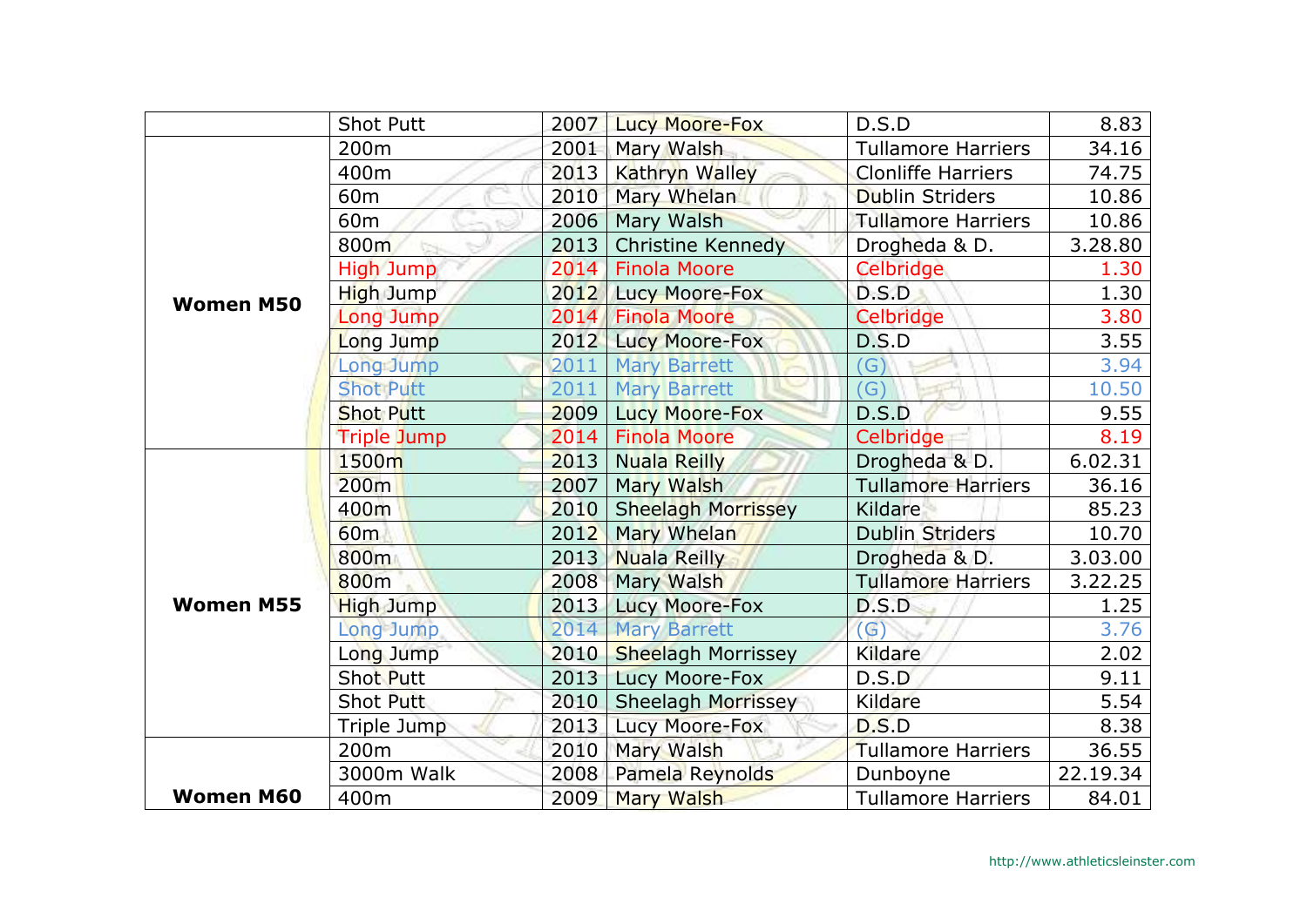| | | | | | |
|---|---|---|---|---|---|
| | Shot Putt | 2007 | Lucy Moore-Fox | D.S.D | 8.83 |
| **Women M50** | 200m | 2001 | Mary Walsh | Tullamore Harriers | 34.16 |
| | 400m | 2013 | Kathryn Walley | Clonliffe Harriers | 74.75 |
| | 60m | 2010 | Mary Whelan | Dublin Striders | 10.86 |
| | 60m | 2006 | Mary Walsh | Tullamore Harriers | 10.86 |
| | 800m | 2013 | Christine Kennedy | Drogheda & D. | 3.28.80 |
| | High Jump | 2014 | Finola Moore | Celbridge | 1.30 |
| | High Jump | 2012 | Lucy Moore-Fox | D.S.D | 1.30 |
| | Long Jump | 2014 | Finola Moore | Celbridge | 3.80 |
| | Long Jump | 2012 | Lucy Moore-Fox | D.S.D | 3.55 |
| | Long Jump | 2011 | Mary Barrett | (G) | 3.94 |
| | Shot Putt | 2011 | Mary Barrett | (G) | 10.50 |
| | Shot Putt | 2009 | Lucy Moore-Fox | D.S.D | 9.55 |
| | Triple Jump | 2014 | Finola Moore | Celbridge | 8.19 |
| **Women M55** | 1500m | 2013 | Nuala Reilly | Drogheda & D. | 6.02.31 |
| | 200m | 2007 | Mary Walsh | Tullamore Harriers | 36.16 |
| | 400m | 2010 | Sheelagh Morrissey | Kildare | 85.23 |
| | 60m | 2012 | Mary Whelan | Dublin Striders | 10.70 |
| | 800m | 2013 | Nuala Reilly | Drogheda & D. | 3.03.00 |
| | 800m | 2008 | Mary Walsh | Tullamore Harriers | 3.22.25 |
| | High Jump | 2013 | Lucy Moore-Fox | D.S.D | 1.25 |
| | Long Jump | 2014 | Mary Barrett | (G) | 3.76 |
| | Long Jump | 2010 | Sheelagh Morrissey | Kildare | 2.02 |
| | Shot Putt | 2013 | Lucy Moore-Fox | D.S.D | 9.11 |
| | Shot Putt | 2010 | Sheelagh Morrissey | Kildare | 5.54 |
| | Triple Jump | 2013 | Lucy Moore-Fox | D.S.D | 8.38 |
| **Women M60** | 200m | 2010 | Mary Walsh | Tullamore Harriers | 36.55 |
| | 3000m Walk | 2008 | Pamela Reynolds | Dunboyne | 22.19.34 |
| | 400m | 2009 | Mary Walsh | Tullamore Harriers | 84.01 |

http://www.athleticsleinster.com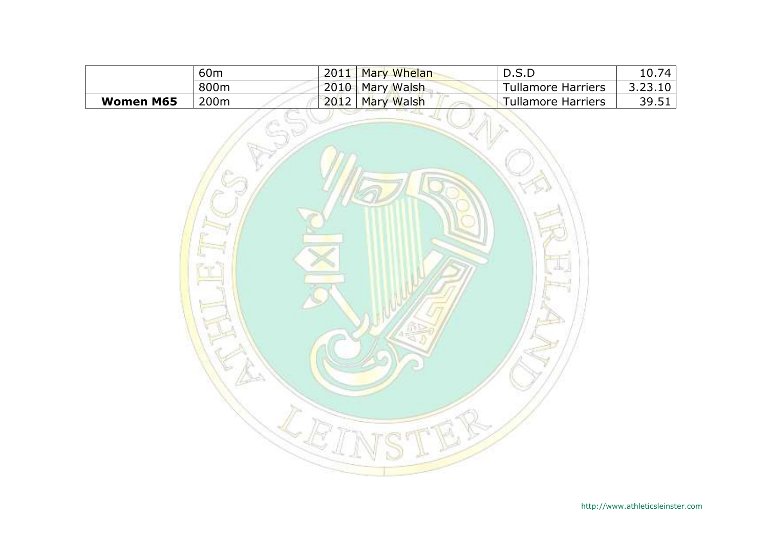| | | | | | |
|---|---|---|---|---|---|
| | 60m | 2011 | Mary Whelan | D.S.D | 10.74 |
| | 800m | 2010 | Mary Walsh | Tullamore Harriers | 3.23.10 |
| **Women M65** | 200m | 2012 | Mary Walsh | Tullamore Harriers | 39.51 |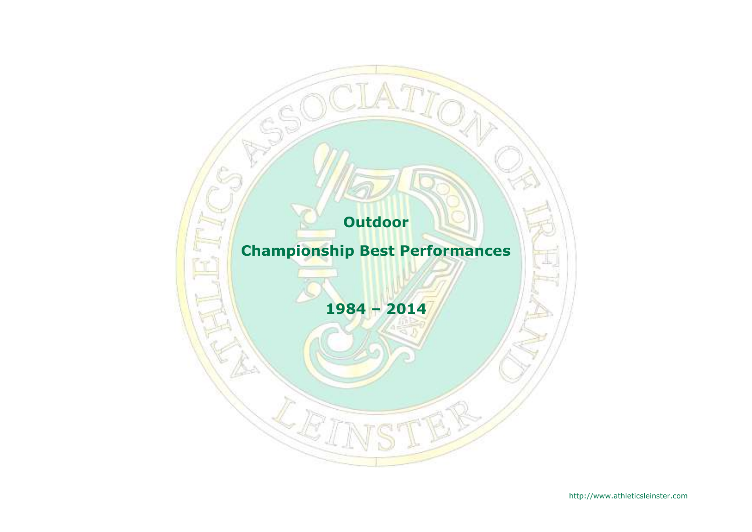# Outdoor

# Championship Best Performances

# 1984 – 2014

http://www.athleticsleinster.com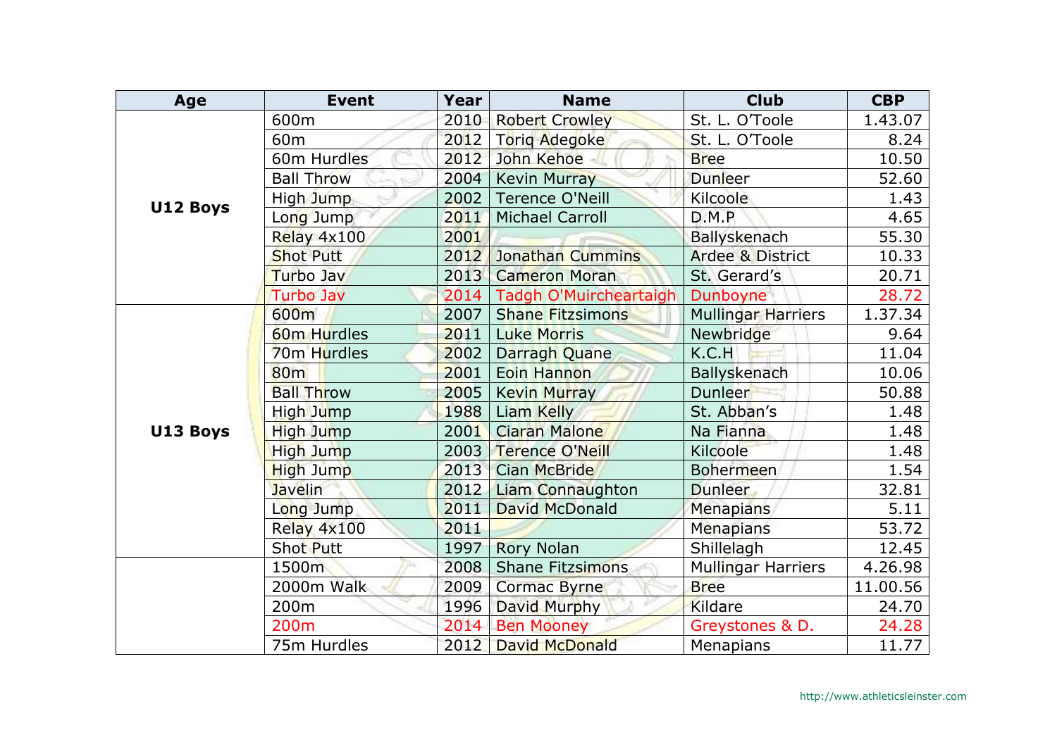| Age | Event | Year | Name | Club | CBP |
|---|---|---|---|---|---|
| U12 Boys | 600m | 2010 | Robert Crowley | St. L. O'Toole | 1.43.07 |
| | 60m | 2012 | Toriq Adegoke | St. L. O'Toole | 8.24 |
| | 60m Hurdles | 2012 | John Kehoe | Bree | 10.50 |
| | Ball Throw | 2004 | Kevin Murray | Dunleer | 52.60 |
| | High Jump | 2002 | Terence O'Neill | Kilcoole | 1.43 |
| | Long Jump | 2011 | Michael Carroll | D.M.P | 4.65 |
| | Relay 4x100 | 2001 | | Ballyskenach | 55.30 |
| | Shot Putt | 2012 | Jonathan Cummins | Ardee & District | 10.33 |
| | Turbo Jav | 2013 | Cameron Moran | St. Gerard's | 20.71 |
| | Turbo Jav | 2014 | Tadgh O'Muircheartaigh | Dunboyne | 28.72 |
| U13 Boys | 600m | 2007 | Shane Fitzsimons | Mullingar Harriers | 1.37.34 |
| | 60m Hurdles | 2011 | Luke Morris | Newbridge | 9.64 |
| | 70m Hurdles | 2002 | Darragh Quane | K.C.H | 11.04 |
| | 80m | 2001 | Eoin Hannon | Ballyskenach | 10.06 |
| | Ball Throw | 2005 | Kevin Murray | Dunleer | 50.88 |
| | High Jump | 1988 | Liam Kelly | St. Abban's | 1.48 |
| | High Jump | 2001 | Ciaran Malone | Na Fianna | 1.48 |
| | High Jump | 2003 | Terence O'Neill | Kilcoole | 1.48 |
| | High Jump | 2013 | Cian McBride | Bohermeen | 1.54 |
| | Javelin | 2012 | Liam Connaughton | Dunleer | 32.81 |
| | Long Jump | 2011 | David McDonald | Menapians | 5.11 |
| | Relay 4x100 | 2011 | | Menapians | 53.72 |
| | Shot Putt | 1997 | Rory Nolan | Shillelagh | 12.45 |
| | 1500m | 2008 | Shane Fitzsimons | Mullingar Harriers | 4.26.98 |
| | 2000m Walk | 2009 | Cormac Byrne | Bree | 11.00.56 |
| | 200m | 1996 | David Murphy | Kildare | 24.70 |
| | 200m | 2014 | Ben Mooney | Greystones & D. | 24.28 |
| | 75m Hurdles | 2012 | David McDonald | Menapians | 11.77 |

http://www.athleticsleinster.com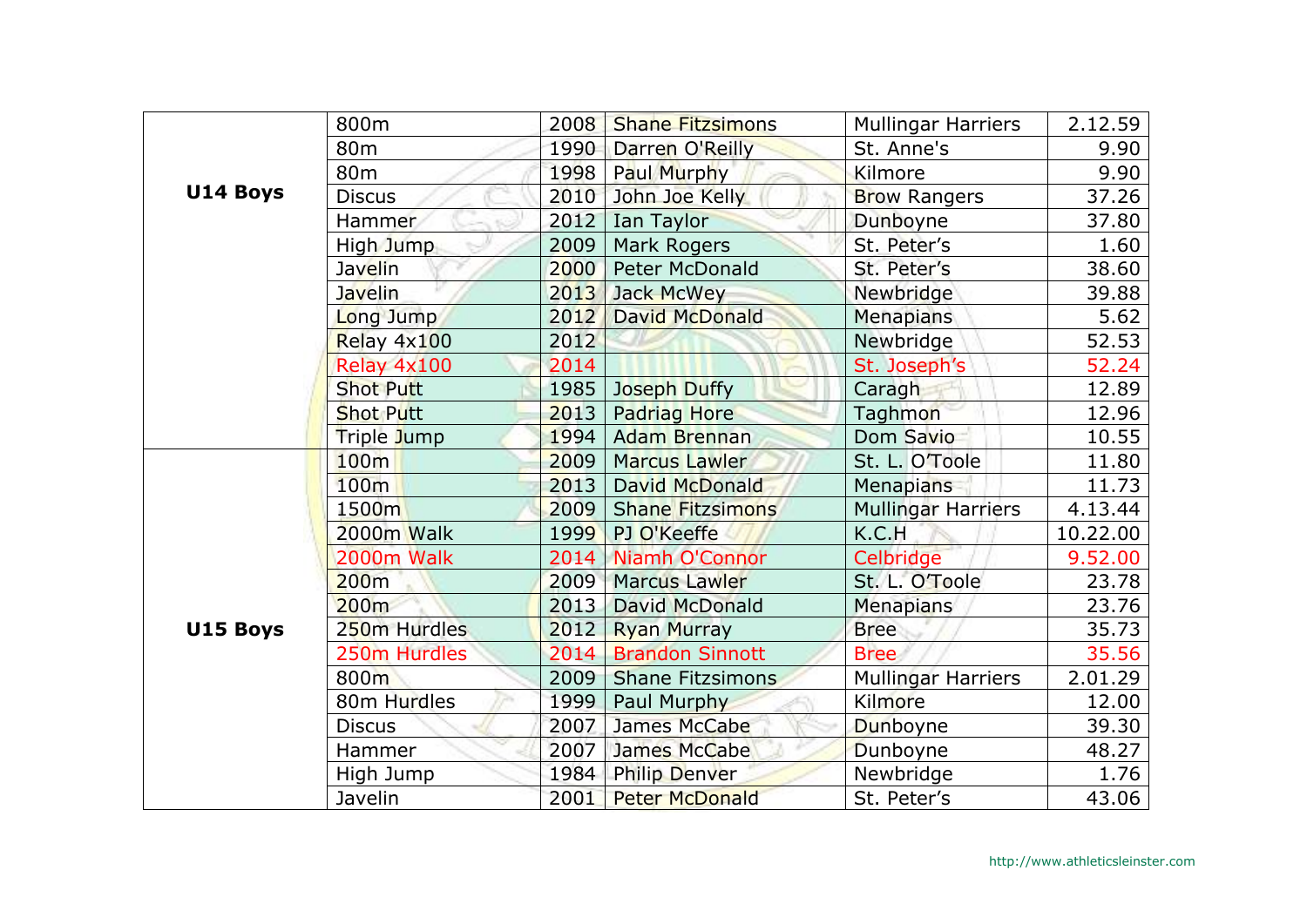| | | | | | |
|---|---|---|---|---|---|
| **U14 Boys** | 800m | 2008 | Shane Fitzsimons | Mullingar Harriers | 2.12.59 |
| | 80m | 1990 | Darren O'Reilly | St. Anne's | 9.90 |
| | 80m | 1998 | Paul Murphy | Kilmore | 9.90 |
| | Discus | 2010 | John Joe Kelly | Brow Rangers | 37.26 |
| | Hammer | 2012 | Ian Taylor | Dunboyne | 37.80 |
| | High Jump | 2009 | Mark Rogers | St. Peter's | 1.60 |
| | Javelin | 2000 | Peter McDonald | St. Peter's | 38.60 |
| | Javelin | 2013 | Jack McWey | Newbridge | 39.88 |
| | Long Jump | 2012 | David McDonald | Menapians | 5.62 |
| | Relay 4x100 | 2012 | | Newbridge | 52.53 |
| | Relay 4x100 | 2014 | | St. Joseph's | 52.24 |
| | Shot Putt | 1985 | Joseph Duffy | Caragh | 12.89 |
| | Shot Putt | 2013 | Padriag Hore | Taghmon | 12.96 |
| | Triple Jump | 1994 | Adam Brennan | Dom Savio | 10.55 |
| **U15 Boys** | 100m | 2009 | Marcus Lawler | St. L. O'Toole | 11.80 |
| | 100m | 2013 | David McDonald | Menapians | 11.73 |
| | 1500m | 2009 | Shane Fitzsimons | Mullingar Harriers | 4.13.44 |
| | 2000m Walk | 1999 | PJ O'Keeffe | K.C.H | 10.22.00 |
| | 2000m Walk | 2014 | Niamh O'Connor | Celbridge | 9.52.00 |
| | 200m | 2009 | Marcus Lawler | St. L. O'Toole | 23.78 |
| | 200m | 2013 | David McDonald | Menapians | 23.76 |
| | 250m Hurdles | 2012 | Ryan Murray | Bree | 35.73 |
| | 250m Hurdles | 2014 | Brandon Sinnott | Bree | 35.56 |
| | 800m | 2009 | Shane Fitzsimons | Mullingar Harriers | 2.01.29 |
| | 80m Hurdles | 1999 | Paul Murphy | Kilmore | 12.00 |
| | Discus | 2007 | James McCabe | Dunboyne | 39.30 |
| | Hammer | 2007 | James McCabe | Dunboyne | 48.27 |
| | High Jump | 1984 | Philip Denver | Newbridge | 1.76 |
| | Javelin | 2001 | Peter McDonald | St. Peter's | 43.06 |

http://www.athleticsleinster.com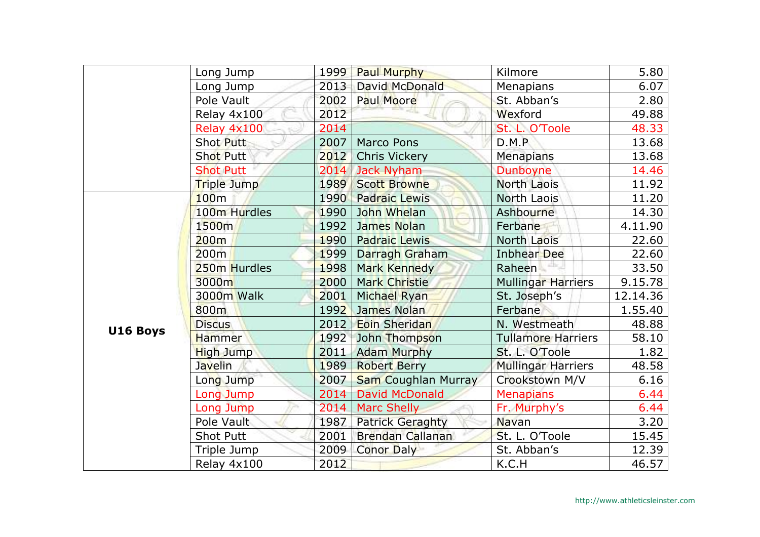| | | | | | |
|---|---|---|---|---|---|
| | Long Jump | 1999 | Paul Murphy | Kilmore | 5.80 |
| | Long Jump | 2013 | David McDonald | Menapians | 6.07 |
| | Pole Vault | 2002 | Paul Moore | St. Abban's | 2.80 |
| | Relay 4x100 | 2012 | | Wexford | 49.88 |
| | Relay 4x100 | 2014 | | St. L. O'Toole | 48.33 |
| | Shot Putt | 2007 | Marco Pons | D.M.P | 13.68 |
| | Shot Putt | 2012 | Chris Vickery | Menapians | 13.68 |
| | Shot Putt | 2014 | Jack Nyham | Dunboyne | 14.46 |
| | Triple Jump | 1989 | Scott Browne | North Laois | 11.92 |
| **U16 Boys** | 100m | 1990 | Padraic Lewis | North Laois | 11.20 |
| | 100m Hurdles | 1990 | John Whelan | Ashbourne | 14.30 |
| | 1500m | 1992 | James Nolan | Ferbane | 4.11.90 |
| | 200m | 1990 | Padraic Lewis | North Laois | 22.60 |
| | 200m | 1999 | Darragh Graham | Inbhear Dee | 22.60 |
| | 250m Hurdles | 1998 | Mark Kennedy | Raheen | 33.50 |
| | 3000m | 2000 | Mark Christie | Mullingar Harriers | 9.15.78 |
| | 3000m Walk | 2001 | Michael Ryan | St. Joseph's | 12.14.36 |
| | 800m | 1992 | James Nolan | Ferbane | 1.55.40 |
| | Discus | 2012 | Eoin Sheridan | N. Westmeath | 48.88 |
| | Hammer | 1992 | John Thompson | Tullamore Harriers | 58.10 |
| | High Jump | 2011 | Adam Murphy | St. L. O'Toole | 1.82 |
| | Javelin | 1989 | Robert Berry | Mullingar Harriers | 48.58 |
| | Long Jump | 2007 | Sam Coughlan Murray | Crookstown M/V | 6.16 |
| | Long Jump | 2014 | David McDonald | Menapians | 6.44 |
| | Long Jump | 2014 | Marc Shelly | Fr. Murphy's | 6.44 |
| | Pole Vault | 1987 | Patrick Geraghty | Navan | 3.20 |
| | Shot Putt | 2001 | Brendan Callanan | St. L. O'Toole | 15.45 |
| | Triple Jump | 2009 | Conor Daly | St. Abban's | 12.39 |
| | Relay 4x100 | 2012 | | K.C.H | 46.57 |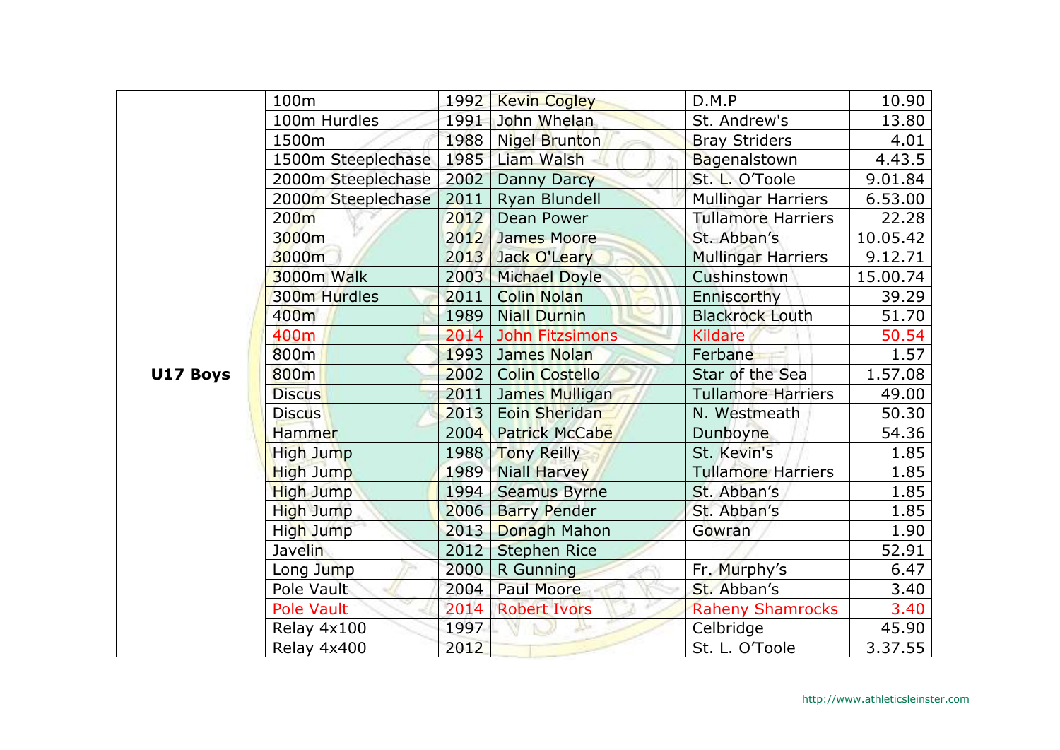| | | | | | |
|---|---|---|---|---|---|
| U17 Boys | 100m | 1992 | Kevin Cogley | D.M.P | 10.90 |
| | 100m Hurdles | 1991 | John Whelan | St. Andrew's | 13.80 |
| | 1500m | 1988 | Nigel Brunton | Bray Striders | 4.01 |
| | 1500m Steeplechase | 1985 | Liam Walsh | Bagenalstown | 4.43.5 |
| | 2000m Steeplechase | 2002 | Danny Darcy | St. L. O'Toole | 9.01.84 |
| | 2000m Steeplechase | 2011 | Ryan Blundell | Mullingar Harriers | 6.53.00 |
| | 200m | 2012 | Dean Power | Tullamore Harriers | 22.28 |
| | 3000m | 2012 | James Moore | St. Abban's | 10.05.42 |
| | 3000m | 2013 | Jack O'Leary | Mullingar Harriers | 9.12.71 |
| | 3000m Walk | 2003 | Michael Doyle | Cushinstown | 15.00.74 |
| | 300m Hurdles | 2011 | Colin Nolan | Enniscorthy | 39.29 |
| | 400m | 1989 | Niall Durnin | Blackrock Louth | 51.70 |
| | 400m | 2014 | John Fitzsimons | Kildare | 50.54 |
| | 800m | 1993 | James Nolan | Ferbane | 1.57 |
| | 800m | 2002 | Colin Costello | Star of the Sea | 1.57.08 |
| | Discus | 2011 | James Mulligan | Tullamore Harriers | 49.00 |
| | Discus | 2013 | Eoin Sheridan | N. Westmeath | 50.30 |
| | Hammer | 2004 | Patrick McCabe | Dunboyne | 54.36 |
| | High Jump | 1988 | Tony Reilly | St. Kevin's | 1.85 |
| | High Jump | 1989 | Niall Harvey | Tullamore Harriers | 1.85 |
| | High Jump | 1994 | Seamus Byrne | St. Abban's | 1.85 |
| | High Jump | 2006 | Barry Pender | St. Abban's | 1.85 |
| | High Jump | 2013 | Donagh Mahon | Gowran | 1.90 |
| | Javelin | 2012 | Stephen Rice | | 52.91 |
| | Long Jump | 2000 | R Gunning | Fr. Murphy's | 6.47 |
| | Pole Vault | 2004 | Paul Moore | St. Abban's | 3.40 |
| | Pole Vault | 2014 | Robert Ivors | Raheny Shamrocks | 3.40 |
| | Relay 4x100 | 1997 | | Celbridge | 45.90 |
| | Relay 4x400 | 2012 | | St. L. O'Toole | 3.37.55 |

http://www.athleticsleinster.com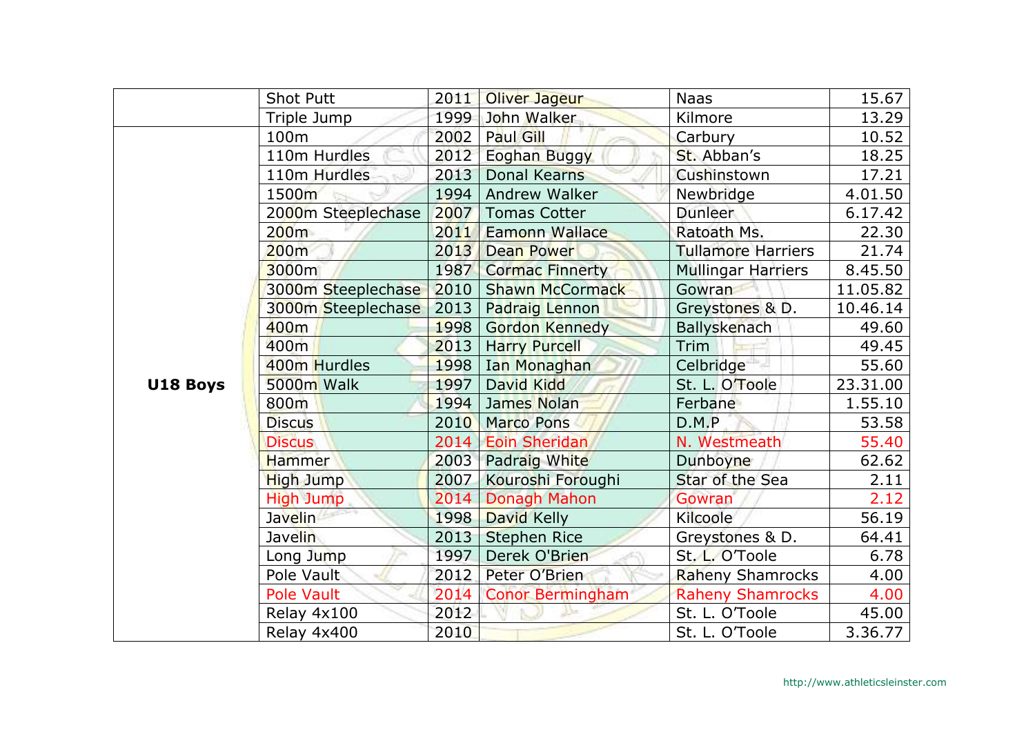| | | | | | |
|---|---|---|---|---|---|
| | Shot Putt | 2011 | Oliver Jageur | Naas | 15.67 |
| | Triple Jump | 1999 | John Walker | Kilmore | 13.29 |
| **U18 Boys** | 100m | 2002 | Paul Gill | Carbury | 10.52 |
| | 110m Hurdles | 2012 | Eoghan Buggy | St. Abban's | 18.25 |
| | 110m Hurdles | 2013 | Donal Kearns | Cushinstown | 17.21 |
| | 1500m | 1994 | Andrew Walker | Newbridge | 4.01.50 |
| | 2000m Steeplechase | 2007 | Tomas Cotter | Dunleer | 6.17.42 |
| | 200m | 2011 | Eamonn Wallace | Ratoath Ms. | 22.30 |
| | 200m | 2013 | Dean Power | Tullamore Harriers | 21.74 |
| | 3000m | 1987 | Cormac Finnerty | Mullingar Harriers | 8.45.50 |
| | 3000m Steeplechase | 2010 | Shawn McCormack | Gowran | 11.05.82 |
| | 3000m Steeplechase | 2013 | Padraig Lennon | Greystones & D. | 10.46.14 |
| | 400m | 1998 | Gordon Kennedy | Ballyskenach | 49.60 |
| | 400m | 2013 | Harry Purcell | Trim | 49.45 |
| | 400m Hurdles | 1998 | Ian Monaghan | Celbridge | 55.60 |
| | 5000m Walk | 1997 | David Kidd | St. L. O'Toole | 23.31.00 |
| | 800m | 1994 | James Nolan | Ferbane | 1.55.10 |
| | Discus | 2010 | Marco Pons | D.M.P | 53.58 |
| | Discus | 2014 | Eoin Sheridan | N. Westmeath | 55.40 |
| | Hammer | 2003 | Padraig White | Dunboyne | 62.62 |
| | High Jump | 2007 | Kouroshi Foroughi | Star of the Sea | 2.11 |
| | High Jump | 2014 | Donagh Mahon | Gowran | 2.12 |
| | Javelin | 1998 | David Kelly | Kilcoole | 56.19 |
| | Javelin | 2013 | Stephen Rice | Greystones & D. | 64.41 |
| | Long Jump | 1997 | Derek O'Brien | St. L. O'Toole | 6.78 |
| | Pole Vault | 2012 | Peter O'Brien | Raheny Shamrocks | 4.00 |
| | Pole Vault | 2014 | Conor Bermingham | Raheny Shamrocks | 4.00 |
| | Relay 4x100 | 2012 | | St. L. O'Toole | 45.00 |
| | Relay 4x400 | 2010 | | St. L. O'Toole | 3.36.77 |

http://www.athleticsleinster.com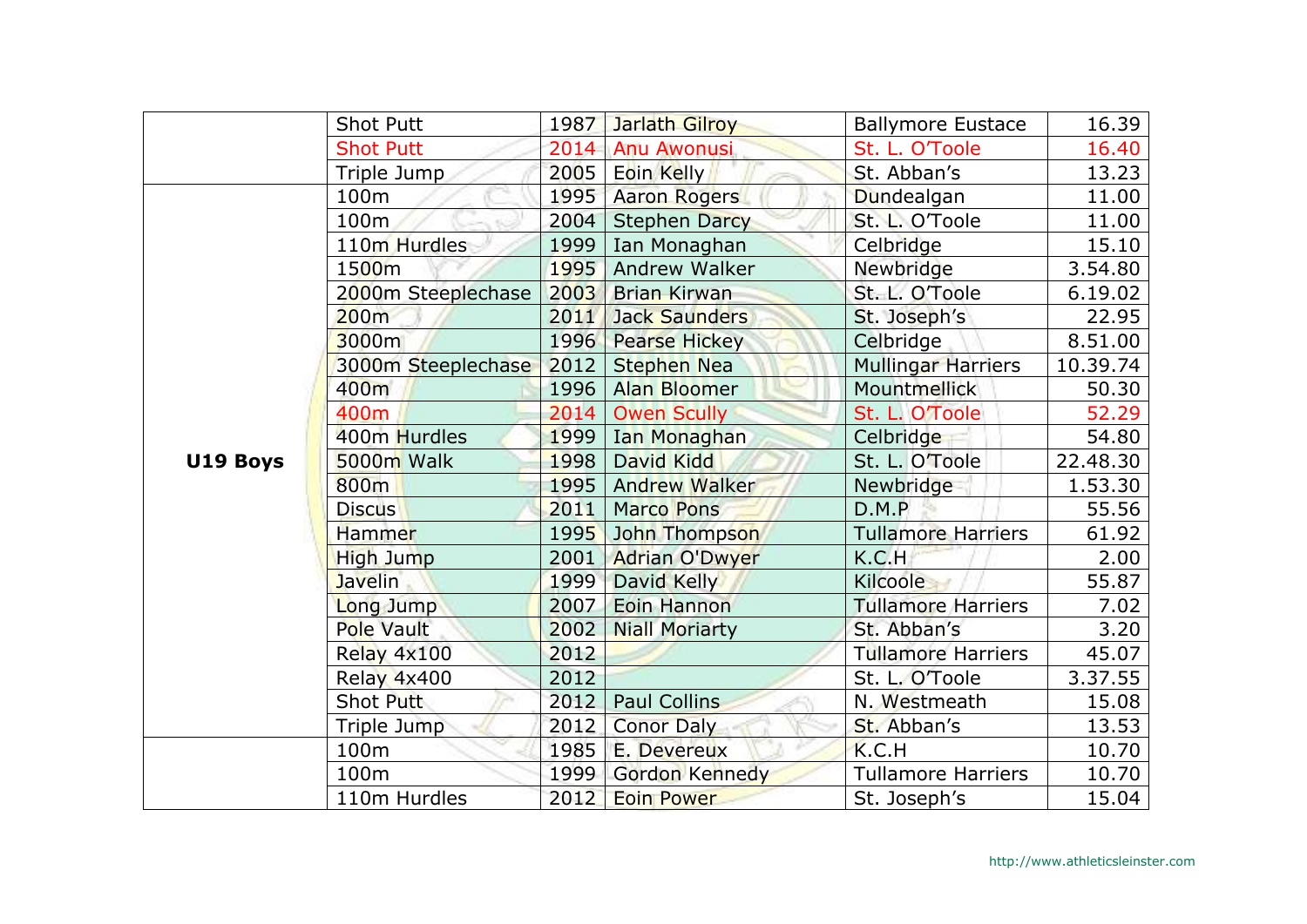| | | | | | |
|---|---|---|---|---|---|
| | Shot Putt | 1987 | Jarlath Gilroy | Ballymore Eustace | 16.39 |
| | Shot Putt | 2014 | Anu Awonusi | St. L. O'Toole | 16.40 |
| | Triple Jump | 2005 | Eoin Kelly | St. Abban's | 13.23 |
| **U19 Boys** | 100m | 1995 | Aaron Rogers | Dundealgan | 11.00 |
| | 100m | 2004 | Stephen Darcy | St. L. O'Toole | 11.00 |
| | 110m Hurdles | 1999 | Ian Monaghan | Celbridge | 15.10 |
| | 1500m | 1995 | Andrew Walker | Newbridge | 3.54.80 |
| | 2000m Steeplechase | 2003 | Brian Kirwan | St. L. O'Toole | 6.19.02 |
| | 200m | 2011 | Jack Saunders | St. Joseph's | 22.95 |
| | 3000m | 1996 | Pearse Hickey | Celbridge | 8.51.00 |
| | 3000m Steeplechase | 2012 | Stephen Nea | Mullingar Harriers | 10.39.74 |
| | 400m | 1996 | Alan Bloomer | Mountmellick | 50.30 |
| | 400m | 2014 | Owen Scully | St. L. O'Toole | 52.29 |
| | 400m Hurdles | 1999 | Ian Monaghan | Celbridge | 54.80 |
| | 5000m Walk | 1998 | David Kidd | St. L. O'Toole | 22.48.30 |
| | 800m | 1995 | Andrew Walker | Newbridge | 1.53.30 |
| | Discus | 2011 | Marco Pons | D.M.P | 55.56 |
| | Hammer | 1995 | John Thompson | Tullamore Harriers | 61.92 |
| | High Jump | 2001 | Adrian O'Dwyer | K.C.H | 2.00 |
| | Javelin | 1999 | David Kelly | Kilcoole | 55.87 |
| | Long Jump | 2007 | Eoin Hannon | Tullamore Harriers | 7.02 |
| | Pole Vault | 2002 | Niall Moriarty | St. Abban's | 3.20 |
| | Relay 4x100 | 2012 | | Tullamore Harriers | 45.07 |
| | Relay 4x400 | 2012 | | St. L. O'Toole | 3.37.55 |
| | Shot Putt | 2012 | Paul Collins | N. Westmeath | 15.08 |
| | Triple Jump | 2012 | Conor Daly | St. Abban's | 13.53 |
| | 100m | 1985 | E. Devereux | K.C.H | 10.70 |
| | 100m | 1999 | Gordon Kennedy | Tullamore Harriers | 10.70 |
| | 110m Hurdles | 2012 | Eoin Power | St. Joseph's | 15.04 |

http://www.athleticsleinster.com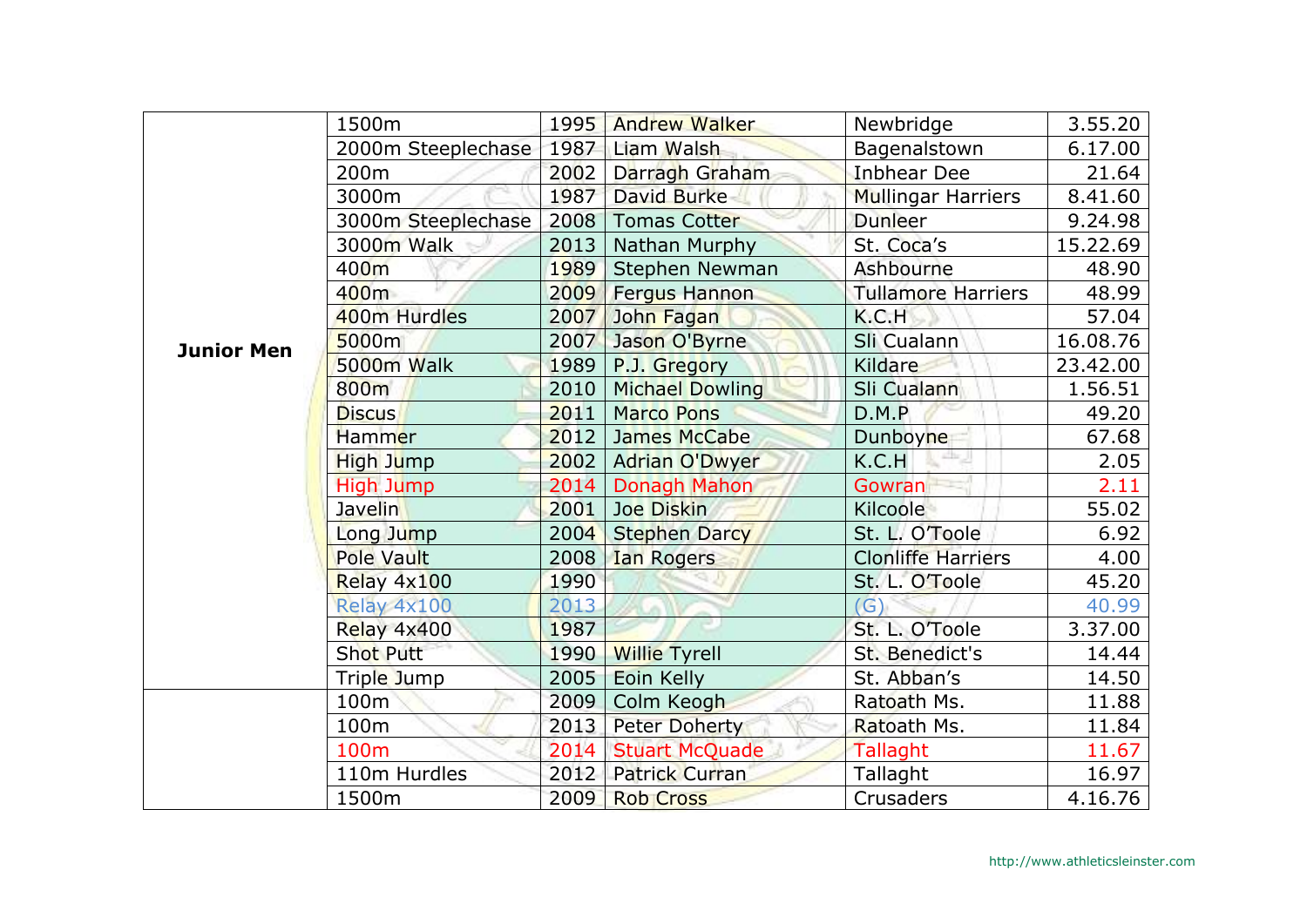| | | | | | |
|---|---|---|---|---|---|
| Junior Men | 1500m | 1995 | Andrew Walker | Newbridge | 3.55.20 |
| | 2000m Steeplechase | 1987 | Liam Walsh | Bagenalstown | 6.17.00 |
| | 200m | 2002 | Darragh Graham | Inbhear Dee | 21.64 |
| | 3000m | 1987 | David Burke | Mullingar Harriers | 8.41.60 |
| | 3000m Steeplechase | 2008 | Tomas Cotter | Dunleer | 9.24.98 |
| | 3000m Walk | 2013 | Nathan Murphy | St. Coca's | 15.22.69 |
| | 400m | 1989 | Stephen Newman | Ashbourne | 48.90 |
| | 400m | 2009 | Fergus Hannon | Tullamore Harriers | 48.99 |
| | 400m Hurdles | 2007 | John Fagan | K.C.H | 57.04 |
| | 5000m | 2007 | Jason O'Byrne | Sli Cualann | 16.08.76 |
| | 5000m Walk | 1989 | P.J. Gregory | Kildare | 23.42.00 |
| | 800m | 2010 | Michael Dowling | Sli Cualann | 1.56.51 |
| | Discus | 2011 | Marco Pons | D.M.P | 49.20 |
| | Hammer | 2012 | James McCabe | Dunboyne | 67.68 |
| | High Jump | 2002 | Adrian O'Dwyer | K.C.H | 2.05 |
| | High Jump | 2014 | Donagh Mahon | Gowran | 2.11 |
| | Javelin | 2001 | Joe Diskin | Kilcoole | 55.02 |
| | Long Jump | 2004 | Stephen Darcy | St. L. O'Toole | 6.92 |
| | Pole Vault | 2008 | Ian Rogers | Clonliffe Harriers | 4.00 |
| | Relay 4x100 | 1990 | | St. L. O'Toole | 45.20 |
| | Relay 4x100 | 2013 | | (G) | 40.99 |
| | Relay 4x400 | 1987 | | St. L. O'Toole | 3.37.00 |
| | Shot Putt | 1990 | Willie Tyrell | St. Benedict's | 14.44 |
| | Triple Jump | 2005 | Eoin Kelly | St. Abban's | 14.50 |
| | 100m | 2009 | Colm Keogh | Ratoath Ms. | 11.88 |
| | 100m | 2013 | Peter Doherty | Ratoath Ms. | 11.84 |
| | 100m | 2014 | Stuart McQuade | Tallaght | 11.67 |
| | 110m Hurdles | 2012 | Patrick Curran | Tallaght | 16.97 |
| | 1500m | 2009 | Rob Cross | Crusaders | 4.16.76 |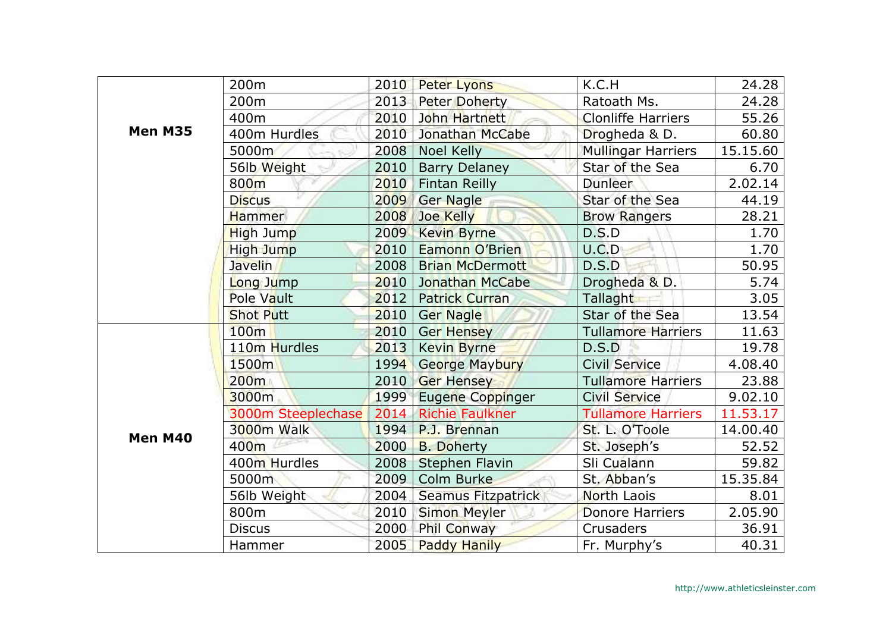| | | | | | |
|---|---|---|---|---|---|
| **Men M35** | 200m | 2010 | Peter Lyons | K.C.H | 24.28 |
| | 200m | 2013 | Peter Doherty | Ratoath Ms. | 24.28 |
| | 400m | 2010 | John Hartnett | Clonliffe Harriers | 55.26 |
| | 400m Hurdles | 2010 | Jonathan McCabe | Drogheda & D. | 60.80 |
| | 5000m | 2008 | Noel Kelly | Mullingar Harriers | 15.15.60 |
| | 56lb Weight | 2010 | Barry Delaney | Star of the Sea | 6.70 |
| | 800m | 2010 | Fintan Reilly | Dunleer | 2.02.14 |
| | Discus | 2009 | Ger Nagle | Star of the Sea | 44.19 |
| | Hammer | 2008 | Joe Kelly | Brow Rangers | 28.21 |
| | High Jump | 2009 | Kevin Byrne | D.S.D | 1.70 |
| | High Jump | 2010 | Eamonn O'Brien | U.C.D | 1.70 |
| | Javelin | 2008 | Brian McDermott | D.S.D | 50.95 |
| | Long Jump | 2010 | Jonathan McCabe | Drogheda & D. | 5.74 |
| | Pole Vault | 2012 | Patrick Curran | Tallaght | 3.05 |
| | Shot Putt | 2010 | Ger Nagle | Star of the Sea | 13.54 |
| **Men M40** | 100m | 2010 | Ger Hensey | Tullamore Harriers | 11.63 |
| | 110m Hurdles | 2013 | Kevin Byrne | D.S.D | 19.78 |
| | 1500m | 1994 | George Maybury | Civil Service | 4.08.40 |
| | 200m | 2010 | Ger Hensey | Tullamore Harriers | 23.88 |
| | 3000m | 1999 | Eugene Coppinger | Civil Service | 9.02.10 |
| | 3000m Steeplechase | 2014 | Richie Faulkner | Tullamore Harriers | 11.53.17 |
| | 3000m Walk | 1994 | P.J. Brennan | St. L. O'Toole | 14.00.40 |
| | 400m | 2000 | B. Doherty | St. Joseph's | 52.52 |
| | 400m Hurdles | 2008 | Stephen Flavin | Sli Cualann | 59.82 |
| | 5000m | 2009 | Colm Burke | St. Abban's | 15.35.84 |
| | 56lb Weight | 2004 | Seamus Fitzpatrick | North Laois | 8.01 |
| | 800m | 2010 | Simon Meyler | Donore Harriers | 2.05.90 |
| | Discus | 2000 | Phil Conway | Crusaders | 36.91 |
| | Hammer | 2005 | Paddy Hanily | Fr. Murphy's | 40.31 |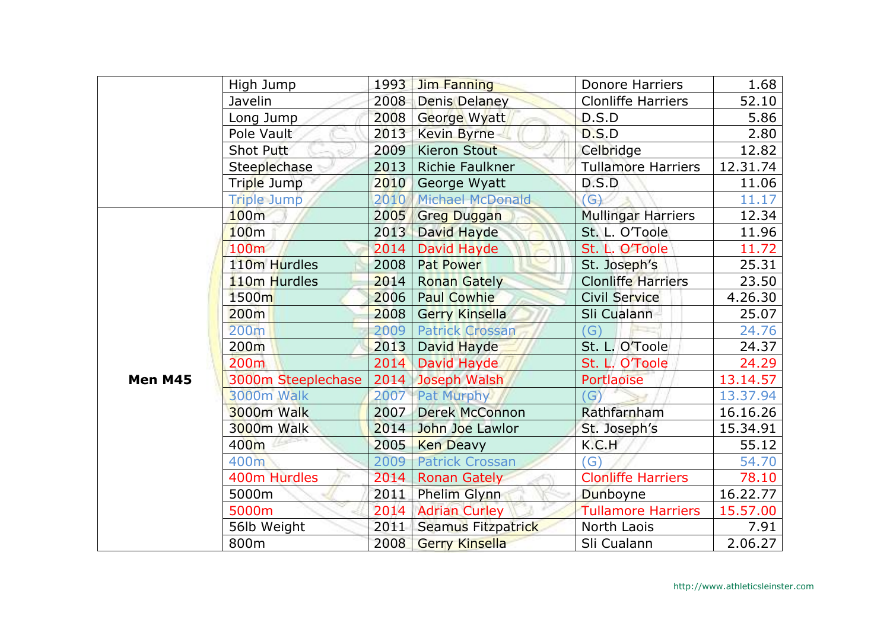| | | | | | |
|---|---|---|---|---|---|
| | High Jump | 1993 | Jim Fanning | Donore Harriers | 1.68 |
| | Javelin | 2008 | Denis Delaney | Clonliffe Harriers | 52.10 |
| | Long Jump | 2008 | George Wyatt | D.S.D | 5.86 |
| | Pole Vault | 2013 | Kevin Byrne | D.S.D | 2.80 |
| | Shot Putt | 2009 | Kieron Stout | Celbridge | 12.82 |
| | Steeplechase | 2013 | Richie Faulkner | Tullamore Harriers | 12.31.74 |
| | Triple Jump | 2010 | George Wyatt | D.S.D | 11.06 |
| | Triple Jump | 2010 | Michael McDonald | (G) | 11.17 |
| **Men M45** | 100m | 2005 | Greg Duggan | Mullingar Harriers | 12.34 |
| | 100m | 2013 | David Hayde | St. L. O'Toole | 11.96 |
| | 100m | 2014 | David Hayde | St. L. O'Toole | 11.72 |
| | 110m Hurdles | 2008 | Pat Power | St. Joseph's | 25.31 |
| | 110m Hurdles | 2014 | Ronan Gately | Clonliffe Harriers | 23.50 |
| | 1500m | 2006 | Paul Cowhie | Civil Service | 4.26.30 |
| | 200m | 2008 | Gerry Kinsella | Sli Cualann | 25.07 |
| | 200m | 2009 | Patrick Crossan | (G) | 24.76 |
| | 200m | 2013 | David Hayde | St. L. O'Toole | 24.37 |
| | 200m | 2014 | David Hayde | St. L. O'Toole | 24.29 |
| | 3000m Steeplechase | 2014 | Joseph Walsh | Portlaoise | 13.14.57 |
| | 3000m Walk | 2007 | Pat Murphy | (G) | 13.37.94 |
| | 3000m Walk | 2007 | Derek McConnon | Rathfarnham | 16.16.26 |
| | 3000m Walk | 2014 | John Joe Lawlor | St. Joseph's | 15.34.91 |
| | 400m | 2005 | Ken Deavy | K.C.H | 55.12 |
| | 400m | 2009 | Patrick Crossan | (G) | 54.70 |
| | 400m Hurdles | 2014 | Ronan Gately | Clonliffe Harriers | 78.10 |
| | 5000m | 2011 | Phelim Glynn | Dunboyne | 16.22.77 |
| | 5000m | 2014 | Adrian Curley | Tullamore Harriers | 15.57.00 |
| | 56lb Weight | 2011 | Seamus Fitzpatrick | North Laois | 7.91 |
| | 800m | 2008 | Gerry Kinsella | Sli Cualann | 2.06.27 |

http://www.athleticsleinster.com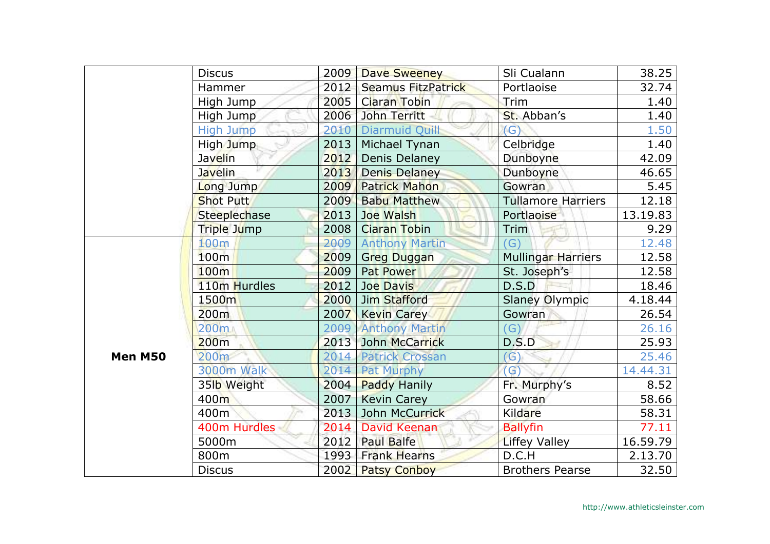| | | | | | |
|---|---|---|---|---|---|
| | Discus | 2009 | Dave Sweeney | Sli Cualann | 38.25 |
| | Hammer | 2012 | Seamus FitzPatrick | Portlaoise | 32.74 |
| | High Jump | 2005 | Ciaran Tobin | Trim | 1.40 |
| | High Jump | 2006 | John Territt | St. Abban's | 1.40 |
| | High Jump | 2010 | Diarmuid Quill | (G) | 1.50 |
| | High Jump | 2013 | Michael Tynan | Celbridge | 1.40 |
| | Javelin | 2012 | Denis Delaney | Dunboyne | 42.09 |
| | Javelin | 2013 | Denis Delaney | Dunboyne | 46.65 |
| | Long Jump | 2009 | Patrick Mahon | Gowran | 5.45 |
| | Shot Putt | 2009 | Babu Matthew | Tullamore Harriers | 12.18 |
| | Steeplechase | 2013 | Joe Walsh | Portlaoise | 13.19.83 |
| | Triple Jump | 2008 | Ciaran Tobin | Trim | 9.29 |
| **Men M50** | 100m | 2009 | Anthony Martin | (G) | 12.48 |
| | 100m | 2009 | Greg Duggan | Mullingar Harriers | 12.58 |
| | 100m | 2009 | Pat Power | St. Joseph's | 12.58 |
| | 110m Hurdles | 2012 | Joe Davis | D.S.D | 18.46 |
| | 1500m | 2000 | Jim Stafford | Slaney Olympic | 4.18.44 |
| | 200m | 2007 | Kevin Carey | Gowran | 26.54 |
| | 200m | 2009 | Anthony Martin | (G) | 26.16 |
| | 200m | 2013 | John McCarrick | D.S.D | 25.93 |
| | 200m | 2014 | Patrick Crossan | (G) | 25.46 |
| | 3000m Walk | 2014 | Pat Murphy | (G) | 14.44.31 |
| | 35lb Weight | 2004 | Paddy Hanily | Fr. Murphy's | 8.52 |
| | 400m | 2007 | Kevin Carey | Gowran | 58.66 |
| | 400m | 2013 | John McCurrick | Kildare | 58.31 |
| | 400m Hurdles | 2014 | David Keenan | Ballyfin | 77.11 |
| | 5000m | 2012 | Paul Balfe | Liffey Valley | 16.59.79 |
| | 800m | 1993 | Frank Hearns | D.C.H | 2.13.70 |
| | Discus | 2002 | Patsy Conboy | Brothers Pearse | 32.50 |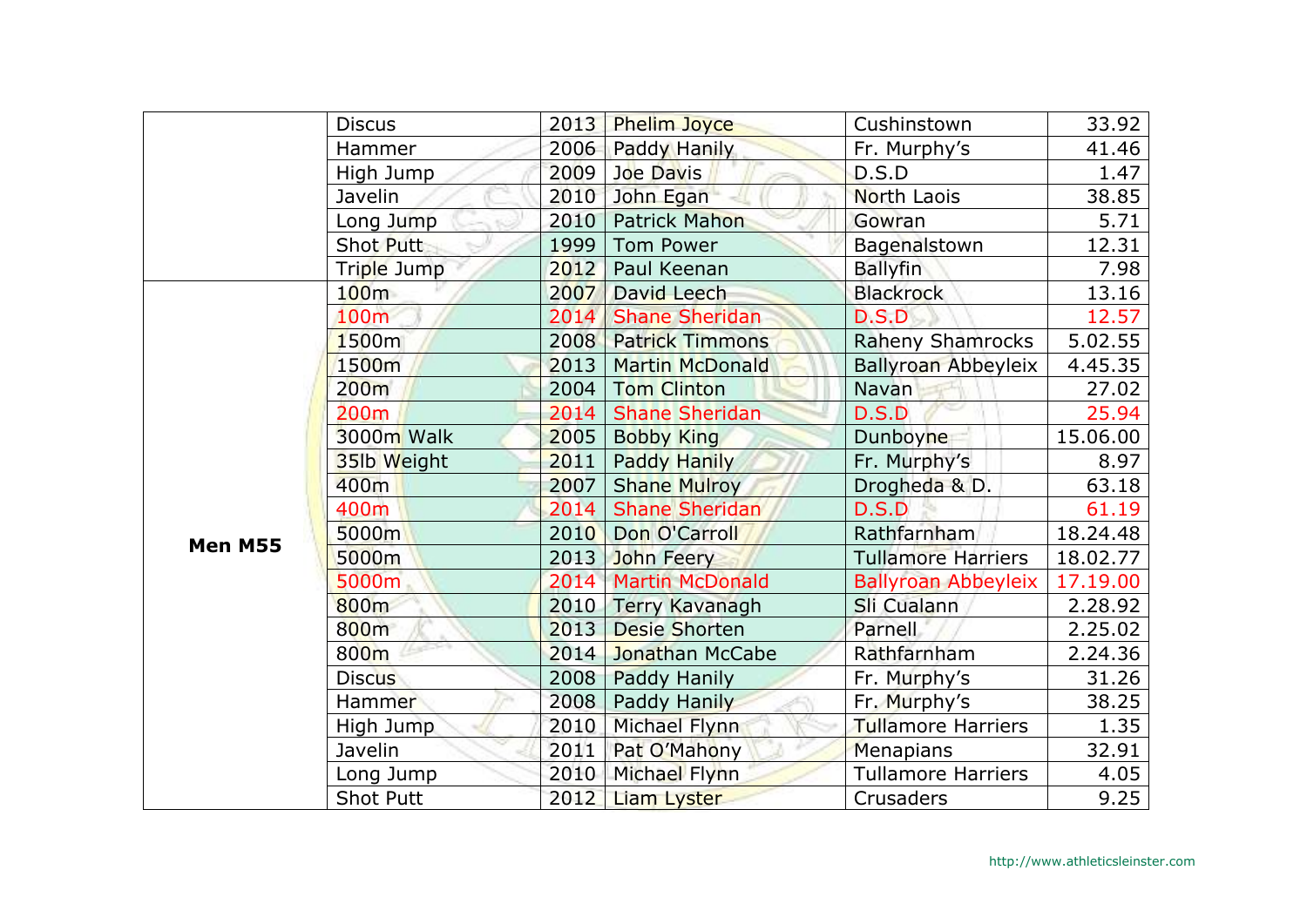| | | | | | |
|---|---|---|---|---|---|
| | Discus | 2013 | Phelim Joyce | Cushinstown | 33.92 |
| | Hammer | 2006 | Paddy Hanily | Fr. Murphy's | 41.46 |
| | High Jump | 2009 | Joe Davis | D.S.D | 1.47 |
| | Javelin | 2010 | John Egan | North Laois | 38.85 |
| | Long Jump | 2010 | Patrick Mahon | Gowran | 5.71 |
| | Shot Putt | 1999 | Tom Power | Bagenalstown | 12.31 |
| | Triple Jump | 2012 | Paul Keenan | Ballyfin | 7.98 |
| **Men M55** | 100m | 2007 | David Leech | Blackrock | 13.16 |
| | 100m | 2014 | Shane Sheridan | D.S.D | 12.57 |
| | 1500m | 2008 | Patrick Timmons | Raheny Shamrocks | 5.02.55 |
| | 1500m | 2013 | Martin McDonald | Ballyroan Abbeyleix | 4.45.35 |
| | 200m | 2004 | Tom Clinton | Navan | 27.02 |
| | 200m | 2014 | Shane Sheridan | D.S.D | 25.94 |
| | 3000m Walk | 2005 | Bobby King | Dunboyne | 15.06.00 |
| | 35lb Weight | 2011 | Paddy Hanily | Fr. Murphy's | 8.97 |
| | 400m | 2007 | Shane Mulroy | Drogheda & D. | 63.18 |
| | 400m | 2014 | Shane Sheridan | D.S.D | 61.19 |
| | 5000m | 2010 | Don O'Carroll | Rathfarnham | 18.24.48 |
| | 5000m | 2013 | John Feery | Tullamore Harriers | 18.02.77 |
| | 5000m | 2014 | Martin McDonald | Ballyroan Abbeyleix | 17.19.00 |
| | 800m | 2010 | Terry Kavanagh | Sli Cualann | 2.28.92 |
| | 800m | 2013 | Desie Shorten | Parnell | 2.25.02 |
| | 800m | 2014 | Jonathan McCabe | Rathfarnham | 2.24.36 |
| | Discus | 2008 | Paddy Hanily | Fr. Murphy's | 31.26 |
| | Hammer | 2008 | Paddy Hanily | Fr. Murphy's | 38.25 |
| | High Jump | 2010 | Michael Flynn | Tullamore Harriers | 1.35 |
| | Javelin | 2011 | Pat O'Mahony | Menapians | 32.91 |
| | Long Jump | 2010 | Michael Flynn | Tullamore Harriers | 4.05 |
| | Shot Putt | 2012 | Liam Lyster | Crusaders | 9.25 |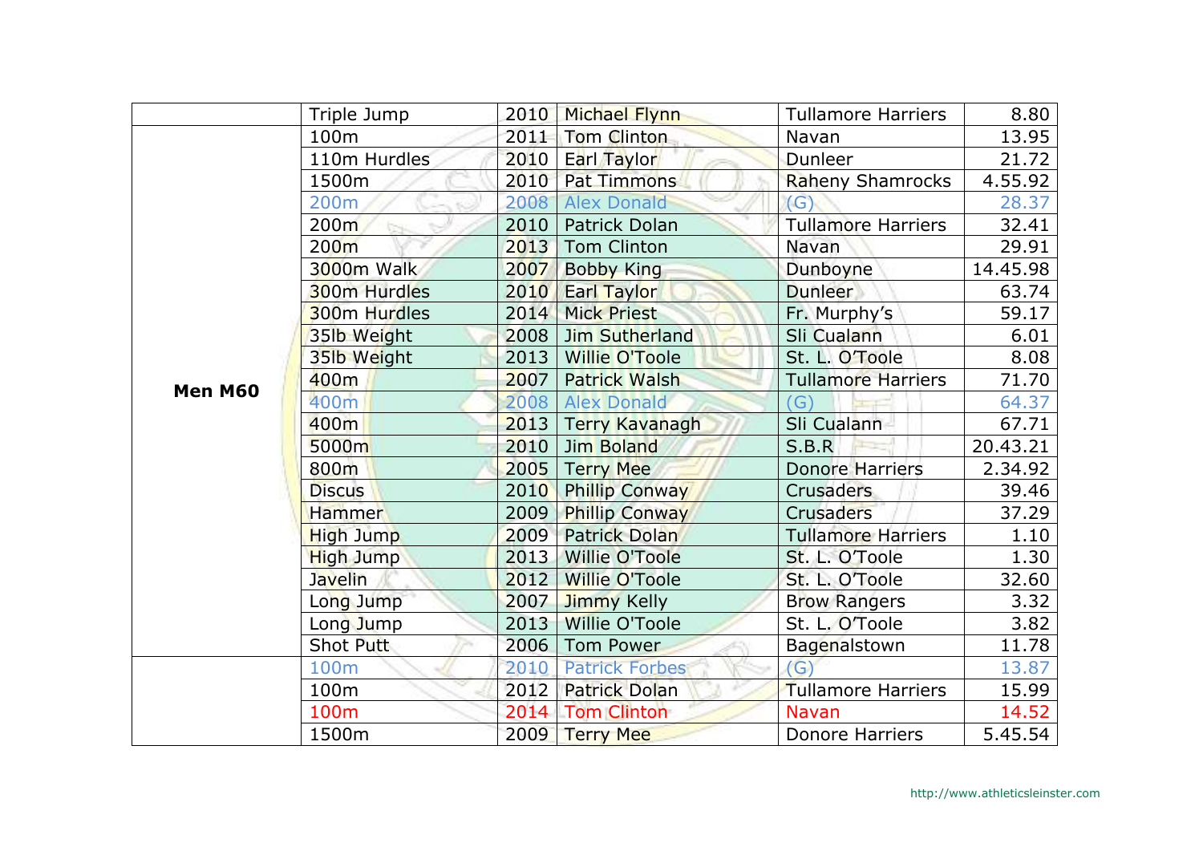| | | | | | |
|---|---|---|---|---|---|
| | Triple Jump | 2010 | Michael Flynn | Tullamore Harriers | 8.80 |
| **Men M60** | 100m | 2011 | Tom Clinton | Navan | 13.95 |
| | 110m Hurdles | 2010 | Earl Taylor | Dunleer | 21.72 |
| | 1500m | 2010 | Pat Timmons | Raheny Shamrocks | 4.55.92 |
| | 200m | 2008 | Alex Donald | (G) | 28.37 |
| | 200m | 2010 | Patrick Dolan | Tullamore Harriers | 32.41 |
| | 200m | 2013 | Tom Clinton | Navan | 29.91 |
| | 3000m Walk | 2007 | Bobby King | Dunboyne | 14.45.98 |
| | 300m Hurdles | 2010 | Earl Taylor | Dunleer | 63.74 |
| | 300m Hurdles | 2014 | Mick Priest | Fr. Murphy's | 59.17 |
| | 35lb Weight | 2008 | Jim Sutherland | Sli Cualann | 6.01 |
| | 35lb Weight | 2013 | Willie O'Toole | St. L. O'Toole | 8.08 |
| | 400m | 2007 | Patrick Walsh | Tullamore Harriers | 71.70 |
| | 400m | 2008 | Alex Donald | (G) | 64.37 |
| | 400m | 2013 | Terry Kavanagh | Sli Cualann | 67.71 |
| | 5000m | 2010 | Jim Boland | S.B.R | 20.43.21 |
| | 800m | 2005 | Terry Mee | Donore Harriers | 2.34.92 |
| | Discus | 2010 | Phillip Conway | Crusaders | 39.46 |
| | Hammer | 2009 | Phillip Conway | Crusaders | 37.29 |
| | High Jump | 2009 | Patrick Dolan | Tullamore Harriers | 1.10 |
| | High Jump | 2013 | Willie O'Toole | St. L. O'Toole | 1.30 |
| | Javelin | 2012 | Willie O'Toole | St. L. O'Toole | 32.60 |
| | Long Jump | 2007 | Jimmy Kelly | Brow Rangers | 3.32 |
| | Long Jump | 2013 | Willie O'Toole | St. L. O'Toole | 3.82 |
| | Shot Putt | 2006 | Tom Power | Bagenalstown | 11.78 |
| | 100m | 2010 | Patrick Forbes | (G) | 13.87 |
| | 100m | 2012 | Patrick Dolan | Tullamore Harriers | 15.99 |
| | 100m | 2014 | Tom Clinton | Navan | 14.52 |
| | 1500m | 2009 | Terry Mee | Donore Harriers | 5.45.54 |

http://www.athleticsleinster.com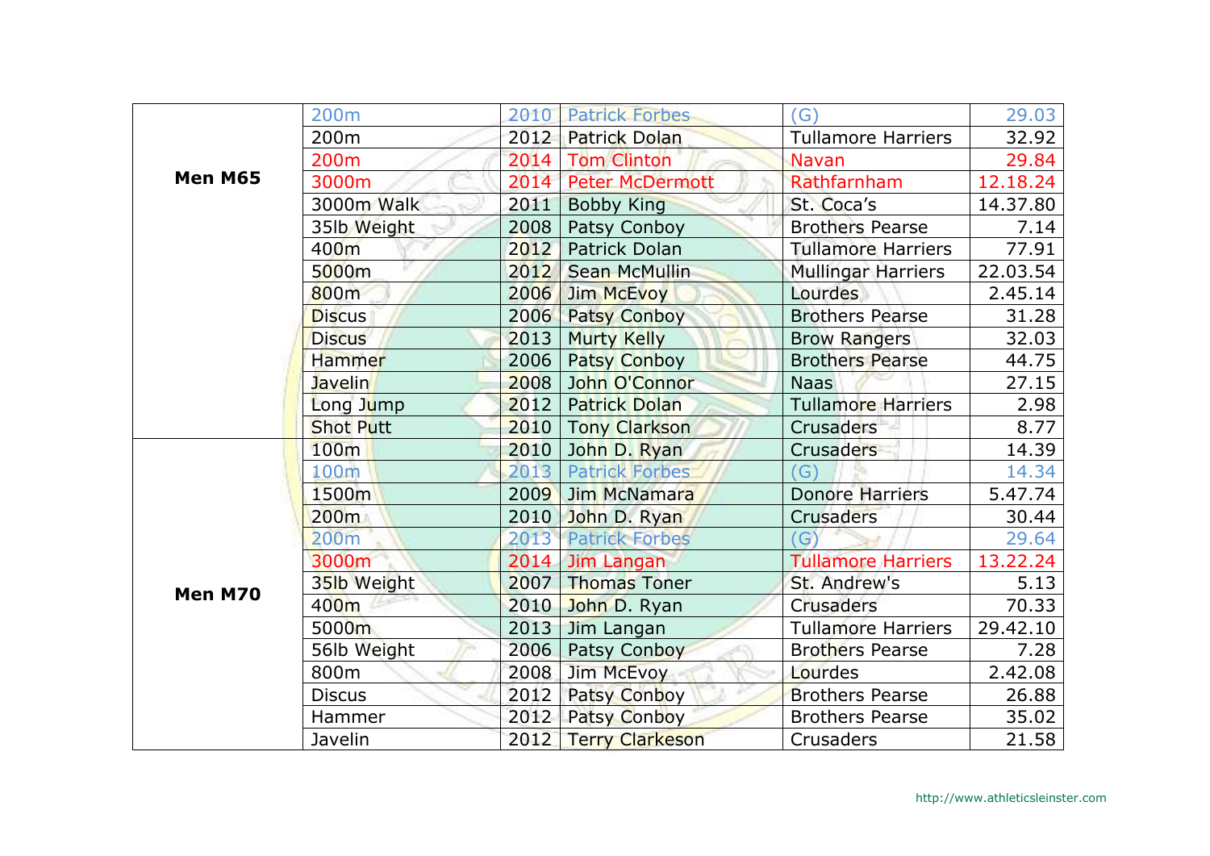| | | | | | |
|---|---|---|---|---|---|
| **Men M65** | 200m | 2010 | Patrick Forbes | (G) | 29.03 |
| | 200m | 2012 | Patrick Dolan | Tullamore Harriers | 32.92 |
| | 200m | 2014 | Tom Clinton | Navan | 29.84 |
| | 3000m | 2014 | Peter McDermott | Rathfarnham | 12.18.24 |
| | 3000m Walk | 2011 | Bobby King | St. Coca's | 14.37.80 |
| | 35lb Weight | 2008 | Patsy Conboy | Brothers Pearse | 7.14 |
| | 400m | 2012 | Patrick Dolan | Tullamore Harriers | 77.91 |
| | 5000m | 2012 | Sean McMullin | Mullingar Harriers | 22.03.54 |
| | 800m | 2006 | Jim McEvoy | Lourdes | 2.45.14 |
| | Discus | 2006 | Patsy Conboy | Brothers Pearse | 31.28 |
| | Discus | 2013 | Murty Kelly | Brow Rangers | 32.03 |
| | Hammer | 2006 | Patsy Conboy | Brothers Pearse | 44.75 |
| | Javelin | 2008 | John O'Connor | Naas | 27.15 |
| | Long Jump | 2012 | Patrick Dolan | Tullamore Harriers | 2.98 |
| | Shot Putt | 2010 | Tony Clarkson | Crusaders | 8.77 |
| **Men M70** | 100m | 2010 | John D. Ryan | Crusaders | 14.39 |
| | 100m | 2013 | Patrick Forbes | (G) | 14.34 |
| | 1500m | 2009 | Jim McNamara | Donore Harriers | 5.47.74 |
| | 200m | 2010 | John D. Ryan | Crusaders | 30.44 |
| | 200m | 2013 | Patrick Forbes | (G) | 29.64 |
| | 3000m | 2014 | Jim Langan | Tullamore Harriers | 13.22.24 |
| | 35lb Weight | 2007 | Thomas Toner | St. Andrew's | 5.13 |
| | 400m | 2010 | John D. Ryan | Crusaders | 70.33 |
| | 5000m | 2013 | Jim Langan | Tullamore Harriers | 29.42.10 |
| | 56lb Weight | 2006 | Patsy Conboy | Brothers Pearse | 7.28 |
| | 800m | 2008 | Jim McEvoy | Lourdes | 2.42.08 |
| | Discus | 2012 | Patsy Conboy | Brothers Pearse | 26.88 |
| | Hammer | 2012 | Patsy Conboy | Brothers Pearse | 35.02 |
| | Javelin | 2012 | Terry Clarkeson | Crusaders | 21.58 |

http://www.athleticsleinster.com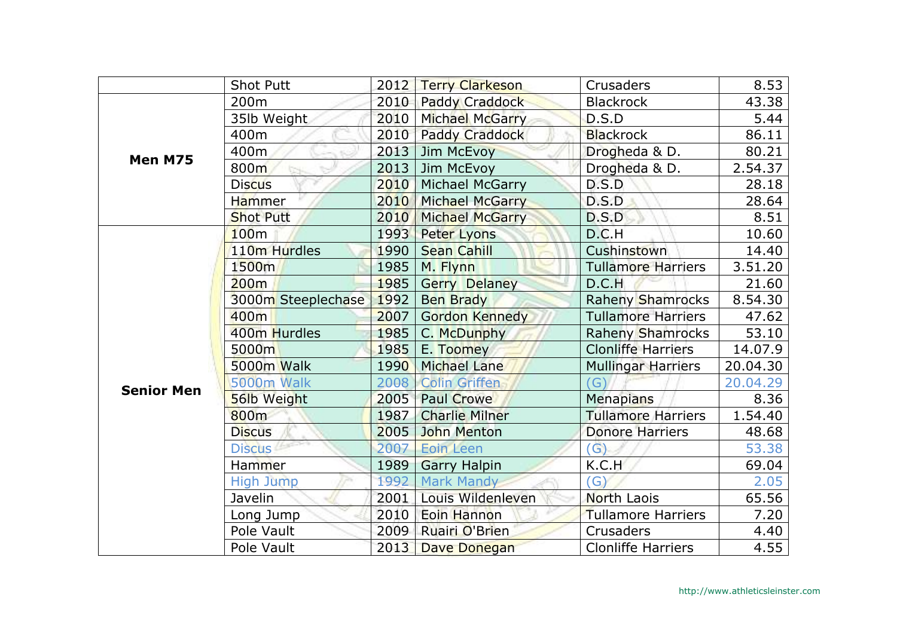| | | | | | |
|---|---|---|---|---|---|
| | Shot Putt | 2012 | Terry Clarkeson | Crusaders | 8.53 |
| **Men M75** | 200m | 2010 | Paddy Craddock | Blackrock | 43.38 |
| | 35lb Weight | 2010 | Michael McGarry | D.S.D | 5.44 |
| | 400m | 2010 | Paddy Craddock | Blackrock | 86.11 |
| | 400m | 2013 | Jim McEvoy | Drogheda & D. | 80.21 |
| | 800m | 2013 | Jim McEvoy | Drogheda & D. | 2.54.37 |
| | Discus | 2010 | Michael McGarry | D.S.D | 28.18 |
| | Hammer | 2010 | Michael McGarry | D.S.D | 28.64 |
| | Shot Putt | 2010 | Michael McGarry | D.S.D | 8.51 |
| **Senior Men** | 100m | 1993 | Peter Lyons | D.C.H | 10.60 |
| | 110m Hurdles | 1990 | Sean Cahill | Cushinstown | 14.40 |
| | 1500m | 1985 | M. Flynn | Tullamore Harriers | 3.51.20 |
| | 200m | 1985 | Gerry Delaney | D.C.H | 21.60 |
| | 3000m Steeplechase | 1992 | Ben Brady | Raheny Shamrocks | 8.54.30 |
| | 400m | 2007 | Gordon Kennedy | Tullamore Harriers | 47.62 |
| | 400m Hurdles | 1985 | C. McDunphy | Raheny Shamrocks | 53.10 |
| | 5000m | 1985 | E. Toomey | Clonliffe Harriers | 14.07.9 |
| | 5000m Walk | 1990 | Michael Lane | Mullingar Harriers | 20.04.30 |
| | 5000m Walk | 2008 | Colin Griffen | (G) | 20.04.29 |
| | 56lb Weight | 2005 | Paul Crowe | Menapians | 8.36 |
| | 800m | 1987 | Charlie Milner | Tullamore Harriers | 1.54.40 |
| | Discus | 2005 | John Menton | Donore Harriers | 48.68 |
| | Discus | 2007 | Eoin Leen | (G) | 53.38 |
| | Hammer | 1989 | Garry Halpin | K.C.H | 69.04 |
| | High Jump | 1992 | Mark Mandy | (G) | 2.05 |
| | Javelin | 2001 | Louis Wildenleven | North Laois | 65.56 |
| | Long Jump | 2010 | Eoin Hannon | Tullamore Harriers | 7.20 |
| | Pole Vault | 2009 | Ruairi O'Brien | Crusaders | 4.40 |
| | Pole Vault | 2013 | Dave Donegan | Clonliffe Harriers | 4.55 |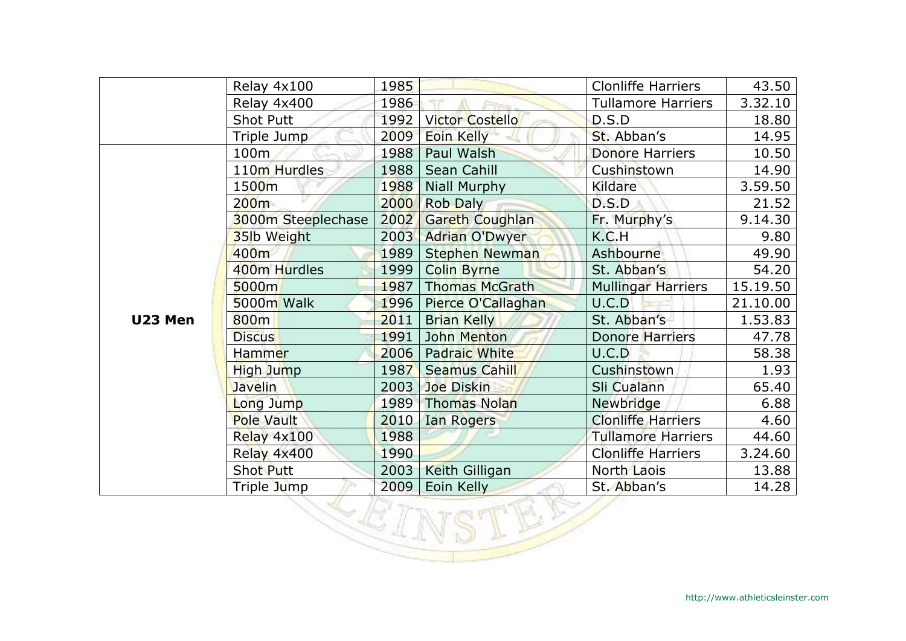| | | | | | |
|---|---|---|---|---|---|
| | Relay 4x100 | 1985 | | Clonliffe Harriers | 43.50 |
| | Relay 4x400 | 1986 | | Tullamore Harriers | 3.32.10 |
| | Shot Putt | 1992 | Victor Costello | D.S.D | 18.80 |
| | Triple Jump | 2009 | Eoin Kelly | St. Abban's | 14.95 |
| **U23 Men** | 100m | 1988 | Paul Walsh | Donore Harriers | 10.50 |
| | 110m Hurdles | 1988 | Sean Cahill | Cushinstown | 14.90 |
| | 1500m | 1988 | Niall Murphy | Kildare | 3.59.50 |
| | 200m | 2000 | Rob Daly | D.S.D | 21.52 |
| | 3000m Steeplechase | 2002 | Gareth Coughlan | Fr. Murphy's | 9.14.30 |
| | 35lb Weight | 2003 | Adrian O'Dwyer | K.C.H | 9.80 |
| | 400m | 1989 | Stephen Newman | Ashbourne | 49.90 |
| | 400m Hurdles | 1999 | Colin Byrne | St. Abban's | 54.20 |
| | 5000m | 1987 | Thomas McGrath | Mullingar Harriers | 15.19.50 |
| | 5000m Walk | 1996 | Pierce O'Callaghan | U.C.D | 21.10.00 |
| | 800m | 2011 | Brian Kelly | St. Abban's | 1.53.83 |
| | Discus | 1991 | John Menton | Donore Harriers | 47.78 |
| | Hammer | 2006 | Padraic White | U.C.D | 58.38 |
| | High Jump | 1987 | Seamus Cahill | Cushinstown | 1.93 |
| | Javelin | 2003 | Joe Diskin | Sli Cualann | 65.40 |
| | Long Jump | 1989 | Thomas Nolan | Newbridge | 6.88 |
| | Pole Vault | 2010 | Ian Rogers | Clonliffe Harriers | 4.60 |
| | Relay 4x100 | 1988 | | Tullamore Harriers | 44.60 |
| | Relay 4x400 | 1990 | | Clonliffe Harriers | 3.24.60 |
| | Shot Putt | 2003 | Keith Gilligan | North Laois | 13.88 |
| | Triple Jump | 2009 | Eoin Kelly | St. Abban's | 14.28 |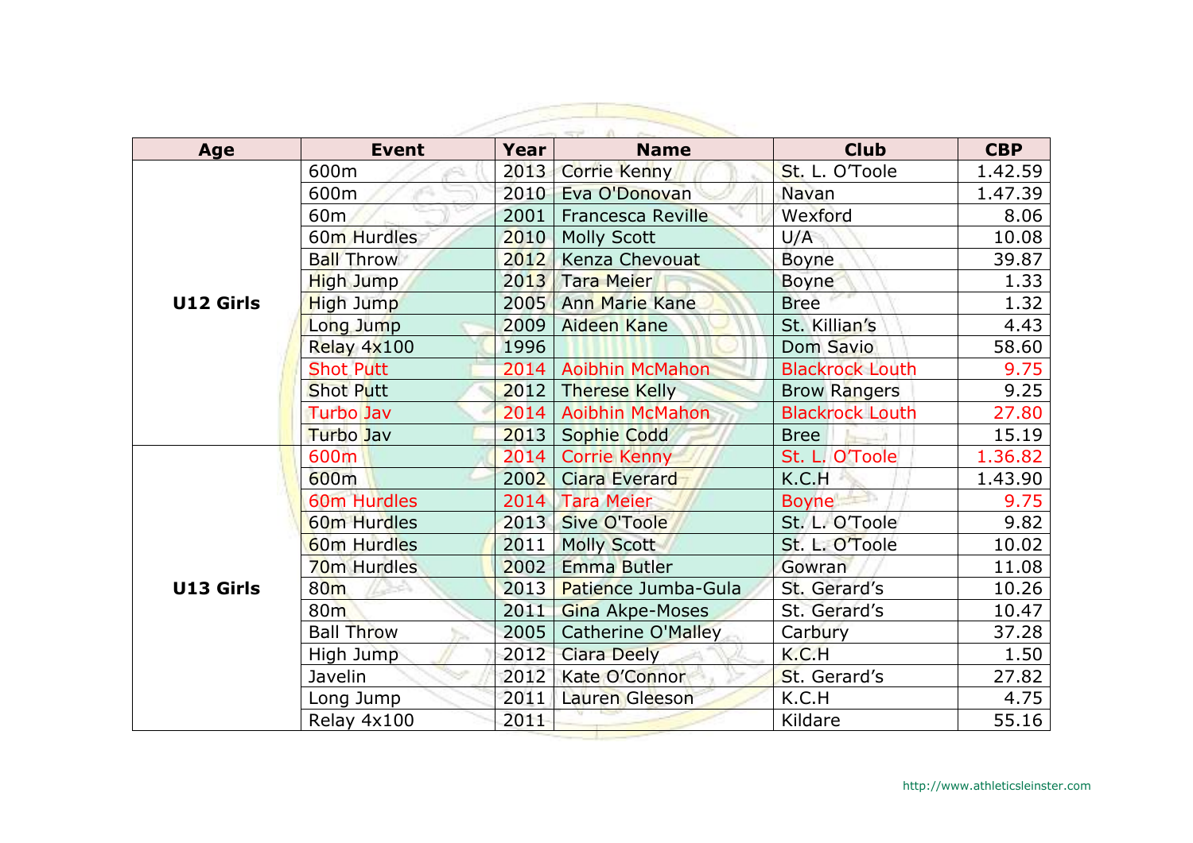| Age | Event | Year | Name | Club | CBP |
|---|---|---|---|---|---|
| U12 Girls | 600m | 2013 | Corrie Kenny | St. L. O'Toole | 1.42.59 |
| | 600m | 2010 | Eva O'Donovan | Navan | 1.47.39 |
| | 60m | 2001 | Francesca Reville | Wexford | 8.06 |
| | 60m Hurdles | 2010 | Molly Scott | U/A | 10.08 |
| | Ball Throw | 2012 | Kenza Chevouat | Boyne | 39.87 |
| | High Jump | 2013 | Tara Meier | Boyne | 1.33 |
| | High Jump | 2005 | Ann Marie Kane | Bree | 1.32 |
| | Long Jump | 2009 | Aideen Kane | St. Killian's | 4.43 |
| | Relay 4x100 | 1996 | | Dom Savio | 58.60 |
| | Shot Putt | 2014 | Aoibhin McMahon | Blackrock Louth | 9.75 |
| | Shot Putt | 2012 | Therese Kelly | Brow Rangers | 9.25 |
| | Turbo Jav | 2014 | Aoibhin McMahon | Blackrock Louth | 27.80 |
| | Turbo Jav | 2013 | Sophie Codd | Bree | 15.19 |
| U13 Girls | 600m | 2014 | Corrie Kenny | St. L. O'Toole | 1.36.82 |
| | 600m | 2002 | Ciara Everard | K.C.H | 1.43.90 |
| | 60m Hurdles | 2014 | Tara Meier | Boyne | 9.75 |
| | 60m Hurdles | 2013 | Sive O'Toole | St. L. O'Toole | 9.82 |
| | 60m Hurdles | 2011 | Molly Scott | St. L. O'Toole | 10.02 |
| | 70m Hurdles | 2002 | Emma Butler | Gowran | 11.08 |
| | 80m | 2013 | Patience Jumba-Gula | St. Gerard's | 10.26 |
| | 80m | 2011 | Gina Akpe-Moses | St. Gerard's | 10.47 |
| | Ball Throw | 2005 | Catherine O'Malley | Carbury | 37.28 |
| | High Jump | 2012 | Ciara Deely | K.C.H | 1.50 |
| | Javelin | 2012 | Kate O'Connor | St. Gerard's | 27.82 |
| | Long Jump | 2011 | Lauren Gleeson | K.C.H | 4.75 |
| | Relay 4x100 | 2011 | | Kildare | 55.16 |

http://www.athleticsleinster.com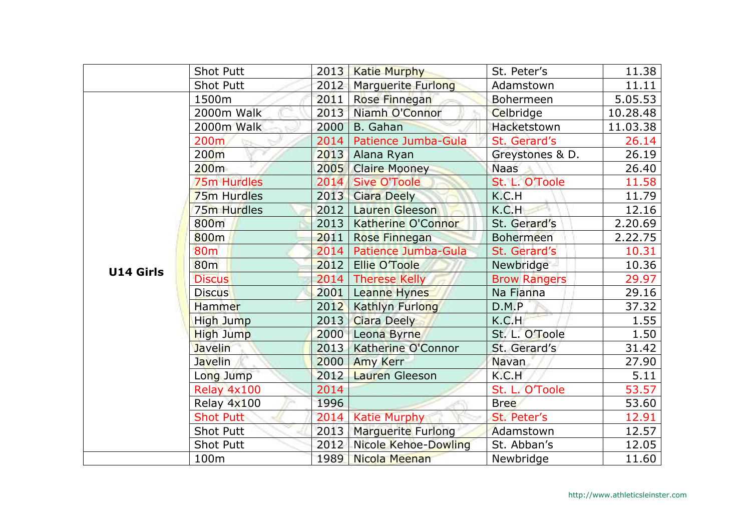| | | | | | |
|---|---|---|---|---|---|
| | Shot Putt | 2013 | Katie Murphy | St. Peter's | 11.38 |
| | Shot Putt | 2012 | Marguerite Furlong | Adamstown | 11.11 |
| **U14 Girls** | 1500m | 2011 | Rose Finnegan | Bohermeen | 5.05.53 |
| | 2000m Walk | 2013 | Niamh O'Connor | Celbridge | 10.28.48 |
| | 2000m Walk | 2000 | B. Gahan | Hacketstown | 11.03.38 |
| | 200m | 2014 | Patience Jumba-Gula | St. Gerard's | 26.14 |
| | 200m | 2013 | Alana Ryan | Greystones & D. | 26.19 |
| | 200m | 2005 | Claire Mooney | Naas | 26.40 |
| | 75m Hurdles | 2014 | Sive O'Toole | St. L. O'Toole | 11.58 |
| | 75m Hurdles | 2013 | Ciara Deely | K.C.H | 11.79 |
| | 75m Hurdles | 2012 | Lauren Gleeson | K.C.H | 12.16 |
| | 800m | 2013 | Katherine O'Connor | St. Gerard's | 2.20.69 |
| | 800m | 2011 | Rose Finnegan | Bohermeen | 2.22.75 |
| | 80m | 2014 | Patience Jumba-Gula | St. Gerard's | 10.31 |
| | 80m | 2012 | Ellie O'Toole | Newbridge | 10.36 |
| | Discus | 2014 | Therese Kelly | Brow Rangers | 29.97 |
| | Discus | 2001 | Leanne Hynes | Na Fianna | 29.16 |
| | Hammer | 2012 | Kathlyn Furlong | D.M.P | 37.32 |
| | High Jump | 2013 | Ciara Deely | K.C.H | 1.55 |
| | High Jump | 2000 | Leona Byrne | St. L. O'Toole | 1.50 |
| | Javelin | 2013 | Katherine O'Connor | St. Gerard's | 31.42 |
| | Javelin | 2000 | Amy Kerr | Navan | 27.90 |
| | Long Jump | 2012 | Lauren Gleeson | K.C.H | 5.11 |
| | Relay 4x100 | 2014 | | St. L. O'Toole | 53.57 |
| | Relay 4x100 | 1996 | | Bree | 53.60 |
| | Shot Putt | 2014 | Katie Murphy | St. Peter's | 12.91 |
| | Shot Putt | 2013 | Marguerite Furlong | Adamstown | 12.57 |
| | Shot Putt | 2012 | Nicole Kehoe-Dowling | St. Abban's | 12.05 |
| | 100m | 1989 | Nicola Meenan | Newbridge | 11.60 |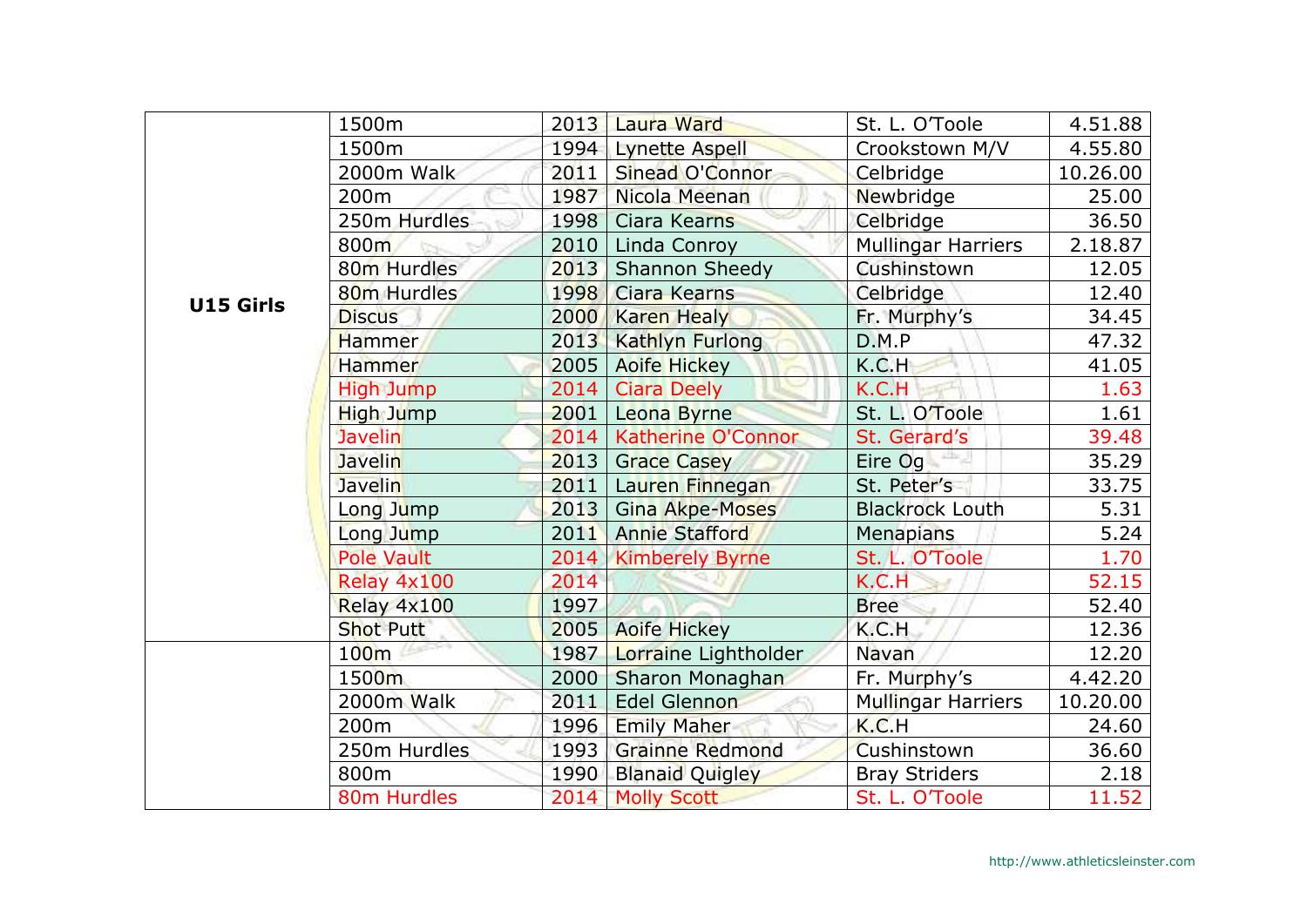| | | | | | |
|---|---|---|---|---|---|
| **U15 Girls** | 1500m | 2013 | Laura Ward | St. L. O'Toole | 4.51.88 |
| | 1500m | 1994 | Lynette Aspell | Crookstown M/V | 4.55.80 |
| | 2000m Walk | 2011 | Sinead O'Connor | Celbridge | 10.26.00 |
| | 200m | 1987 | Nicola Meenan | Newbridge | 25.00 |
| | 250m Hurdles | 1998 | Ciara Kearns | Celbridge | 36.50 |
| | 800m | 2010 | Linda Conroy | Mullingar Harriers | 2.18.87 |
| | 80m Hurdles | 2013 | Shannon Sheedy | Cushinstown | 12.05 |
| | 80m Hurdles | 1998 | Ciara Kearns | Celbridge | 12.40 |
| | Discus | 2000 | Karen Healy | Fr. Murphy's | 34.45 |
| | Hammer | 2013 | Kathlyn Furlong | D.M.P | 47.32 |
| | Hammer | 2005 | Aoife Hickey | K.C.H | 41.05 |
| | High Jump | 2014 | Ciara Deely | K.C.H | 1.63 |
| | High Jump | 2001 | Leona Byrne | St. L. O'Toole | 1.61 |
| | Javelin | 2014 | Katherine O'Connor | St. Gerard's | 39.48 |
| | Javelin | 2013 | Grace Casey | Eire Og | 35.29 |
| | Javelin | 2011 | Lauren Finnegan | St. Peter's | 33.75 |
| | Long Jump | 2013 | Gina Akpe-Moses | Blackrock Louth | 5.31 |
| | Long Jump | 2011 | Annie Stafford | Menapians | 5.24 |
| | Pole Vault | 2014 | Kimberely Byrne | St. L. O'Toole | 1.70 |
| | Relay 4x100 | 2014 | | K.C.H | 52.15 |
| | Relay 4x100 | 1997 | | Bree | 52.40 |
| | Shot Putt | 2005 | Aoife Hickey | K.C.H | 12.36 |
| | 100m | 1987 | Lorraine Lightholder | Navan | 12.20 |
| | 1500m | 2000 | Sharon Monaghan | Fr. Murphy's | 4.42.20 |
| | 2000m Walk | 2011 | Edel Glennon | Mullingar Harriers | 10.20.00 |
| | 200m | 1996 | Emily Maher | K.C.H | 24.60 |
| | 250m Hurdles | 1993 | Grainne Redmond | Cushinstown | 36.60 |
| | 800m | 1990 | Blanaid Quigley | Bray Striders | 2.18 |
| | 80m Hurdles | 2014 | Molly Scott | St. L. O'Toole | 11.52 |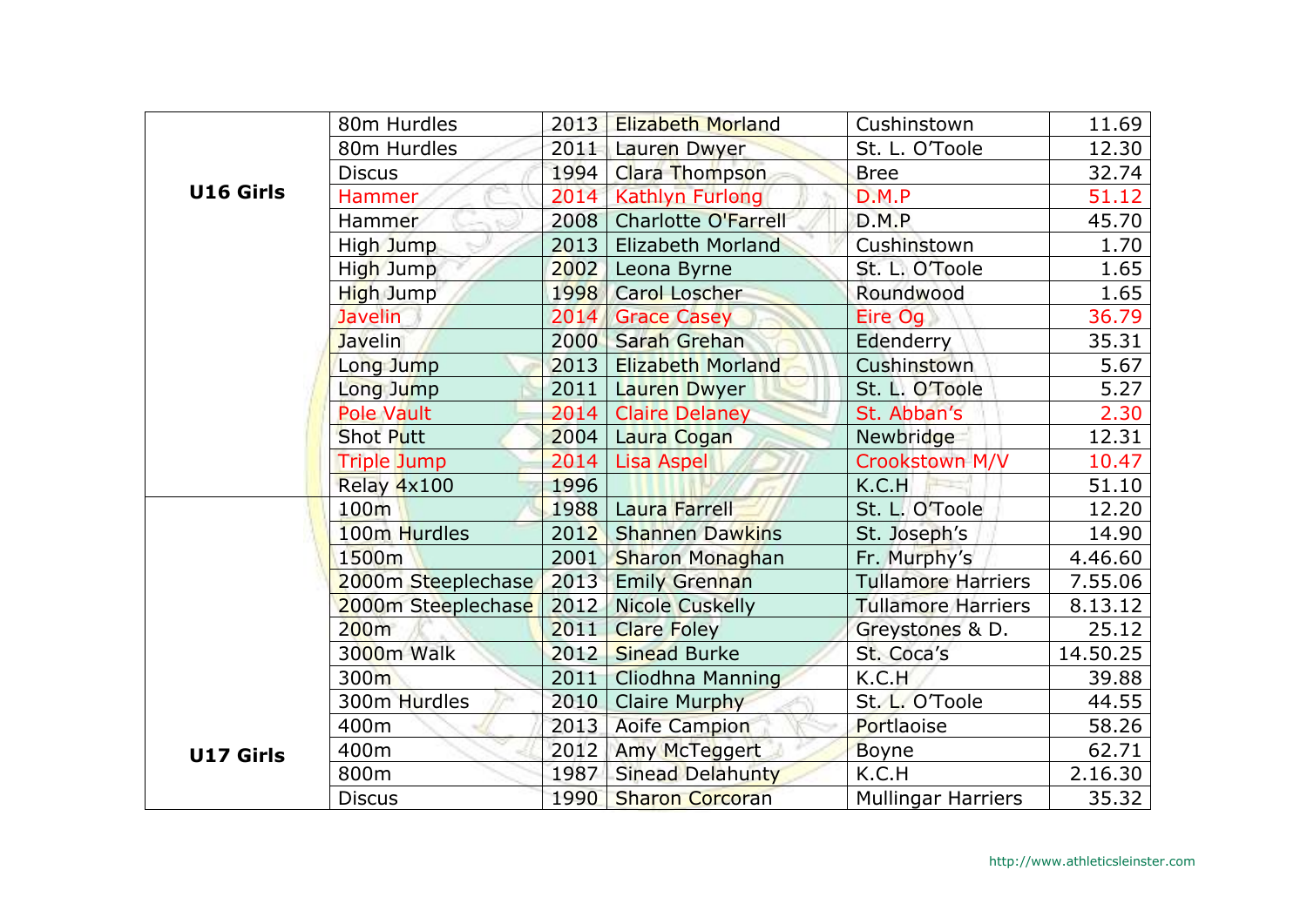| | | | | | |
|---|---|---|---|---|---|
| **U16 Girls** | 80m Hurdles | 2013 | Elizabeth Morland | Cushinstown | 11.69 |
| | 80m Hurdles | 2011 | Lauren Dwyer | St. L. O'Toole | 12.30 |
| | Discus | 1994 | Clara Thompson | Bree | 32.74 |
| | Hammer | 2014 | Kathlyn Furlong | D.M.P | 51.12 |
| | Hammer | 2008 | Charlotte O'Farrell | D.M.P | 45.70 |
| | High Jump | 2013 | Elizabeth Morland | Cushinstown | 1.70 |
| | High Jump | 2002 | Leona Byrne | St. L. O'Toole | 1.65 |
| | High Jump | 1998 | Carol Loscher | Roundwood | 1.65 |
| | Javelin | 2014 | Grace Casey | Eire Og | 36.79 |
| | Javelin | 2000 | Sarah Grehan | Edenderry | 35.31 |
| | Long Jump | 2013 | Elizabeth Morland | Cushinstown | 5.67 |
| | Long Jump | 2011 | Lauren Dwyer | St. L. O'Toole | 5.27 |
| | Pole Vault | 2014 | Claire Delaney | St. Abban's | 2.30 |
| | Shot Putt | 2004 | Laura Cogan | Newbridge | 12.31 |
| | Triple Jump | 2014 | Lisa Aspel | Crookstown M/V | 10.47 |
| | Relay 4x100 | 1996 | | K.C.H | 51.10 |
| **U17 Girls** | 100m | 1988 | Laura Farrell | St. L. O'Toole | 12.20 |
| | 100m Hurdles | 2012 | Shannen Dawkins | St. Joseph's | 14.90 |
| | 1500m | 2001 | Sharon Monaghan | Fr. Murphy's | 4.46.60 |
| | 2000m Steeplechase | 2013 | Emily Grennan | Tullamore Harriers | 7.55.06 |
| | 2000m Steeplechase | 2012 | Nicole Cuskelly | Tullamore Harriers | 8.13.12 |
| | 200m | 2011 | Clare Foley | Greystones & D. | 25.12 |
| | 3000m Walk | 2012 | Sinead Burke | St. Coca's | 14.50.25 |
| | 300m | 2011 | Cliodhna Manning | K.C.H | 39.88 |
| | 300m Hurdles | 2010 | Claire Murphy | St. L. O'Toole | 44.55 |
| | 400m | 2013 | Aoife Campion | Portlaoise | 58.26 |
| | 400m | 2012 | Amy McTeggert | Boyne | 62.71 |
| | 800m | 1987 | Sinead Delahunty | K.C.H | 2.16.30 |
| | Discus | 1990 | Sharon Corcoran | Mullingar Harriers | 35.32 |

http://www.athleticsleinster.com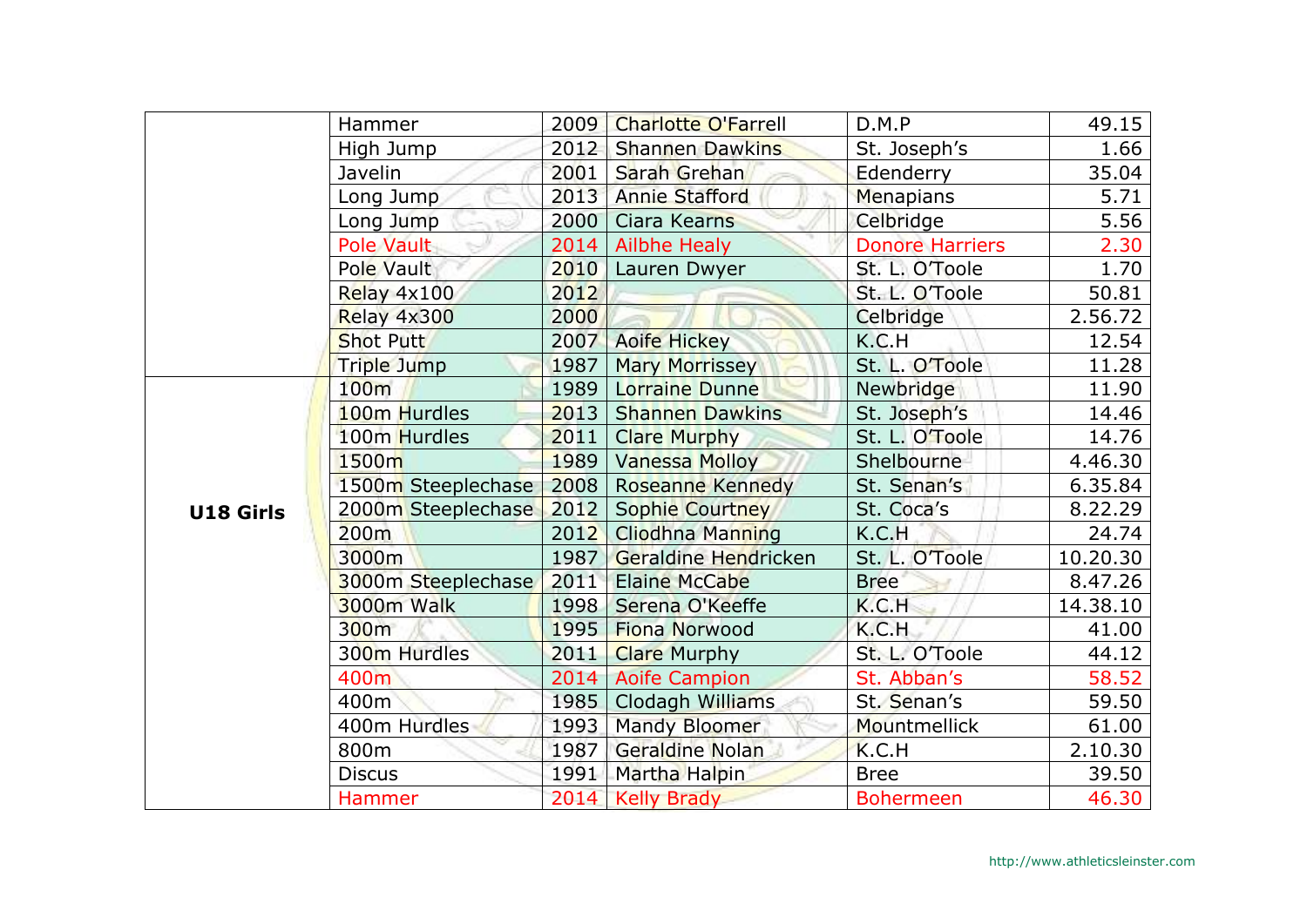| | | | | | |
|---|---|---|---|---|---|
| | Hammer | 2009 | Charlotte O'Farrell | D.M.P | 49.15 |
| | High Jump | 2012 | Shannen Dawkins | St. Joseph's | 1.66 |
| | Javelin | 2001 | Sarah Grehan | Edenderry | 35.04 |
| | Long Jump | 2013 | Annie Stafford | Menapians | 5.71 |
| | Long Jump | 2000 | Ciara Kearns | Celbridge | 5.56 |
| | Pole Vault | 2014 | Ailbhe Healy | Donore Harriers | 2.30 |
| | Pole Vault | 2010 | Lauren Dwyer | St. L. O'Toole | 1.70 |
| | Relay 4x100 | 2012 | | St. L. O'Toole | 50.81 |
| | Relay 4x300 | 2000 | | Celbridge | 2.56.72 |
| | Shot Putt | 2007 | Aoife Hickey | K.C.H | 12.54 |
| | Triple Jump | 1987 | Mary Morrissey | St. L. O'Toole | 11.28 |
| **U18 Girls** | 100m | 1989 | Lorraine Dunne | Newbridge | 11.90 |
| | 100m Hurdles | 2013 | Shannen Dawkins | St. Joseph's | 14.46 |
| | 100m Hurdles | 2011 | Clare Murphy | St. L. O'Toole | 14.76 |
| | 1500m | 1989 | Vanessa Molloy | Shelbourne | 4.46.30 |
| | 1500m Steeplechase | 2008 | Roseanne Kennedy | St. Senan's | 6.35.84 |
| | 2000m Steeplechase | 2012 | Sophie Courtney | St. Coca's | 8.22.29 |
| | 200m | 2012 | Cliodhna Manning | K.C.H | 24.74 |
| | 3000m | 1987 | Geraldine Hendricken | St. L. O'Toole | 10.20.30 |
| | 3000m Steeplechase | 2011 | Elaine McCabe | Bree | 8.47.26 |
| | 3000m Walk | 1998 | Serena O'Keeffe | K.C.H | 14.38.10 |
| | 300m | 1995 | Fiona Norwood | K.C.H | 41.00 |
| | 300m Hurdles | 2011 | Clare Murphy | St. L. O'Toole | 44.12 |
| | 400m | 2014 | Aoife Campion | St. Abban's | 58.52 |
| | 400m | 1985 | Clodagh Williams | St. Senan's | 59.50 |
| | 400m Hurdles | 1993 | Mandy Bloomer | Mountmellick | 61.00 |
| | 800m | 1987 | Geraldine Nolan | K.C.H | 2.10.30 |
| | Discus | 1991 | Martha Halpin | Bree | 39.50 |
| | Hammer | 2014 | Kelly Brady | Bohermeen | 46.30 |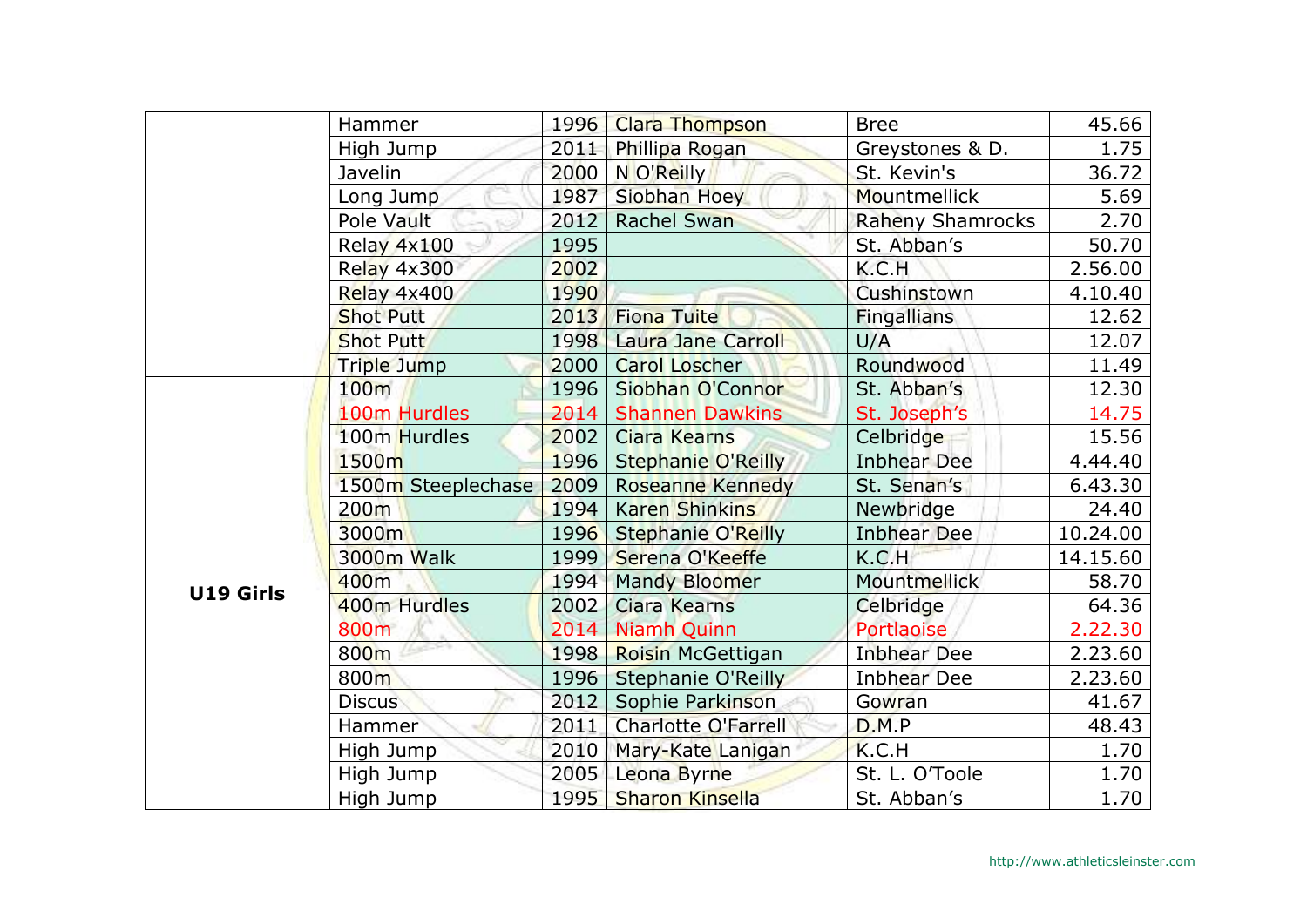| | | | | | |
|---|---|---|---|---|---|
| | Hammer | 1996 | Clara Thompson | Bree | 45.66 |
| | High Jump | 2011 | Phillipa Rogan | Greystones & D. | 1.75 |
| | Javelin | 2000 | N O'Reilly | St. Kevin's | 36.72 |
| | Long Jump | 1987 | Siobhan Hoey | Mountmellick | 5.69 |
| | Pole Vault | 2012 | Rachel Swan | Raheny Shamrocks | 2.70 |
| | Relay 4x100 | 1995 | | St. Abban's | 50.70 |
| | Relay 4x300 | 2002 | | K.C.H | 2.56.00 |
| | Relay 4x400 | 1990 | | Cushinstown | 4.10.40 |
| | Shot Putt | 2013 | Fiona Tuite | Fingallians | 12.62 |
| | Shot Putt | 1998 | Laura Jane Carroll | U/A | 12.07 |
| | Triple Jump | 2000 | Carol Loscher | Roundwood | 11.49 |
| **U19 Girls** | 100m | 1996 | Siobhan O'Connor | St. Abban's | 12.30 |
| | 100m Hurdles | 2014 | Shannen Dawkins | St. Joseph's | 14.75 |
| | 100m Hurdles | 2002 | Ciara Kearns | Celbridge | 15.56 |
| | 1500m | 1996 | Stephanie O'Reilly | Inbhear Dee | 4.44.40 |
| | 1500m Steeplechase | 2009 | Roseanne Kennedy | St. Senan's | 6.43.30 |
| | 200m | 1994 | Karen Shinkins | Newbridge | 24.40 |
| | 3000m | 1996 | Stephanie O'Reilly | Inbhear Dee | 10.24.00 |
| | 3000m Walk | 1999 | Serena O'Keeffe | K.C.H | 14.15.60 |
| | 400m | 1994 | Mandy Bloomer | Mountmellick | 58.70 |
| | 400m Hurdles | 2002 | Ciara Kearns | Celbridge | 64.36 |
| | 800m | 2014 | Niamh Quinn | Portlaoise | 2.22.30 |
| | 800m | 1998 | Roisin McGettigan | Inbhear Dee | 2.23.60 |
| | 800m | 1996 | Stephanie O'Reilly | Inbhear Dee | 2.23.60 |
| | Discus | 2012 | Sophie Parkinson | Gowran | 41.67 |
| | Hammer | 2011 | Charlotte O'Farrell | D.M.P | 48.43 |
| | High Jump | 2010 | Mary-Kate Lanigan | K.C.H | 1.70 |
| | High Jump | 2005 | Leona Byrne | St. L. O'Toole | 1.70 |
| | High Jump | 1995 | Sharon Kinsella | St. Abban's | 1.70 |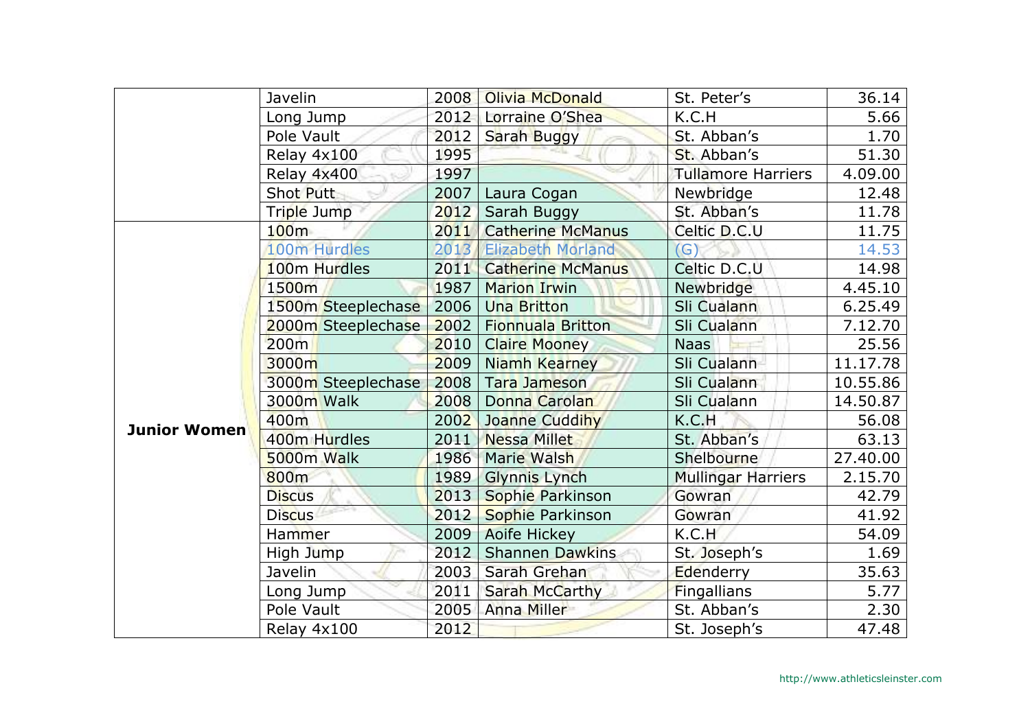|  |  |  |  |  |  |
|---|---|---|---|---|---|
|  | Javelin | 2008 | Olivia McDonald | St. Peter's | 36.14 |
|  | Long Jump | 2012 | Lorraine O'Shea | K.C.H | 5.66 |
|  | Pole Vault | 2012 | Sarah Buggy | St. Abban's | 1.70 |
|  | Relay 4x100 | 1995 |  | St. Abban's | 51.30 |
|  | Relay 4x400 | 1997 |  | Tullamore Harriers | 4.09.00 |
|  | Shot Putt | 2007 | Laura Cogan | Newbridge | 12.48 |
|  | Triple Jump | 2012 | Sarah Buggy | St. Abban's | 11.78 |
| **Junior Women** | 100m | 2011 | Catherine McManus | Celtic D.C.U | 11.75 |
|  | 100m Hurdles | 2013 | Elizabeth Morland | (G) | 14.53 |
|  | 100m Hurdles | 2011 | Catherine McManus | Celtic D.C.U | 14.98 |
|  | 1500m | 1987 | Marion Irwin | Newbridge | 4.45.10 |
|  | 1500m Steeplechase | 2006 | Una Britton | Sli Cualann | 6.25.49 |
|  | 2000m Steeplechase | 2002 | Fionnuala Britton | Sli Cualann | 7.12.70 |
|  | 200m | 2010 | Claire Mooney | Naas | 25.56 |
|  | 3000m | 2009 | Niamh Kearney | Sli Cualann | 11.17.78 |
|  | 3000m Steeplechase | 2008 | Tara Jameson | Sli Cualann | 10.55.86 |
|  | 3000m Walk | 2008 | Donna Carolan | Sli Cualann | 14.50.87 |
|  | 400m | 2002 | Joanne Cuddihy | K.C.H | 56.08 |
|  | 400m Hurdles | 2011 | Nessa Millet | St. Abban's | 63.13 |
|  | 5000m Walk | 1986 | Marie Walsh | Shelbourne | 27.40.00 |
|  | 800m | 1989 | Glynnis Lynch | Mullingar Harriers | 2.15.70 |
|  | Discus | 2013 | Sophie Parkinson | Gowran | 42.79 |
|  | Discus | 2012 | Sophie Parkinson | Gowran | 41.92 |
|  | Hammer | 2009 | Aoife Hickey | K.C.H | 54.09 |
|  | High Jump | 2012 | Shannen Dawkins | St. Joseph's | 1.69 |
|  | Javelin | 2003 | Sarah Grehan | Edenderry | 35.63 |
|  | Long Jump | 2011 | Sarah McCarthy | Fingallians | 5.77 |
|  | Pole Vault | 2005 | Anna Miller | St. Abban's | 2.30 |
|  | Relay 4x100 | 2012 |  | St. Joseph's | 47.48 |

http://www.athleticsleinster.com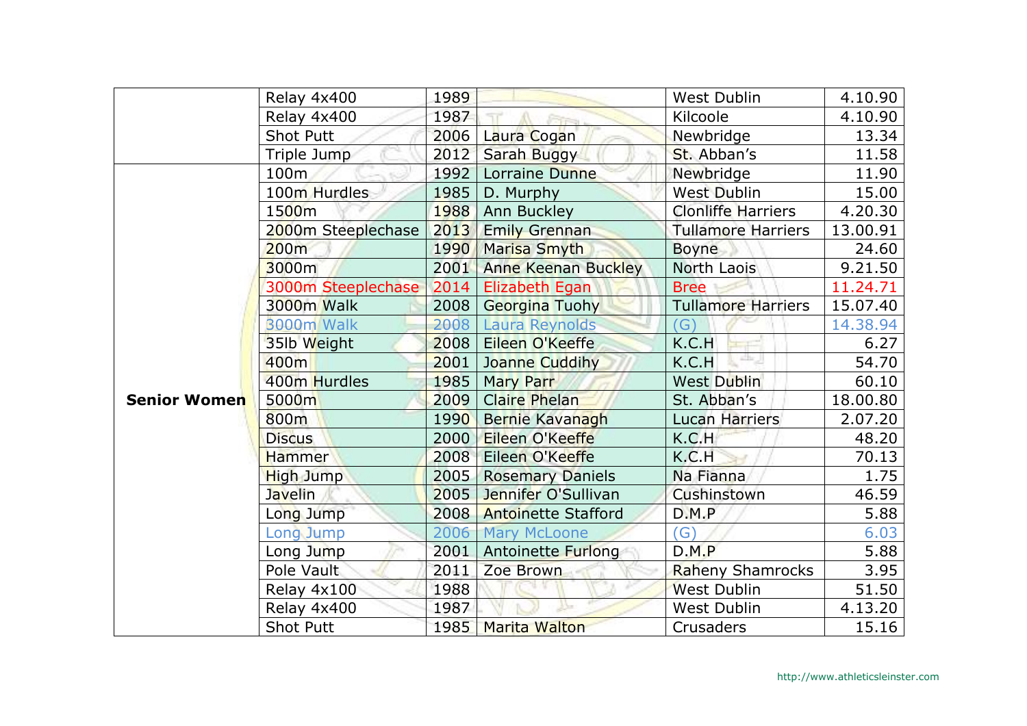| | | | | | |
|---|---|---|---|---|---|
| | Relay 4x400 | 1989 | | West Dublin | 4.10.90 |
| | Relay 4x400 | 1987 | | Kilcoole | 4.10.90 |
| | Shot Putt | 2006 | Laura Cogan | Newbridge | 13.34 |
| | Triple Jump | 2012 | Sarah Buggy | St. Abban's | 11.58 |
| **Senior Women** | 100m | 1992 | Lorraine Dunne | Newbridge | 11.90 |
| | 100m Hurdles | 1985 | D. Murphy | West Dublin | 15.00 |
| | 1500m | 1988 | Ann Buckley | Clonliffe Harriers | 4.20.30 |
| | 2000m Steeplechase | 2013 | Emily Grennan | Tullamore Harriers | 13.00.91 |
| | 200m | 1990 | Marisa Smyth | Boyne | 24.60 |
| | 3000m | 2001 | Anne Keenan Buckley | North Laois | 9.21.50 |
| | 3000m Steeplechase | 2014 | Elizabeth Egan | Bree | 11.24.71 |
| | 3000m Walk | 2008 | Georgina Tuohy | Tullamore Harriers | 15.07.40 |
| | 3000m Walk | 2008 | Laura Reynolds | (G) | 14.38.94 |
| | 35lb Weight | 2008 | Eileen O'Keeffe | K.C.H | 6.27 |
| | 400m | 2001 | Joanne Cuddihy | K.C.H | 54.70 |
| | 400m Hurdles | 1985 | Mary Parr | West Dublin | 60.10 |
| | 5000m | 2009 | Claire Phelan | St. Abban's | 18.00.80 |
| | 800m | 1990 | Bernie Kavanagh | Lucan Harriers | 2.07.20 |
| | Discus | 2000 | Eileen O'Keeffe | K.C.H | 48.20 |
| | Hammer | 2008 | Eileen O'Keeffe | K.C.H | 70.13 |
| | High Jump | 2005 | Rosemary Daniels | Na Fianna | 1.75 |
| | Javelin | 2005 | Jennifer O'Sullivan | Cushinstown | 46.59 |
| | Long Jump | 2008 | Antoinette Stafford | D.M.P | 5.88 |
| | Long Jump | 2006 | Mary McLoone | (G) | 6.03 |
| | Long Jump | 2001 | Antoinette Furlong | D.M.P | 5.88 |
| | Pole Vault | 2011 | Zoe Brown | Raheny Shamrocks | 3.95 |
| | Relay 4x100 | 1988 | | West Dublin | 51.50 |
| | Relay 4x400 | 1987 | | West Dublin | 4.13.20 |
| | Shot Putt | 1985 | Marita Walton | Crusaders | 15.16 |

http://www.athleticsleinster.com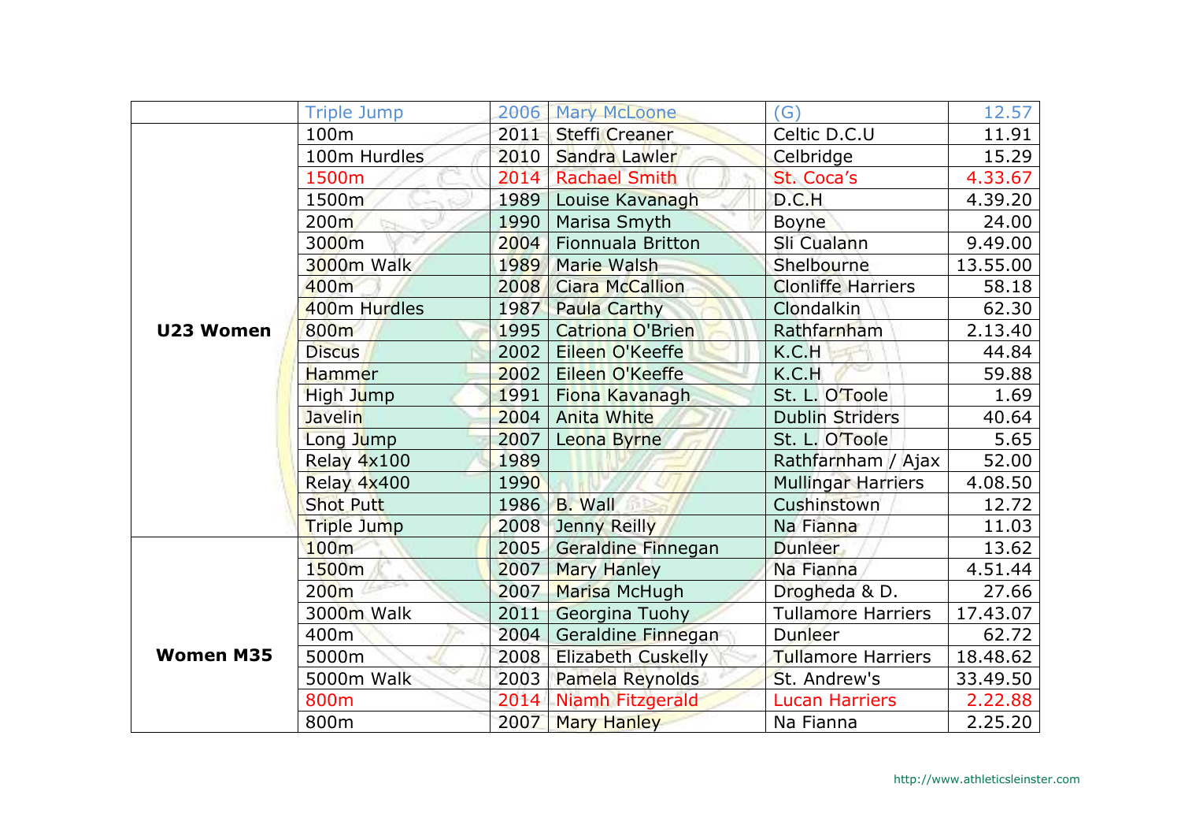| | | | | | |
|---|---|---|---|---|---|
| | Triple Jump | 2006 | Mary McLoone | (G) | 12.57 |
| **U23 Women** | 100m | 2011 | Steffi Creaner | Celtic D.C.U | 11.91 |
| | 100m Hurdles | 2010 | Sandra Lawler | Celbridge | 15.29 |
| | 1500m | 2014 | Rachael Smith | St. Coca's | 4.33.67 |
| | 1500m | 1989 | Louise Kavanagh | D.C.H | 4.39.20 |
| | 200m | 1990 | Marisa Smyth | Boyne | 24.00 |
| | 3000m | 2004 | Fionnuala Britton | Sli Cualann | 9.49.00 |
| | 3000m Walk | 1989 | Marie Walsh | Shelbourne | 13.55.00 |
| | 400m | 2008 | Ciara McCallion | Clonliffe Harriers | 58.18 |
| | 400m Hurdles | 1987 | Paula Carthy | Clondalkin | 62.30 |
| | 800m | 1995 | Catriona O'Brien | Rathfarnham | 2.13.40 |
| | Discus | 2002 | Eileen O'Keeffe | K.C.H | 44.84 |
| | Hammer | 2002 | Eileen O'Keeffe | K.C.H | 59.88 |
| | High Jump | 1991 | Fiona Kavanagh | St. L. O'Toole | 1.69 |
| | Javelin | 2004 | Anita White | Dublin Striders | 40.64 |
| | Long Jump | 2007 | Leona Byrne | St. L. O'Toole | 5.65 |
| | Relay 4x100 | 1989 | | Rathfarnham / Ajax | 52.00 |
| | Relay 4x400 | 1990 | | Mullingar Harriers | 4.08.50 |
| | Shot Putt | 1986 | B. Wall | Cushinstown | 12.72 |
| | Triple Jump | 2008 | Jenny Reilly | Na Fianna | 11.03 |
| **Women M35** | 100m | 2005 | Geraldine Finnegan | Dunleer | 13.62 |
| | 1500m | 2007 | Mary Hanley | Na Fianna | 4.51.44 |
| | 200m | 2007 | Marisa McHugh | Drogheda & D. | 27.66 |
| | 3000m Walk | 2011 | Georgina Tuohy | Tullamore Harriers | 17.43.07 |
| | 400m | 2004 | Geraldine Finnegan | Dunleer | 62.72 |
| | 5000m | 2008 | Elizabeth Cuskelly | Tullamore Harriers | 18.48.62 |
| | 5000m Walk | 2003 | Pamela Reynolds | St. Andrew's | 33.49.50 |
| | 800m | 2014 | Niamh Fitzgerald | Lucan Harriers | 2.22.88 |
| | 800m | 2007 | Mary Hanley | Na Fianna | 2.25.20 |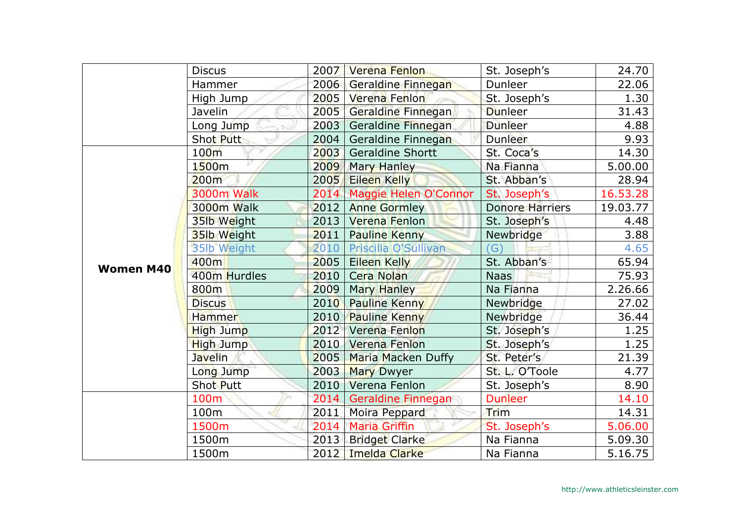| | | | | | |
|---|---|---|---|---|---|
| | Discus | 2007 | Verena Fenlon | St. Joseph's | 24.70 |
| | Hammer | 2006 | Geraldine Finnegan | Dunleer | 22.06 |
| | High Jump | 2005 | Verena Fenlon | St. Joseph's | 1.30 |
| | Javelin | 2005 | Geraldine Finnegan | Dunleer | 31.43 |
| | Long Jump | 2003 | Geraldine Finnegan | Dunleer | 4.88 |
| | Shot Putt | 2004 | Geraldine Finnegan | Dunleer | 9.93 |
| **Women M40** | 100m | 2003 | Geraldine Shortt | St. Coca's | 14.30 |
| | 1500m | 2009 | Mary Hanley | Na Fianna | 5.00.00 |
| | 200m | 2005 | Eileen Kelly | St. Abban's | 28.94 |
| | 3000m Walk | 2014 | Maggie Helen O'Connor | St. Joseph's | 16.53.28 |
| | 3000m Walk | 2012 | Anne Gormley | Donore Harriers | 19.03.77 |
| | 35lb Weight | 2013 | Verena Fenlon | St. Joseph's | 4.48 |
| | 35lb Weight | 2011 | Pauline Kenny | Newbridge | 3.88 |
| | 35lb Weight | 2010 | Priscilla O'Sullivan | (G) | 4.65 |
| | 400m | 2005 | Eileen Kelly | St. Abban's | 65.94 |
| | 400m Hurdles | 2010 | Cera Nolan | Naas | 75.93 |
| | 800m | 2009 | Mary Hanley | Na Fianna | 2.26.66 |
| | Discus | 2010 | Pauline Kenny | Newbridge | 27.02 |
| | Hammer | 2010 | Pauline Kenny | Newbridge | 36.44 |
| | High Jump | 2012 | Verena Fenlon | St. Joseph's | 1.25 |
| | High Jump | 2010 | Verena Fenlon | St. Joseph's | 1.25 |
| | Javelin | 2005 | Maria Macken Duffy | St. Peter's | 21.39 |
| | Long Jump | 2003 | Mary Dwyer | St. L. O'Toole | 4.77 |
| | Shot Putt | 2010 | Verena Fenlon | St. Joseph's | 8.90 |
| | 100m | 2014 | Geraldine Finnegan | Dunleer | 14.10 |
| | 100m | 2011 | Moira Peppard | Trim | 14.31 |
| | 1500m | 2014 | Maria Griffin | St. Joseph's | 5.06.00 |
| | 1500m | 2013 | Bridget Clarke | Na Fianna | 5.09.30 |
| | 1500m | 2012 | Imelda Clarke | Na Fianna | 5.16.75 |

http://www.athleticsleinster.com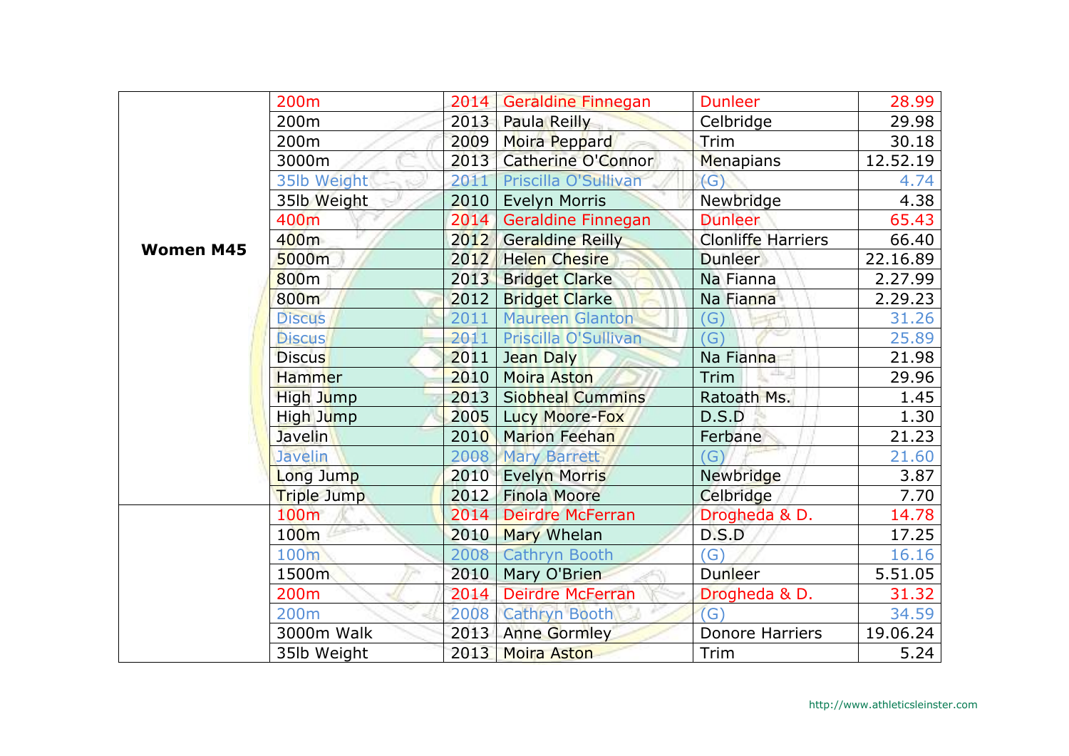| | | | | | |
|---|---|---|---|---|---|
| **Women M45** | 200m | 2014 | Geraldine Finnegan | Dunleer | 28.99 |
| | 200m | 2013 | Paula Reilly | Celbridge | 29.98 |
| | 200m | 2009 | Moira Peppard | Trim | 30.18 |
| | 3000m | 2013 | Catherine O'Connor | Menapians | 12.52.19 |
| | 35lb Weight | 2011 | Priscilla O'Sullivan | (G) | 4.74 |
| | 35lb Weight | 2010 | Evelyn Morris | Newbridge | 4.38 |
| | 400m | 2014 | Geraldine Finnegan | Dunleer | 65.43 |
| | 400m | 2012 | Geraldine Reilly | Clonliffe Harriers | 66.40 |
| | 5000m | 2012 | Helen Chesire | Dunleer | 22.16.89 |
| | 800m | 2013 | Bridget Clarke | Na Fianna | 2.27.99 |
| | 800m | 2012 | Bridget Clarke | Na Fianna | 2.29.23 |
| | Discus | 2011 | Maureen Glanton | (G) | 31.26 |
| | Discus | 2011 | Priscilla O'Sullivan | (G) | 25.89 |
| | Discus | 2011 | Jean Daly | Na Fianna | 21.98 |
| | Hammer | 2010 | Moira Aston | Trim | 29.96 |
| | High Jump | 2013 | Siobheal Cummins | Ratoath Ms. | 1.45 |
| | High Jump | 2005 | Lucy Moore-Fox | D.S.D | 1.30 |
| | Javelin | 2010 | Marion Feehan | Ferbane | 21.23 |
| | Javelin | 2008 | Mary Barrett | (G) | 21.60 |
| | Long Jump | 2010 | Evelyn Morris | Newbridge | 3.87 |
| | Triple Jump | 2012 | Finola Moore | Celbridge | 7.70 |
| | 100m | 2014 | Deirdre McFerran | Drogheda & D. | 14.78 |
| | 100m | 2010 | Mary Whelan | D.S.D | 17.25 |
| | 100m | 2008 | Cathryn Booth | (G) | 16.16 |
| | 1500m | 2010 | Mary O'Brien | Dunleer | 5.51.05 |
| | 200m | 2014 | Deirdre McFerran | Drogheda & D. | 31.32 |
| | 200m | 2008 | Cathryn Booth | (G) | 34.59 |
| | 3000m Walk | 2013 | Anne Gormley | Donore Harriers | 19.06.24 |
| | 35lb Weight | 2013 | Moira Aston | Trim | 5.24 |

http://www.athleticsleinster.com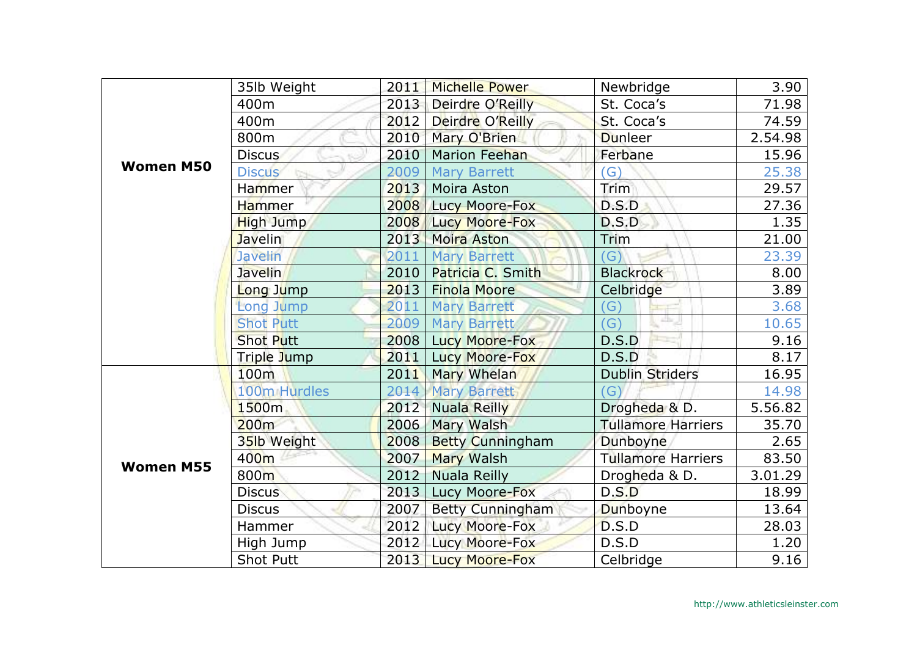| | | | | | |
|---|---|---|---|---|---|
| **Women M50** | 35lb Weight | 2011 | Michelle Power | Newbridge | 3.90 |
| | 400m | 2013 | Deirdre O'Reilly | St. Coca's | 71.98 |
| | 400m | 2012 | Deirdre O'Reilly | St. Coca's | 74.59 |
| | 800m | 2010 | Mary O'Brien | Dunleer | 2.54.98 |
| | Discus | 2010 | Marion Feehan | Ferbane | 15.96 |
| | Discus | 2009 | Mary Barrett | (G) | 25.38 |
| | Hammer | 2013 | Moira Aston | Trim | 29.57 |
| | Hammer | 2008 | Lucy Moore-Fox | D.S.D | 27.36 |
| | High Jump | 2008 | Lucy Moore-Fox | D.S.D | 1.35 |
| | Javelin | 2013 | Moira Aston | Trim | 21.00 |
| | Javelin | 2011 | Mary Barrett | (G) | 23.39 |
| | Javelin | 2010 | Patricia C. Smith | Blackrock | 8.00 |
| | Long Jump | 2013 | Finola Moore | Celbridge | 3.89 |
| | Long Jump | 2011 | Mary Barrett | (G) | 3.68 |
| | Shot Putt | 2009 | Mary Barrett | (G) | 10.65 |
| | Shot Putt | 2008 | Lucy Moore-Fox | D.S.D | 9.16 |
| | Triple Jump | 2011 | Lucy Moore-Fox | D.S.D | 8.17 |
| **Women M55** | 100m | 2011 | Mary Whelan | Dublin Striders | 16.95 |
| | 100m Hurdles | 2014 | Mary Barrett | (G) | 14.98 |
| | 1500m | 2012 | Nuala Reilly | Drogheda & D. | 5.56.82 |
| | 200m | 2006 | Mary Walsh | Tullamore Harriers | 35.70 |
| | 35lb Weight | 2008 | Betty Cunningham | Dunboyne | 2.65 |
| | 400m | 2007 | Mary Walsh | Tullamore Harriers | 83.50 |
| | 800m | 2012 | Nuala Reilly | Drogheda & D. | 3.01.29 |
| | Discus | 2013 | Lucy Moore-Fox | D.S.D | 18.99 |
| | Discus | 2007 | Betty Cunningham | Dunboyne | 13.64 |
| | Hammer | 2012 | Lucy Moore-Fox | D.S.D | 28.03 |
| | High Jump | 2012 | Lucy Moore-Fox | D.S.D | 1.20 |
| | Shot Putt | 2013 | Lucy Moore-Fox | Celbridge | 9.16 |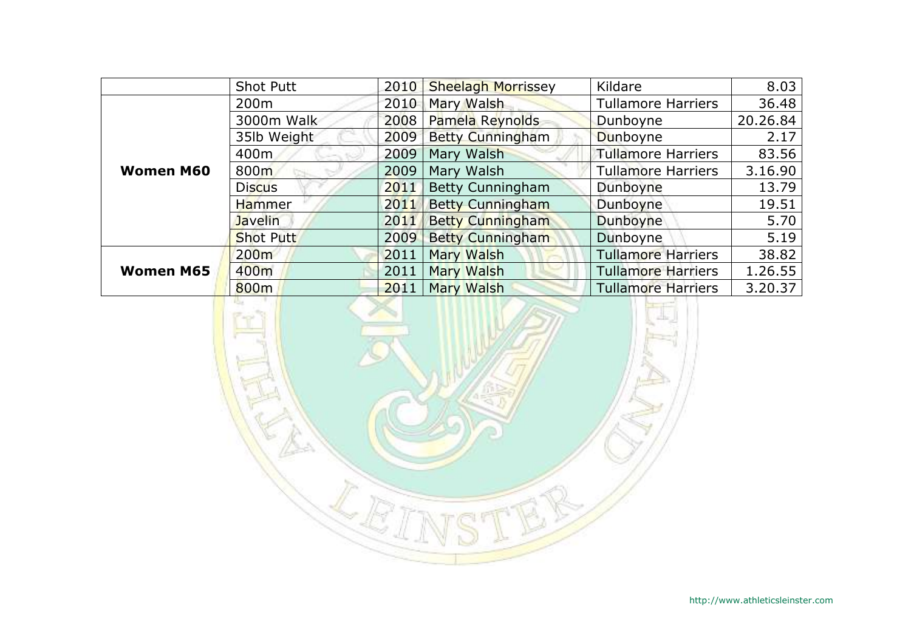| | | | | | |
|---|---|---|---|---|---|
| | Shot Putt | 2010 | Sheelagh Morrissey | Kildare | 8.03 |
| **Women M60** | 200m | 2010 | Mary Walsh | Tullamore Harriers | 36.48 |
| | 3000m Walk | 2008 | Pamela Reynolds | Dunboyne | 20.26.84 |
| | 35lb Weight | 2009 | Betty Cunningham | Dunboyne | 2.17 |
| | 400m | 2009 | Mary Walsh | Tullamore Harriers | 83.56 |
| | 800m | 2009 | Mary Walsh | Tullamore Harriers | 3.16.90 |
| | Discus | 2011 | Betty Cunningham | Dunboyne | 13.79 |
| | Hammer | 2011 | Betty Cunningham | Dunboyne | 19.51 |
| | Javelin | 2011 | Betty Cunningham | Dunboyne | 5.70 |
| | Shot Putt | 2009 | Betty Cunningham | Dunboyne | 5.19 |
| **Women M65** | 200m | 2011 | Mary Walsh | Tullamore Harriers | 38.82 |
| | 400m | 2011 | Mary Walsh | Tullamore Harriers | 1.26.55 |
| | 800m | 2011 | Mary Walsh | Tullamore Harriers | 3.20.37 |

http://www.athleticsleinster.com